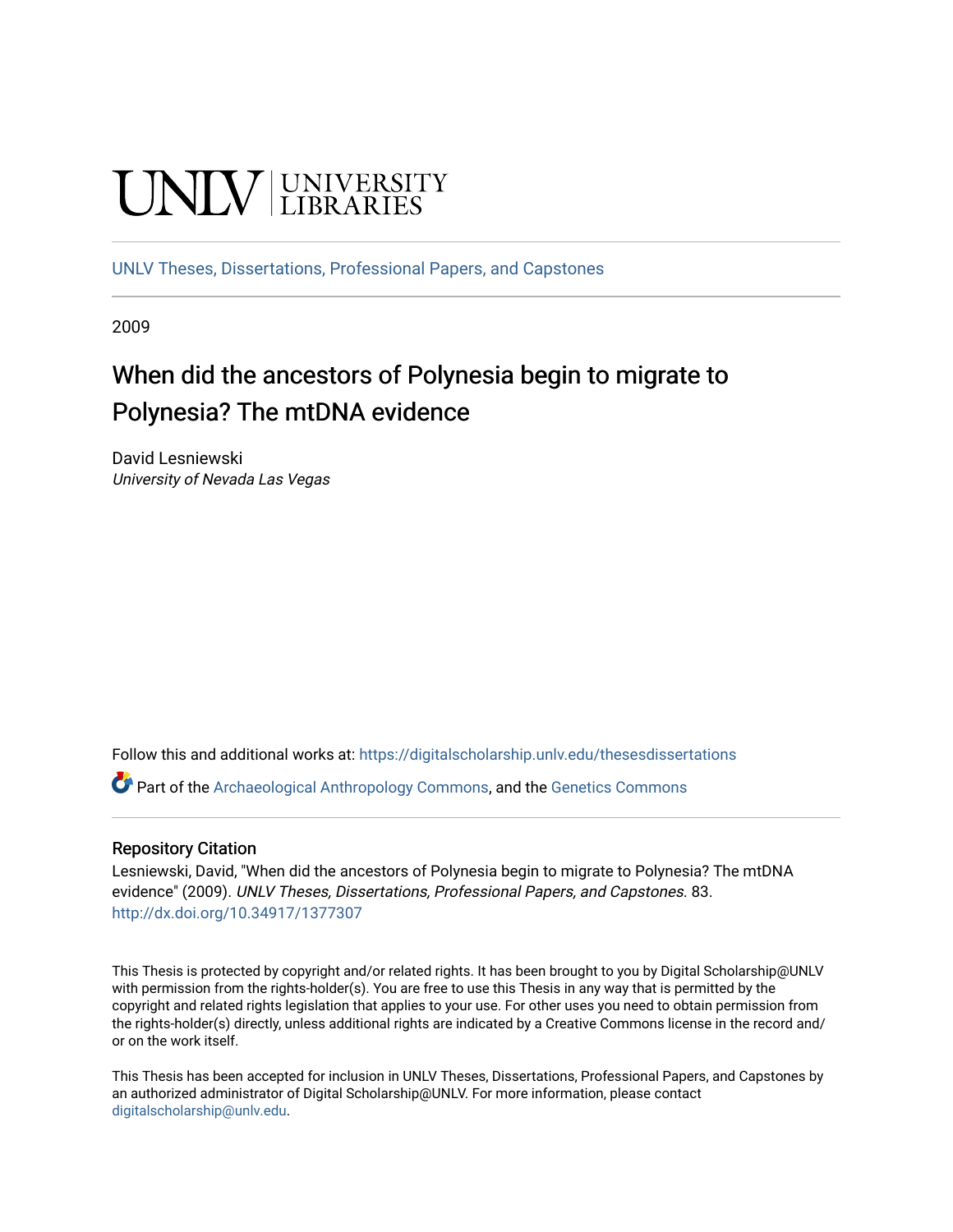UNLV | UNIVERSITY LIBRARIES

UNLV Theses, Dissertations, Professional Papers, and Capstones

2009

# When did the ancestors of Polynesia begin to migrate to Polynesia? The mtDNA evidence

David Lesniewski
*University of Nevada Las Vegas*

Follow this and additional works at: https://digitalscholarship.unlv.edu/thesesdissertations

Part of the Archaeological Anthropology Commons, and the Genetics Commons

### Repository Citation

Lesniewski, David, "When did the ancestors of Polynesia begin to migrate to Polynesia? The mtDNA evidence" (2009). *UNLV Theses, Dissertations, Professional Papers, and Capstones*. 83.
http://dx.doi.org/10.34917/1377307

This Thesis is protected by copyright and/or related rights. It has been brought to you by Digital Scholarship@UNLV with permission from the rights-holder(s). You are free to use this Thesis in any way that is permitted by the copyright and related rights legislation that applies to your use. For other uses you need to obtain permission from the rights-holder(s) directly, unless additional rights are indicated by a Creative Commons license in the record and/or on the work itself.

This Thesis has been accepted for inclusion in UNLV Theses, Dissertations, Professional Papers, and Capstones by an authorized administrator of Digital Scholarship@UNLV. For more information, please contact digitalscholarship@unlv.edu.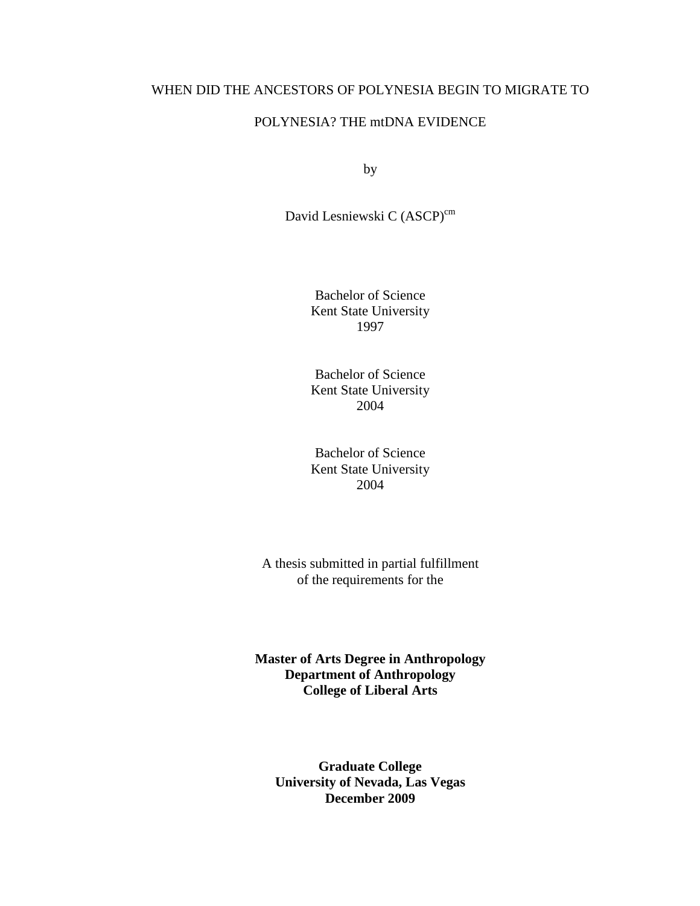WHEN DID THE ANCESTORS OF POLYNESIA BEGIN TO MIGRATE TO

POLYNESIA? THE mtDNA EVIDENCE

by

David Lesniewski C (ASCP)$^{cm}$

Bachelor of Science
Kent State University
1997

Bachelor of Science
Kent State University
2004

Bachelor of Science
Kent State University
2004

A thesis submitted in partial fulfillment
of the requirements for the

**Master of Arts Degree in Anthropology**
**Department of Anthropology**
**College of Liberal Arts**

**Graduate College**
**University of Nevada, Las Vegas**
**December 2009**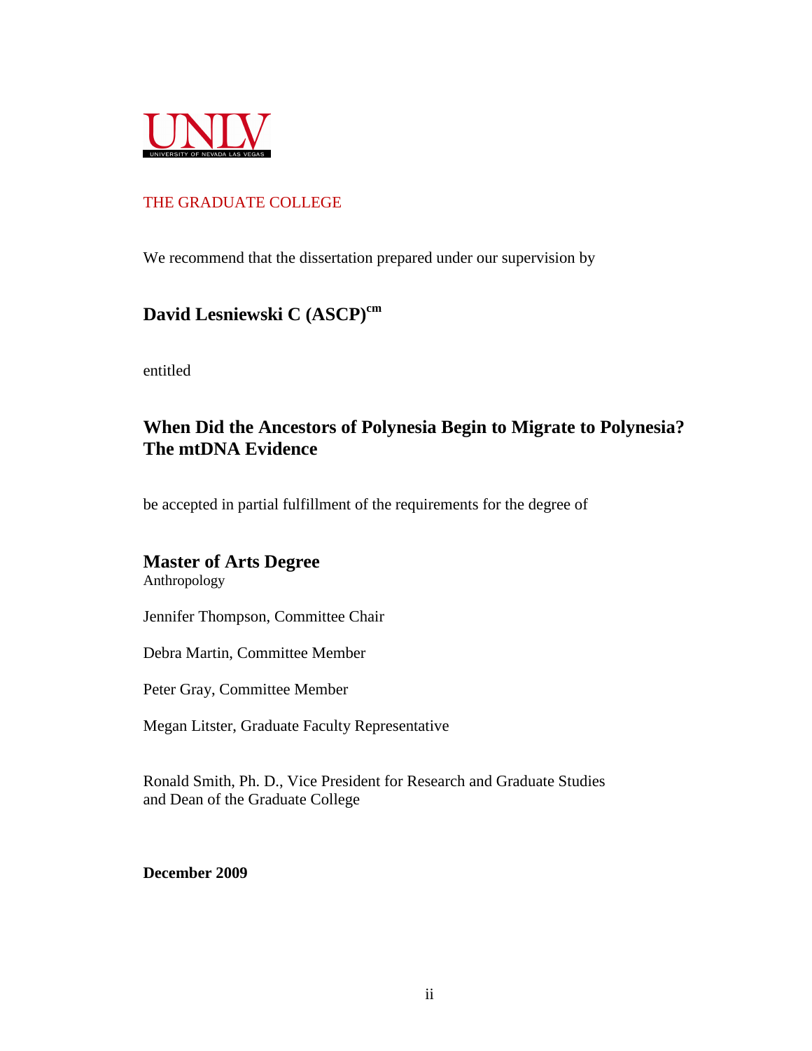UNLV
UNIVERSITY OF NEVADA LAS VEGAS

THE GRADUATE COLLEGE

We recommend that the dissertation prepared under our supervision by

**David Lesniewski C (ASCP)$^{cm}$**

entitled

## When Did the Ancestors of Polynesia Begin to Migrate to Polynesia? The mtDNA Evidence

be accepted in partial fulfillment of the requirements for the degree of

**Master of Arts Degree**
Anthropology

Jennifer Thompson, Committee Chair

Debra Martin, Committee Member

Peter Gray, Committee Member

Megan Litster, Graduate Faculty Representative

Ronald Smith, Ph. D., Vice President for Research and Graduate Studies
and Dean of the Graduate College

**December 2009**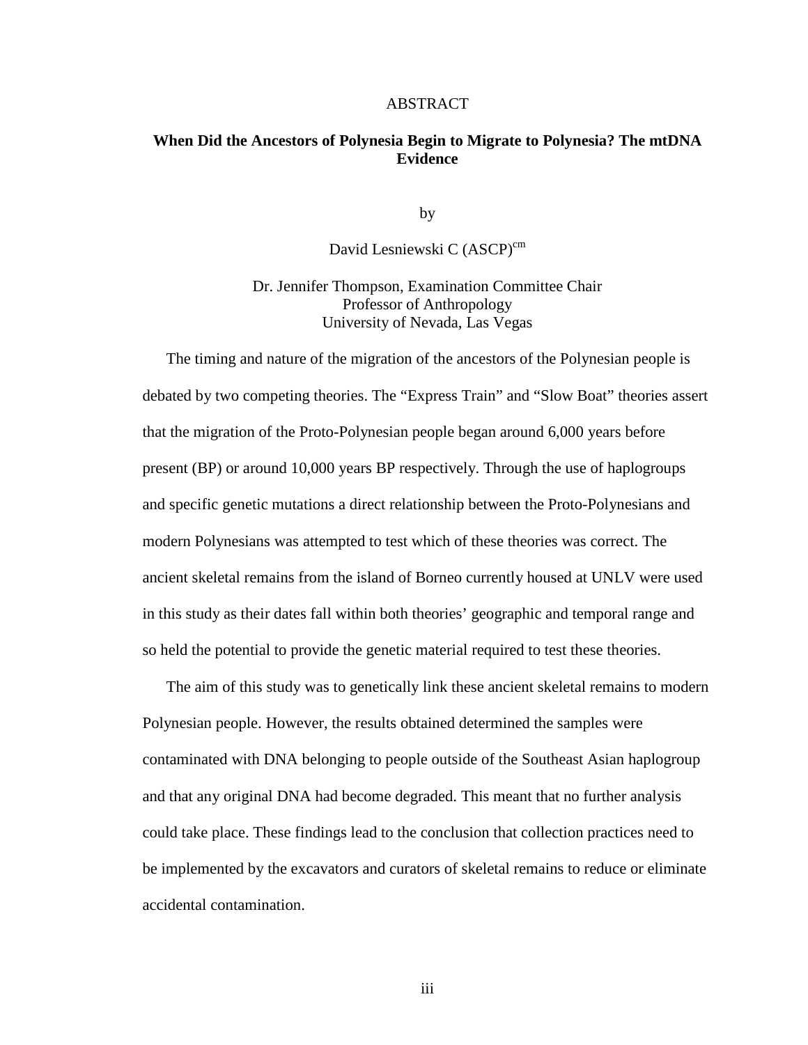# ABSTRACT

## When Did the Ancestors of Polynesia Begin to Migrate to Polynesia? The mtDNA Evidence

by

David Lesniewski C (ASCP)[cm]

Dr. Jennifer Thompson, Examination Committee Chair
Professor of Anthropology
University of Nevada, Las Vegas

The timing and nature of the migration of the ancestors of the Polynesian people is debated by two competing theories. The "Express Train" and "Slow Boat" theories assert that the migration of the Proto-Polynesian people began around 6,000 years before present (BP) or around 10,000 years BP respectively. Through the use of haplogroups and specific genetic mutations a direct relationship between the Proto-Polynesians and modern Polynesians was attempted to test which of these theories was correct. The ancient skeletal remains from the island of Borneo currently housed at UNLV were used in this study as their dates fall within both theories' geographic and temporal range and so held the potential to provide the genetic material required to test these theories.

The aim of this study was to genetically link these ancient skeletal remains to modern Polynesian people. However, the results obtained determined the samples were contaminated with DNA belonging to people outside of the Southeast Asian haplogroup and that any original DNA had become degraded. This meant that no further analysis could take place. These findings lead to the conclusion that collection practices need to be implemented by the excavators and curators of skeletal remains to reduce or eliminate accidental contamination.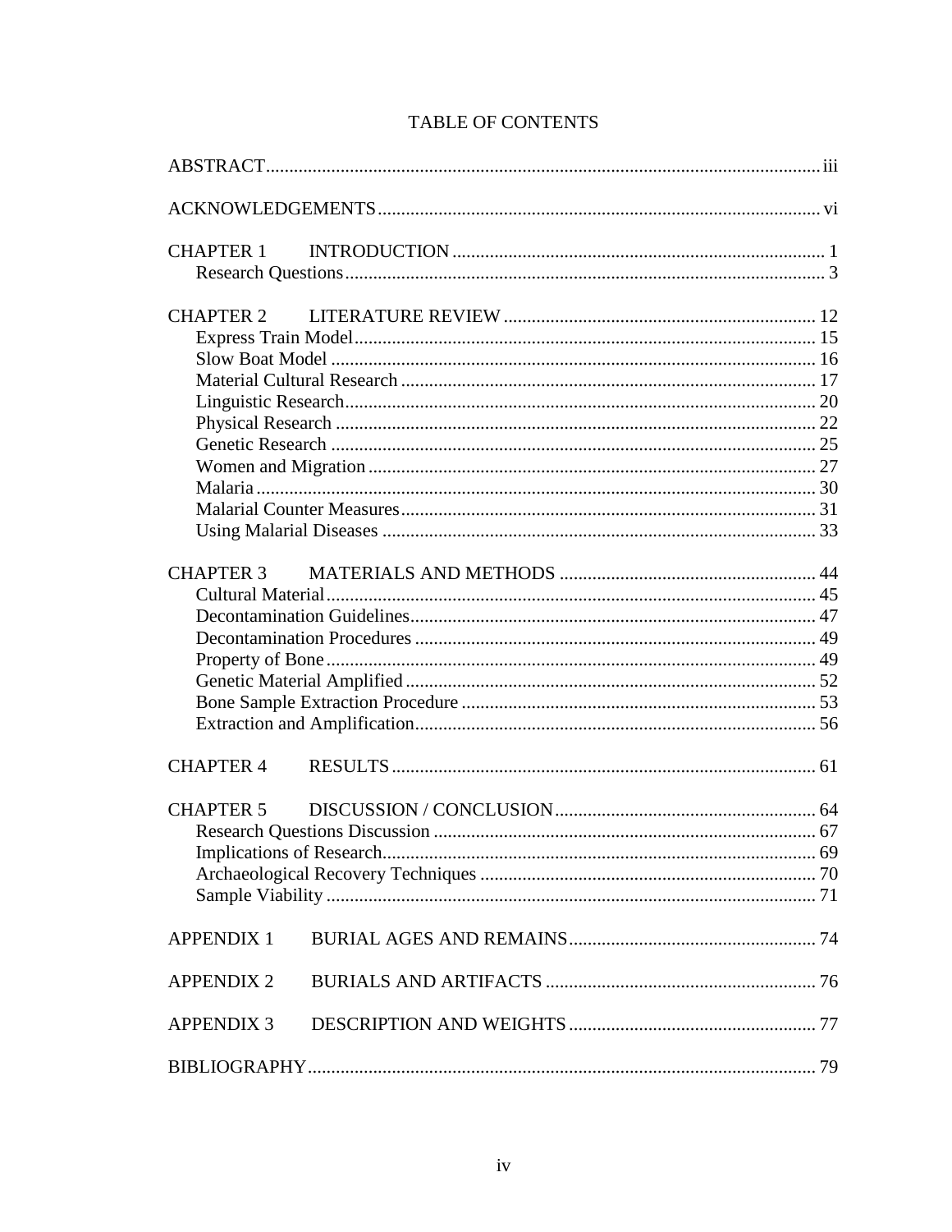# TABLE OF CONTENTS

ABSTRACT ..... iii

ACKNOWLEDGEMENTS ..... vi

CHAPTER 1 INTRODUCTION ..... 1
- Research Questions ..... 3

CHAPTER 2 LITERATURE REVIEW ..... 12
- Express Train Model ..... 15
- Slow Boat Model ..... 16
- Material Cultural Research ..... 17
- Linguistic Research ..... 20
- Physical Research ..... 22
- Genetic Research ..... 25
- Women and Migration ..... 27
- Malaria ..... 30
- Malarial Counter Measures ..... 31
- Using Malarial Diseases ..... 33

CHAPTER 3 MATERIALS AND METHODS ..... 44
- Cultural Material ..... 45
- Decontamination Guidelines ..... 47
- Decontamination Procedures ..... 49
- Property of Bone ..... 49
- Genetic Material Amplified ..... 52
- Bone Sample Extraction Procedure ..... 53
- Extraction and Amplification ..... 56

CHAPTER 4 RESULTS ..... 61

CHAPTER 5 DISCUSSION / CONCLUSION ..... 64
- Research Questions Discussion ..... 67
- Implications of Research ..... 69
- Archaeological Recovery Techniques ..... 70
- Sample Viability ..... 71

APPENDIX 1 BURIAL AGES AND REMAINS ..... 74

APPENDIX 2 BURIALS AND ARTIFACTS ..... 76

APPENDIX 3 DESCRIPTION AND WEIGHTS ..... 77

BIBLIOGRAPHY ..... 79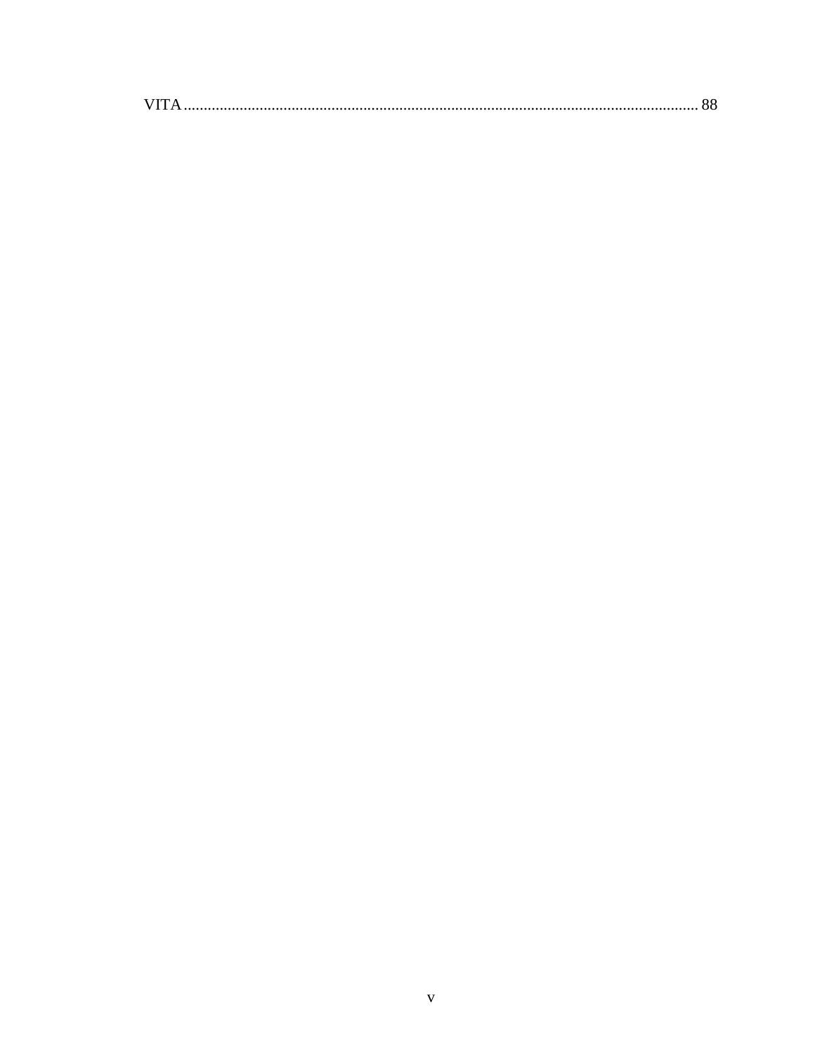VITA ........................................................................................................................ 88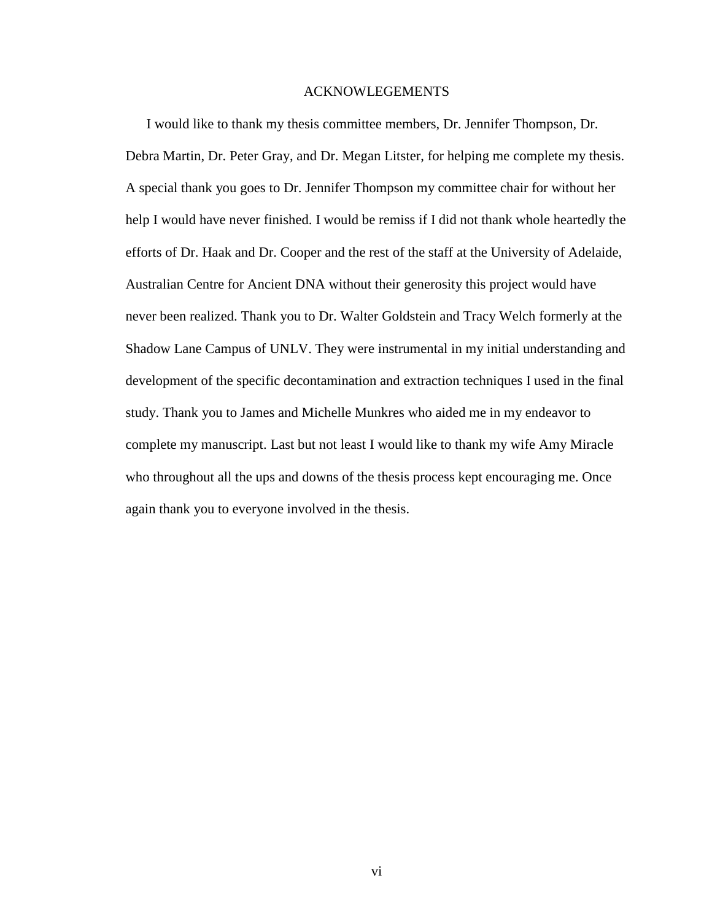# ACKNOWLEGEMENTS

I would like to thank my thesis committee members, Dr. Jennifer Thompson, Dr. Debra Martin, Dr. Peter Gray, and Dr. Megan Litster, for helping me complete my thesis. A special thank you goes to Dr. Jennifer Thompson my committee chair for without her help I would have never finished. I would be remiss if I did not thank whole heartedly the efforts of Dr. Haak and Dr. Cooper and the rest of the staff at the University of Adelaide, Australian Centre for Ancient DNA without their generosity this project would have never been realized. Thank you to Dr. Walter Goldstein and Tracy Welch formerly at the Shadow Lane Campus of UNLV. They were instrumental in my initial understanding and development of the specific decontamination and extraction techniques I used in the final study. Thank you to James and Michelle Munkres who aided me in my endeavor to complete my manuscript. Last but not least I would like to thank my wife Amy Miracle who throughout all the ups and downs of the thesis process kept encouraging me. Once again thank you to everyone involved in the thesis.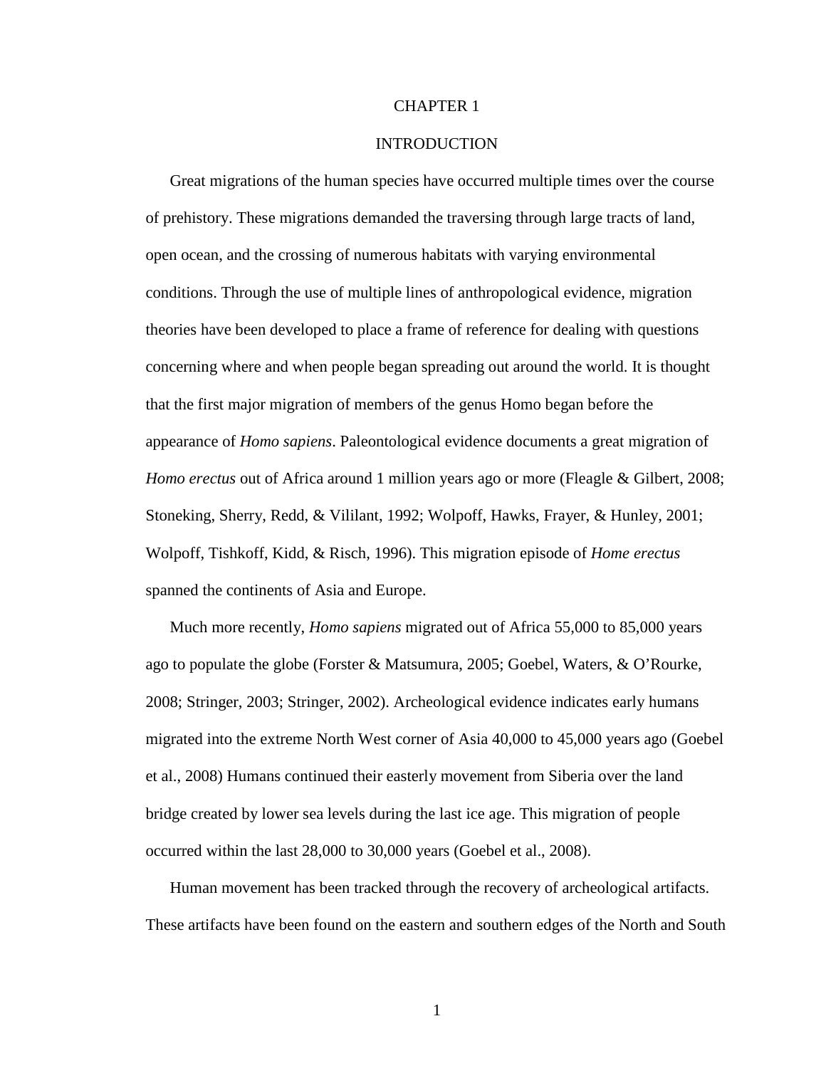# CHAPTER 1

## INTRODUCTION

Great migrations of the human species have occurred multiple times over the course of prehistory. These migrations demanded the traversing through large tracts of land, open ocean, and the crossing of numerous habitats with varying environmental conditions. Through the use of multiple lines of anthropological evidence, migration theories have been developed to place a frame of reference for dealing with questions concerning where and when people began spreading out around the world. It is thought that the first major migration of members of the genus Homo began before the appearance of *Homo sapiens*. Paleontological evidence documents a great migration of *Homo erectus* out of Africa around 1 million years ago or more (Fleagle & Gilbert, 2008; Stoneking, Sherry, Redd, & Vililant, 1992; Wolpoff, Hawks, Frayer, & Hunley, 2001; Wolpoff, Tishkoff, Kidd, & Risch, 1996). This migration episode of *Home erectus* spanned the continents of Asia and Europe.

Much more recently, *Homo sapiens* migrated out of Africa 55,000 to 85,000 years ago to populate the globe (Forster & Matsumura, 2005; Goebel, Waters, & O'Rourke, 2008; Stringer, 2003; Stringer, 2002). Archeological evidence indicates early humans migrated into the extreme North West corner of Asia 40,000 to 45,000 years ago (Goebel et al., 2008) Humans continued their easterly movement from Siberia over the land bridge created by lower sea levels during the last ice age. This migration of people occurred within the last 28,000 to 30,000 years (Goebel et al., 2008).

Human movement has been tracked through the recovery of archeological artifacts. These artifacts have been found on the eastern and southern edges of the North and South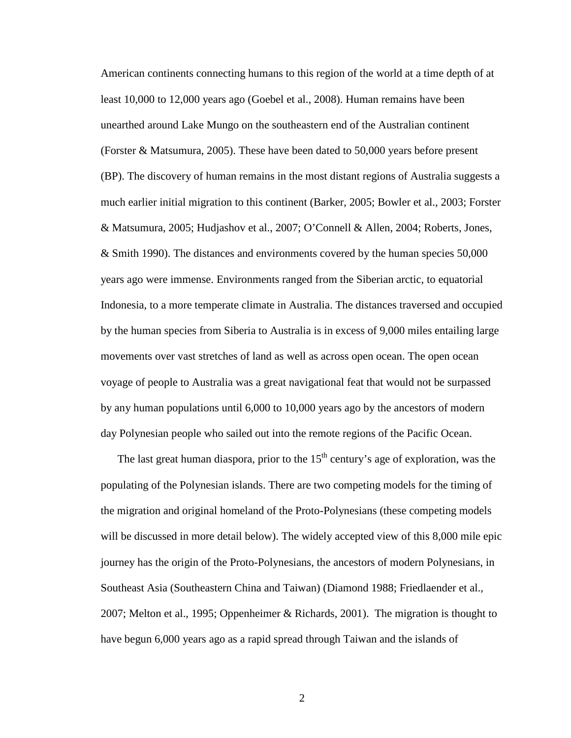American continents connecting humans to this region of the world at a time depth of at least 10,000 to 12,000 years ago (Goebel et al., 2008). Human remains have been unearthed around Lake Mungo on the southeastern end of the Australian continent (Forster & Matsumura, 2005). These have been dated to 50,000 years before present (BP). The discovery of human remains in the most distant regions of Australia suggests a much earlier initial migration to this continent (Barker, 2005; Bowler et al., 2003; Forster & Matsumura, 2005; Hudjashov et al., 2007; O'Connell & Allen, 2004; Roberts, Jones, & Smith 1990). The distances and environments covered by the human species 50,000 years ago were immense. Environments ranged from the Siberian arctic, to equatorial Indonesia, to a more temperate climate in Australia. The distances traversed and occupied by the human species from Siberia to Australia is in excess of 9,000 miles entailing large movements over vast stretches of land as well as across open ocean. The open ocean voyage of people to Australia was a great navigational feat that would not be surpassed by any human populations until 6,000 to 10,000 years ago by the ancestors of modern day Polynesian people who sailed out into the remote regions of the Pacific Ocean.

The last great human diaspora, prior to the 15th century's age of exploration, was the populating of the Polynesian islands. There are two competing models for the timing of the migration and original homeland of the Proto-Polynesians (these competing models will be discussed in more detail below). The widely accepted view of this 8,000 mile epic journey has the origin of the Proto-Polynesians, the ancestors of modern Polynesians, in Southeast Asia (Southeastern China and Taiwan) (Diamond 1988; Friedlaender et al., 2007; Melton et al., 1995; Oppenheimer & Richards, 2001). The migration is thought to have begun 6,000 years ago as a rapid spread through Taiwan and the islands of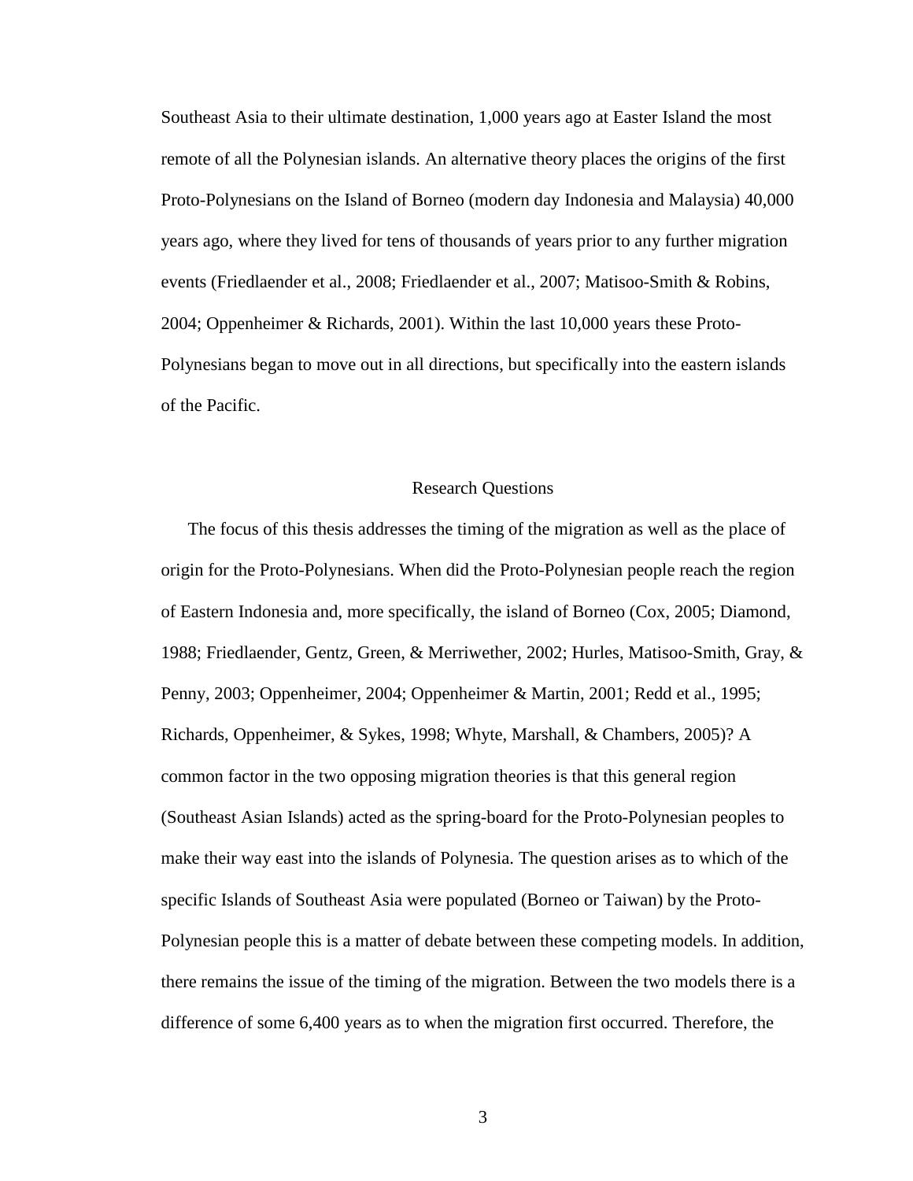Southeast Asia to their ultimate destination, 1,000 years ago at Easter Island the most remote of all the Polynesian islands. An alternative theory places the origins of the first Proto-Polynesians on the Island of Borneo (modern day Indonesia and Malaysia) 40,000 years ago, where they lived for tens of thousands of years prior to any further migration events (Friedlaender et al., 2008; Friedlaender et al., 2007; Matisoo-Smith & Robins, 2004; Oppenheimer & Richards, 2001). Within the last 10,000 years these Proto-Polynesians began to move out in all directions, but specifically into the eastern islands of the Pacific.

## Research Questions

The focus of this thesis addresses the timing of the migration as well as the place of origin for the Proto-Polynesians. When did the Proto-Polynesian people reach the region of Eastern Indonesia and, more specifically, the island of Borneo (Cox, 2005; Diamond, 1988; Friedlaender, Gentz, Green, & Merriwether, 2002; Hurles, Matisoo-Smith, Gray, & Penny, 2003; Oppenheimer, 2004; Oppenheimer & Martin, 2001; Redd et al., 1995; Richards, Oppenheimer, & Sykes, 1998; Whyte, Marshall, & Chambers, 2005)? A common factor in the two opposing migration theories is that this general region (Southeast Asian Islands) acted as the spring-board for the Proto-Polynesian peoples to make their way east into the islands of Polynesia. The question arises as to which of the specific Islands of Southeast Asia were populated (Borneo or Taiwan) by the Proto-Polynesian people this is a matter of debate between these competing models. In addition, there remains the issue of the timing of the migration. Between the two models there is a difference of some 6,400 years as to when the migration first occurred. Therefore, the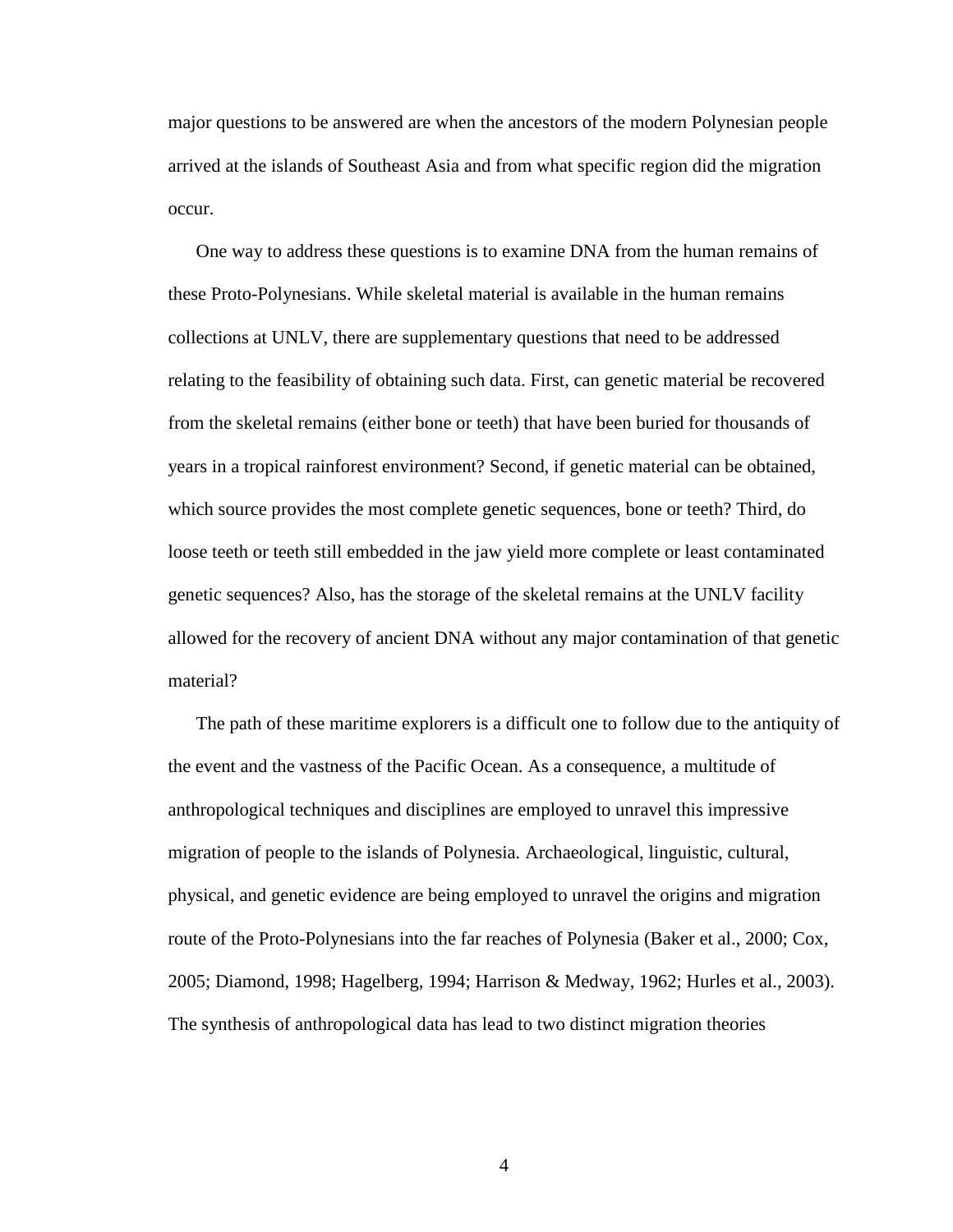major questions to be answered are when the ancestors of the modern Polynesian people arrived at the islands of Southeast Asia and from what specific region did the migration occur.

One way to address these questions is to examine DNA from the human remains of these Proto-Polynesians. While skeletal material is available in the human remains collections at UNLV, there are supplementary questions that need to be addressed relating to the feasibility of obtaining such data. First, can genetic material be recovered from the skeletal remains (either bone or teeth) that have been buried for thousands of years in a tropical rainforest environment? Second, if genetic material can be obtained, which source provides the most complete genetic sequences, bone or teeth? Third, do loose teeth or teeth still embedded in the jaw yield more complete or least contaminated genetic sequences? Also, has the storage of the skeletal remains at the UNLV facility allowed for the recovery of ancient DNA without any major contamination of that genetic material?

The path of these maritime explorers is a difficult one to follow due to the antiquity of the event and the vastness of the Pacific Ocean. As a consequence, a multitude of anthropological techniques and disciplines are employed to unravel this impressive migration of people to the islands of Polynesia. Archaeological, linguistic, cultural, physical, and genetic evidence are being employed to unravel the origins and migration route of the Proto-Polynesians into the far reaches of Polynesia (Baker et al., 2000; Cox, 2005; Diamond, 1998; Hagelberg, 1994; Harrison & Medway, 1962; Hurles et al., 2003). The synthesis of anthropological data has lead to two distinct migration theories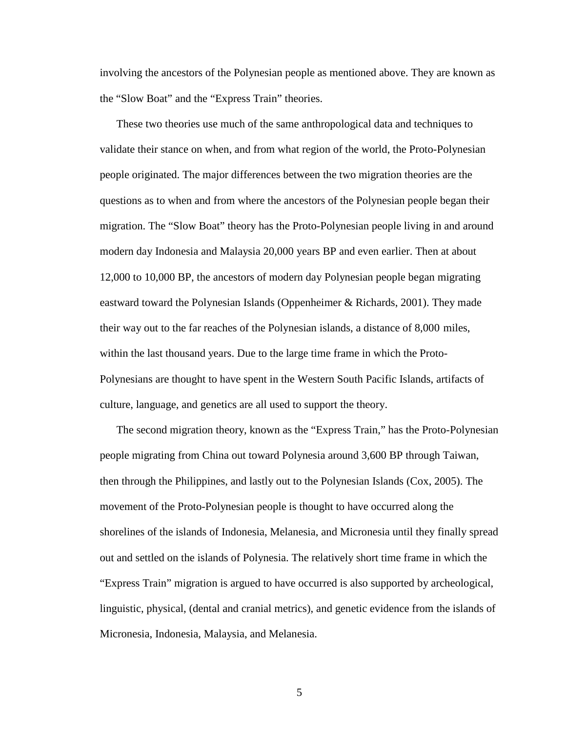involving the ancestors of the Polynesian people as mentioned above. They are known as the “Slow Boat” and the “Express Train” theories.

These two theories use much of the same anthropological data and techniques to validate their stance on when, and from what region of the world, the Proto-Polynesian people originated. The major differences between the two migration theories are the questions as to when and from where the ancestors of the Polynesian people began their migration. The “Slow Boat” theory has the Proto-Polynesian people living in and around modern day Indonesia and Malaysia 20,000 years BP and even earlier. Then at about 12,000 to 10,000 BP, the ancestors of modern day Polynesian people began migrating eastward toward the Polynesian Islands (Oppenheimer & Richards, 2001). They made their way out to the far reaches of the Polynesian islands, a distance of 8,000 miles, within the last thousand years. Due to the large time frame in which the Proto-Polynesians are thought to have spent in the Western South Pacific Islands, artifacts of culture, language, and genetics are all used to support the theory.

The second migration theory, known as the “Express Train,” has the Proto-Polynesian people migrating from China out toward Polynesia around 3,600 BP through Taiwan, then through the Philippines, and lastly out to the Polynesian Islands (Cox, 2005). The movement of the Proto-Polynesian people is thought to have occurred along the shorelines of the islands of Indonesia, Melanesia, and Micronesia until they finally spread out and settled on the islands of Polynesia. The relatively short time frame in which the “Express Train” migration is argued to have occurred is also supported by archeological, linguistic, physical, (dental and cranial metrics), and genetic evidence from the islands of Micronesia, Indonesia, Malaysia, and Melanesia.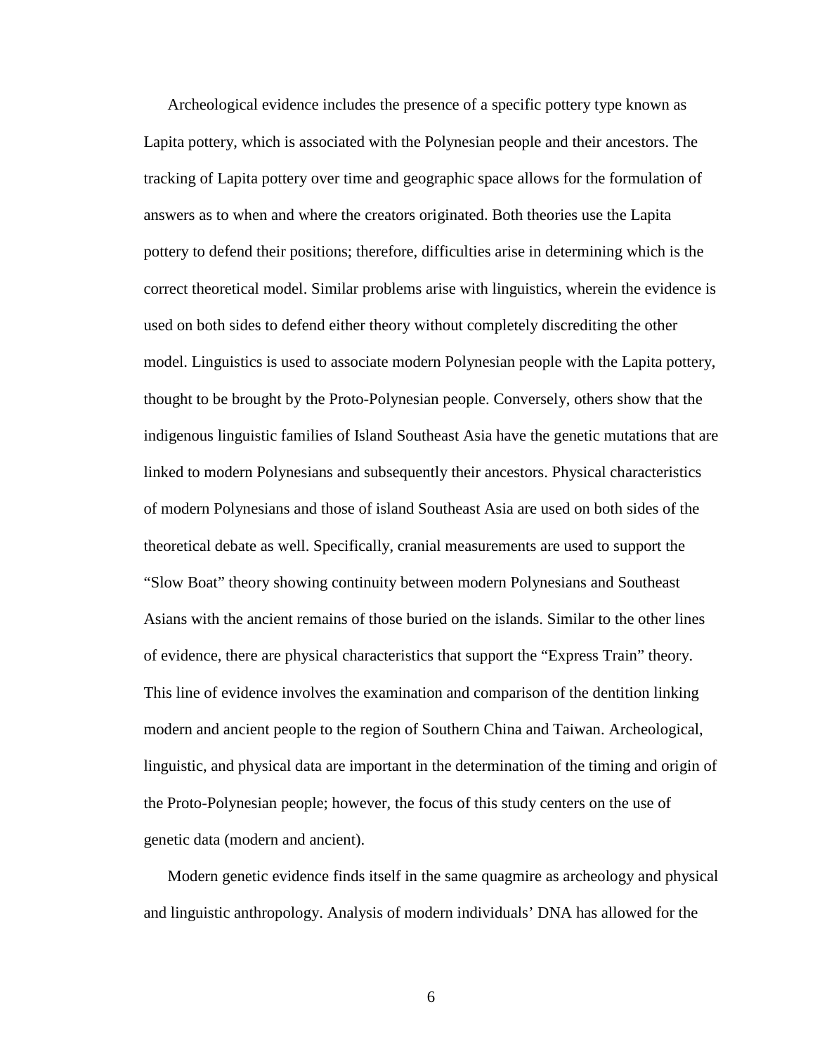Archeological evidence includes the presence of a specific pottery type known as Lapita pottery, which is associated with the Polynesian people and their ancestors. The tracking of Lapita pottery over time and geographic space allows for the formulation of answers as to when and where the creators originated. Both theories use the Lapita pottery to defend their positions; therefore, difficulties arise in determining which is the correct theoretical model. Similar problems arise with linguistics, wherein the evidence is used on both sides to defend either theory without completely discrediting the other model. Linguistics is used to associate modern Polynesian people with the Lapita pottery, thought to be brought by the Proto-Polynesian people. Conversely, others show that the indigenous linguistic families of Island Southeast Asia have the genetic mutations that are linked to modern Polynesians and subsequently their ancestors. Physical characteristics of modern Polynesians and those of island Southeast Asia are used on both sides of the theoretical debate as well. Specifically, cranial measurements are used to support the "Slow Boat" theory showing continuity between modern Polynesians and Southeast Asians with the ancient remains of those buried on the islands. Similar to the other lines of evidence, there are physical characteristics that support the "Express Train" theory. This line of evidence involves the examination and comparison of the dentition linking modern and ancient people to the region of Southern China and Taiwan. Archeological, linguistic, and physical data are important in the determination of the timing and origin of the Proto-Polynesian people; however, the focus of this study centers on the use of genetic data (modern and ancient).

Modern genetic evidence finds itself in the same quagmire as archeology and physical and linguistic anthropology. Analysis of modern individuals' DNA has allowed for the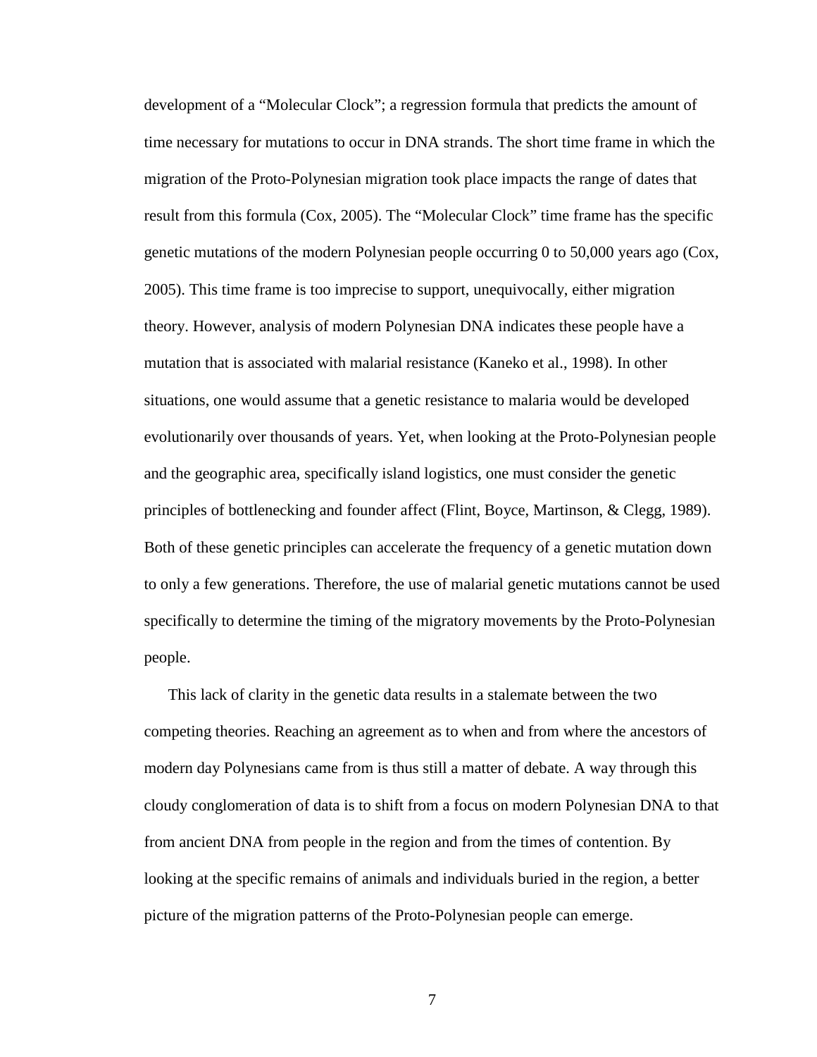development of a "Molecular Clock"; a regression formula that predicts the amount of time necessary for mutations to occur in DNA strands. The short time frame in which the migration of the Proto-Polynesian migration took place impacts the range of dates that result from this formula (Cox, 2005). The "Molecular Clock" time frame has the specific genetic mutations of the modern Polynesian people occurring 0 to 50,000 years ago (Cox, 2005). This time frame is too imprecise to support, unequivocally, either migration theory. However, analysis of modern Polynesian DNA indicates these people have a mutation that is associated with malarial resistance (Kaneko et al., 1998). In other situations, one would assume that a genetic resistance to malaria would be developed evolutionarily over thousands of years. Yet, when looking at the Proto-Polynesian people and the geographic area, specifically island logistics, one must consider the genetic principles of bottlenecking and founder affect (Flint, Boyce, Martinson, & Clegg, 1989). Both of these genetic principles can accelerate the frequency of a genetic mutation down to only a few generations. Therefore, the use of malarial genetic mutations cannot be used specifically to determine the timing of the migratory movements by the Proto-Polynesian people.

This lack of clarity in the genetic data results in a stalemate between the two competing theories. Reaching an agreement as to when and from where the ancestors of modern day Polynesians came from is thus still a matter of debate. A way through this cloudy conglomeration of data is to shift from a focus on modern Polynesian DNA to that from ancient DNA from people in the region and from the times of contention. By looking at the specific remains of animals and individuals buried in the region, a better picture of the migration patterns of the Proto-Polynesian people can emerge.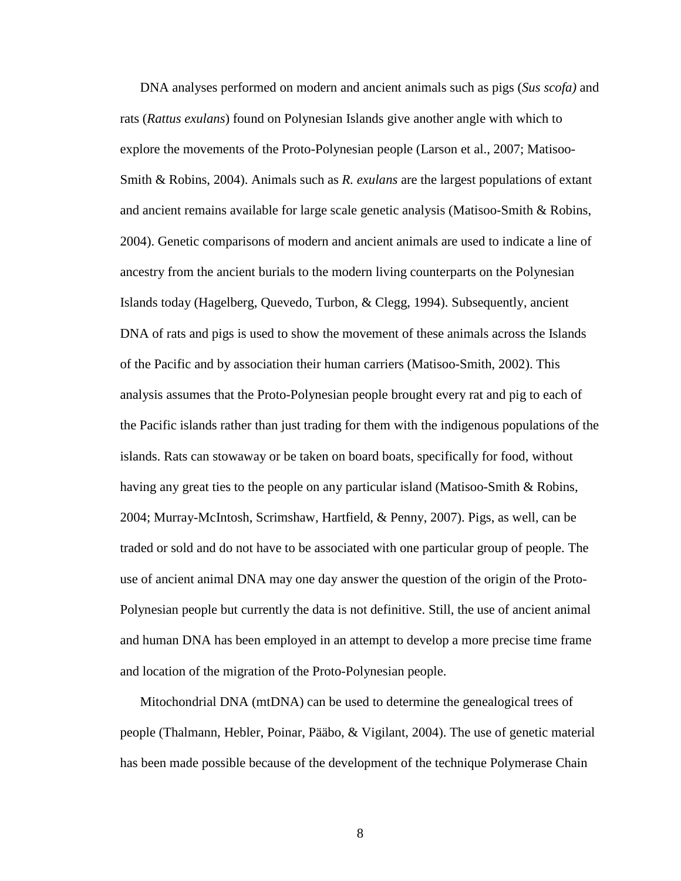DNA analyses performed on modern and ancient animals such as pigs (*Sus scofa)* and rats (*Rattus exulans*) found on Polynesian Islands give another angle with which to explore the movements of the Proto-Polynesian people (Larson et al., 2007; Matisoo-Smith & Robins, 2004). Animals such as *R. exulans* are the largest populations of extant and ancient remains available for large scale genetic analysis (Matisoo-Smith & Robins, 2004). Genetic comparisons of modern and ancient animals are used to indicate a line of ancestry from the ancient burials to the modern living counterparts on the Polynesian Islands today (Hagelberg, Quevedo, Turbon, & Clegg, 1994). Subsequently, ancient DNA of rats and pigs is used to show the movement of these animals across the Islands of the Pacific and by association their human carriers (Matisoo-Smith, 2002). This analysis assumes that the Proto-Polynesian people brought every rat and pig to each of the Pacific islands rather than just trading for them with the indigenous populations of the islands. Rats can stowaway or be taken on board boats, specifically for food, without having any great ties to the people on any particular island (Matisoo-Smith & Robins, 2004; Murray-McIntosh, Scrimshaw, Hartfield, & Penny, 2007). Pigs, as well, can be traded or sold and do not have to be associated with one particular group of people. The use of ancient animal DNA may one day answer the question of the origin of the Proto-Polynesian people but currently the data is not definitive. Still, the use of ancient animal and human DNA has been employed in an attempt to develop a more precise time frame and location of the migration of the Proto-Polynesian people.

Mitochondrial DNA (mtDNA) can be used to determine the genealogical trees of people (Thalmann, Hebler, Poinar, Pääbo, & Vigilant, 2004). The use of genetic material has been made possible because of the development of the technique Polymerase Chain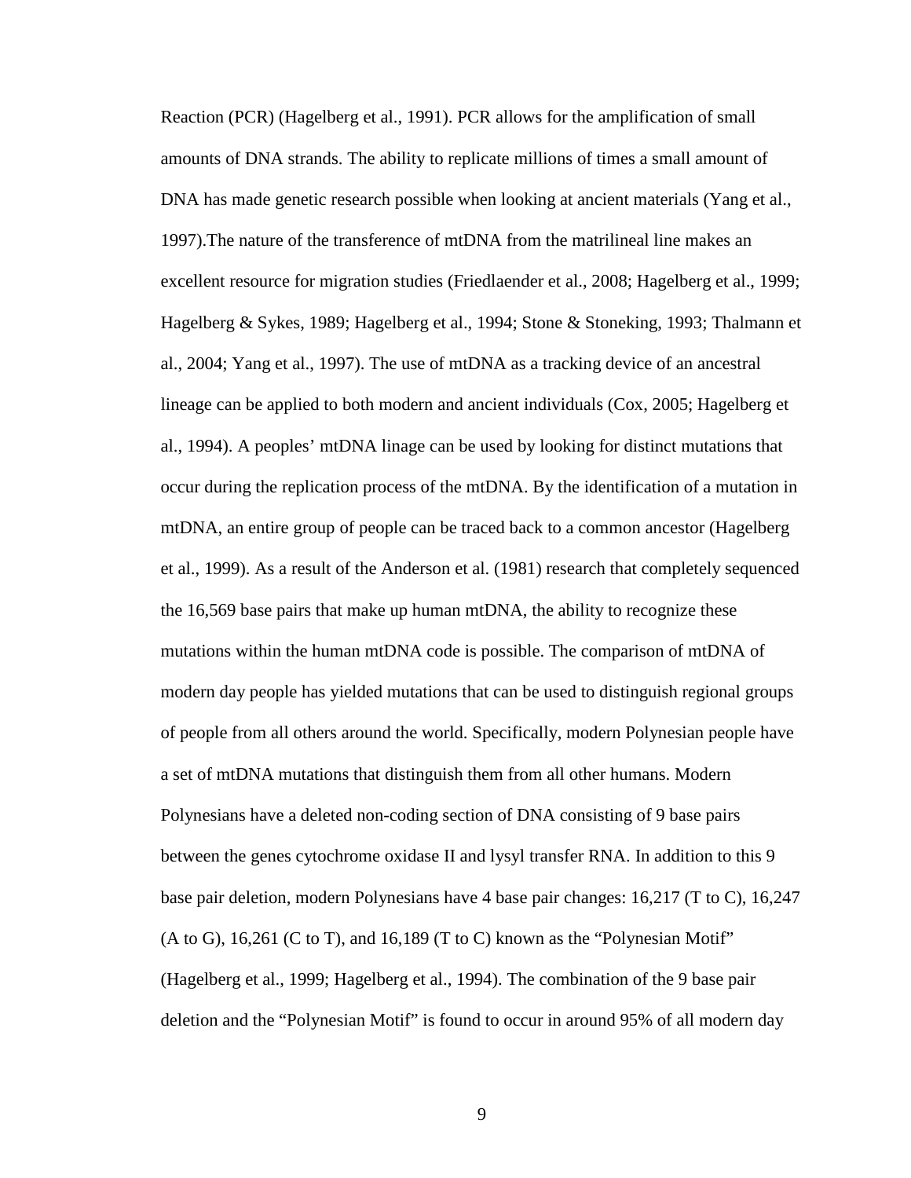Reaction (PCR) (Hagelberg et al., 1991). PCR allows for the amplification of small amounts of DNA strands. The ability to replicate millions of times a small amount of DNA has made genetic research possible when looking at ancient materials (Yang et al., 1997).The nature of the transference of mtDNA from the matrilineal line makes an excellent resource for migration studies (Friedlaender et al., 2008; Hagelberg et al., 1999; Hagelberg & Sykes, 1989; Hagelberg et al., 1994; Stone & Stoneking, 1993; Thalmann et al., 2004; Yang et al., 1997). The use of mtDNA as a tracking device of an ancestral lineage can be applied to both modern and ancient individuals (Cox, 2005; Hagelberg et al., 1994). A peoples' mtDNA linage can be used by looking for distinct mutations that occur during the replication process of the mtDNA. By the identification of a mutation in mtDNA, an entire group of people can be traced back to a common ancestor (Hagelberg et al., 1999). As a result of the Anderson et al. (1981) research that completely sequenced the 16,569 base pairs that make up human mtDNA, the ability to recognize these mutations within the human mtDNA code is possible. The comparison of mtDNA of modern day people has yielded mutations that can be used to distinguish regional groups of people from all others around the world. Specifically, modern Polynesian people have a set of mtDNA mutations that distinguish them from all other humans. Modern Polynesians have a deleted non-coding section of DNA consisting of 9 base pairs between the genes cytochrome oxidase II and lysyl transfer RNA. In addition to this 9 base pair deletion, modern Polynesians have 4 base pair changes: 16,217 (T to C), 16,247 (A to G), 16,261 (C to T), and 16,189 (T to C) known as the "Polynesian Motif" (Hagelberg et al., 1999; Hagelberg et al., 1994). The combination of the 9 base pair deletion and the "Polynesian Motif" is found to occur in around 95% of all modern day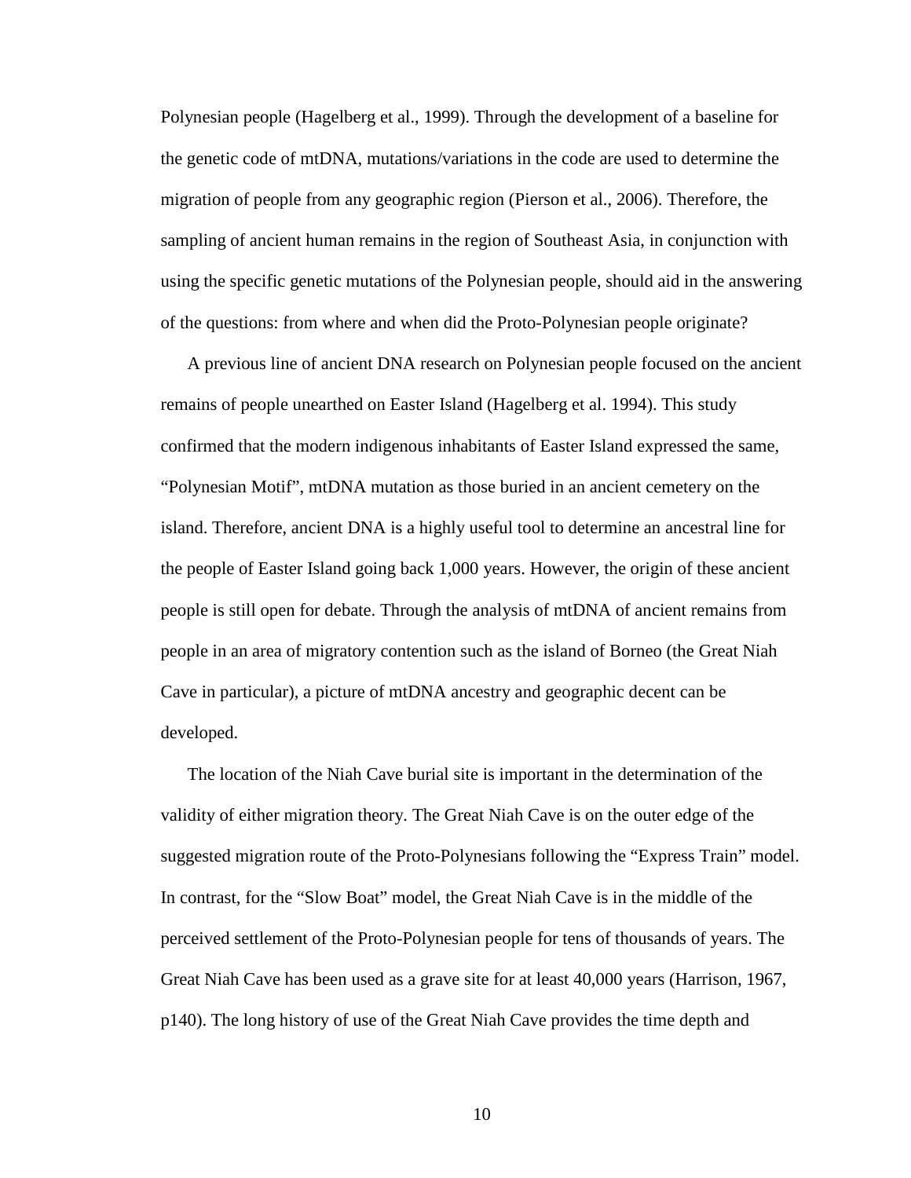Polynesian people (Hagelberg et al., 1999). Through the development of a baseline for the genetic code of mtDNA, mutations/variations in the code are used to determine the migration of people from any geographic region (Pierson et al., 2006). Therefore, the sampling of ancient human remains in the region of Southeast Asia, in conjunction with using the specific genetic mutations of the Polynesian people, should aid in the answering of the questions: from where and when did the Proto-Polynesian people originate?

A previous line of ancient DNA research on Polynesian people focused on the ancient remains of people unearthed on Easter Island (Hagelberg et al. 1994). This study confirmed that the modern indigenous inhabitants of Easter Island expressed the same, "Polynesian Motif", mtDNA mutation as those buried in an ancient cemetery on the island. Therefore, ancient DNA is a highly useful tool to determine an ancestral line for the people of Easter Island going back 1,000 years. However, the origin of these ancient people is still open for debate. Through the analysis of mtDNA of ancient remains from people in an area of migratory contention such as the island of Borneo (the Great Niah Cave in particular), a picture of mtDNA ancestry and geographic decent can be developed.

The location of the Niah Cave burial site is important in the determination of the validity of either migration theory. The Great Niah Cave is on the outer edge of the suggested migration route of the Proto-Polynesians following the "Express Train" model. In contrast, for the "Slow Boat" model, the Great Niah Cave is in the middle of the perceived settlement of the Proto-Polynesian people for tens of thousands of years. The Great Niah Cave has been used as a grave site for at least 40,000 years (Harrison, 1967, p140). The long history of use of the Great Niah Cave provides the time depth and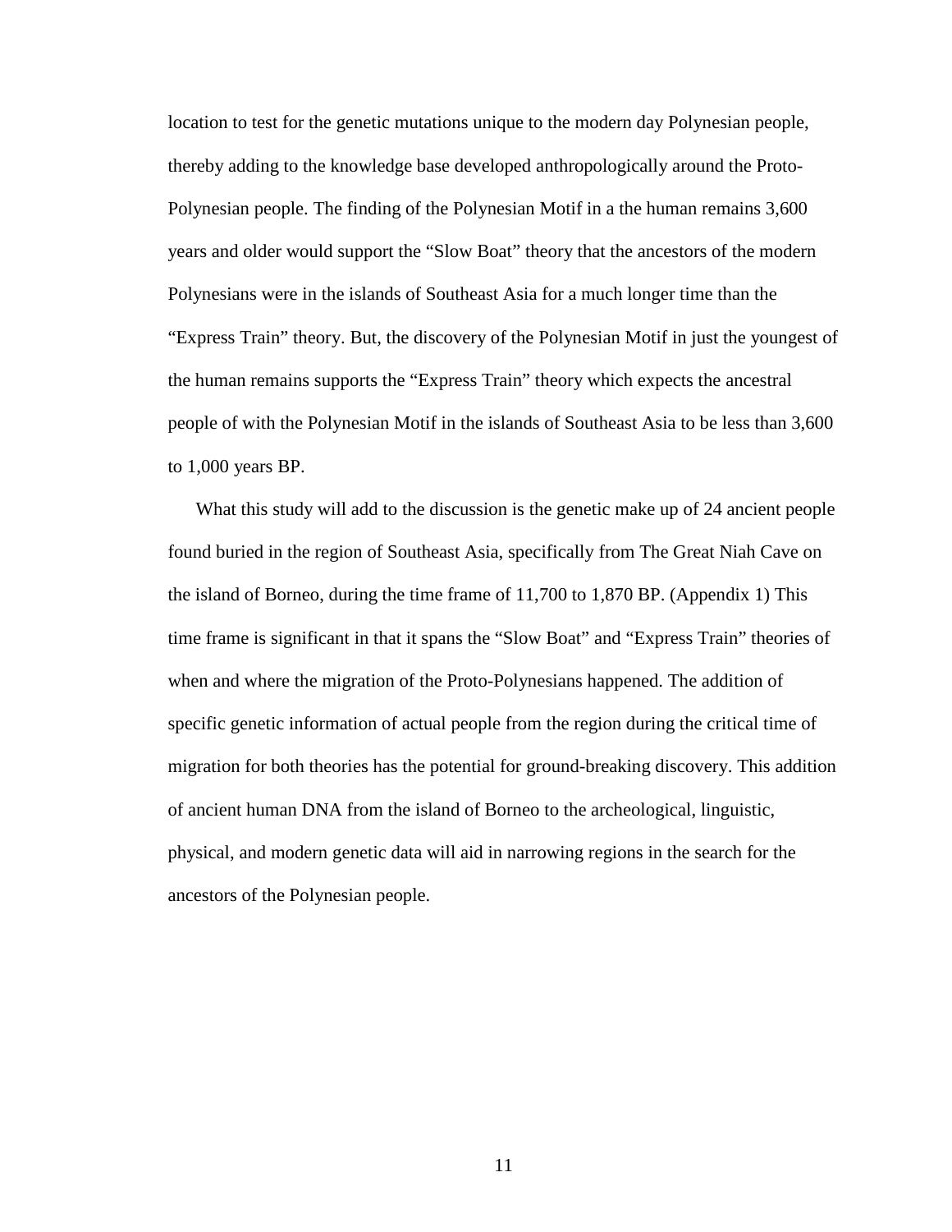location to test for the genetic mutations unique to the modern day Polynesian people, thereby adding to the knowledge base developed anthropologically around the Proto-Polynesian people. The finding of the Polynesian Motif in a the human remains 3,600 years and older would support the “Slow Boat” theory that the ancestors of the modern Polynesians were in the islands of Southeast Asia for a much longer time than the “Express Train” theory. But, the discovery of the Polynesian Motif in just the youngest of the human remains supports the “Express Train” theory which expects the ancestral people of with the Polynesian Motif in the islands of Southeast Asia to be less than 3,600 to 1,000 years BP.

What this study will add to the discussion is the genetic make up of 24 ancient people found buried in the region of Southeast Asia, specifically from The Great Niah Cave on the island of Borneo, during the time frame of 11,700 to 1,870 BP. (Appendix 1) This time frame is significant in that it spans the “Slow Boat” and “Express Train” theories of when and where the migration of the Proto-Polynesians happened. The addition of specific genetic information of actual people from the region during the critical time of migration for both theories has the potential for ground-breaking discovery. This addition of ancient human DNA from the island of Borneo to the archeological, linguistic, physical, and modern genetic data will aid in narrowing regions in the search for the ancestors of the Polynesian people.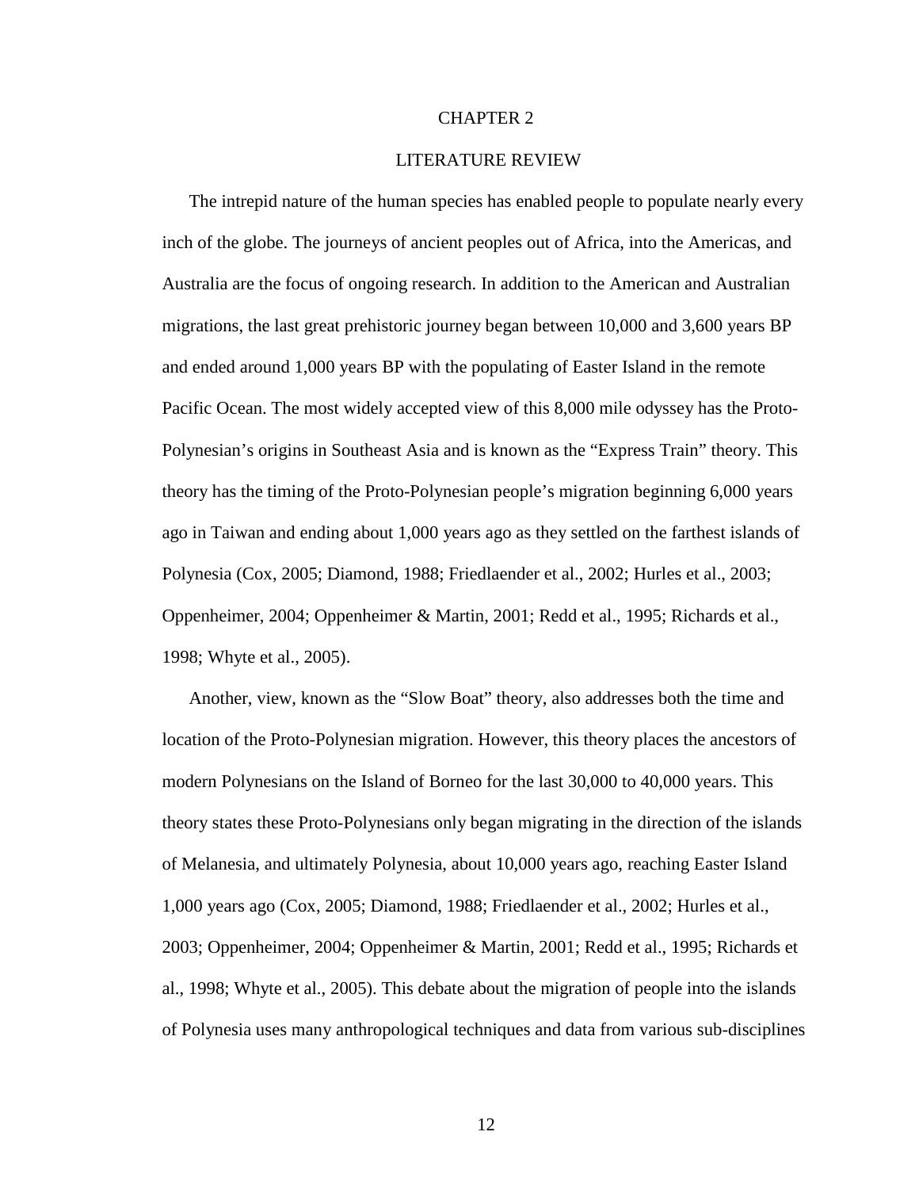# CHAPTER 2

## LITERATURE REVIEW

The intrepid nature of the human species has enabled people to populate nearly every inch of the globe. The journeys of ancient peoples out of Africa, into the Americas, and Australia are the focus of ongoing research. In addition to the American and Australian migrations, the last great prehistoric journey began between 10,000 and 3,600 years BP and ended around 1,000 years BP with the populating of Easter Island in the remote Pacific Ocean. The most widely accepted view of this 8,000 mile odyssey has the Proto-Polynesian's origins in Southeast Asia and is known as the "Express Train" theory. This theory has the timing of the Proto-Polynesian people's migration beginning 6,000 years ago in Taiwan and ending about 1,000 years ago as they settled on the farthest islands of Polynesia (Cox, 2005; Diamond, 1988; Friedlaender et al., 2002; Hurles et al., 2003; Oppenheimer, 2004; Oppenheimer & Martin, 2001; Redd et al., 1995; Richards et al., 1998; Whyte et al., 2005).

Another, view, known as the "Slow Boat" theory, also addresses both the time and location of the Proto-Polynesian migration. However, this theory places the ancestors of modern Polynesians on the Island of Borneo for the last 30,000 to 40,000 years. This theory states these Proto-Polynesians only began migrating in the direction of the islands of Melanesia, and ultimately Polynesia, about 10,000 years ago, reaching Easter Island 1,000 years ago (Cox, 2005; Diamond, 1988; Friedlaender et al., 2002; Hurles et al., 2003; Oppenheimer, 2004; Oppenheimer & Martin, 2001; Redd et al., 1995; Richards et al., 1998; Whyte et al., 2005). This debate about the migration of people into the islands of Polynesia uses many anthropological techniques and data from various sub-disciplines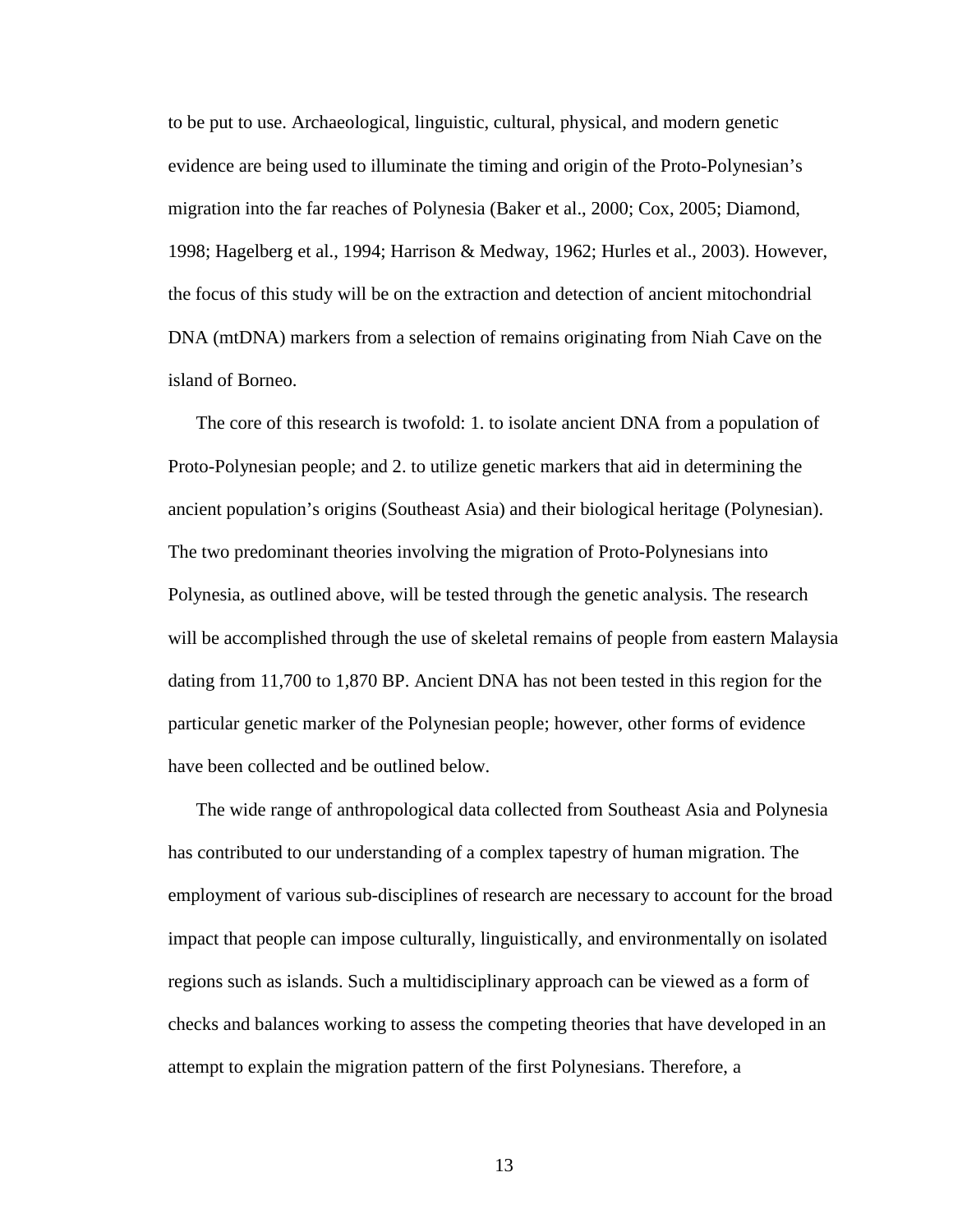to be put to use. Archaeological, linguistic, cultural, physical, and modern genetic evidence are being used to illuminate the timing and origin of the Proto-Polynesian's migration into the far reaches of Polynesia (Baker et al., 2000; Cox, 2005; Diamond, 1998; Hagelberg et al., 1994; Harrison & Medway, 1962; Hurles et al., 2003). However, the focus of this study will be on the extraction and detection of ancient mitochondrial DNA (mtDNA) markers from a selection of remains originating from Niah Cave on the island of Borneo.

The core of this research is twofold: 1. to isolate ancient DNA from a population of Proto-Polynesian people; and 2. to utilize genetic markers that aid in determining the ancient population's origins (Southeast Asia) and their biological heritage (Polynesian). The two predominant theories involving the migration of Proto-Polynesians into Polynesia, as outlined above, will be tested through the genetic analysis. The research will be accomplished through the use of skeletal remains of people from eastern Malaysia dating from 11,700 to 1,870 BP. Ancient DNA has not been tested in this region for the particular genetic marker of the Polynesian people; however, other forms of evidence have been collected and be outlined below.

The wide range of anthropological data collected from Southeast Asia and Polynesia has contributed to our understanding of a complex tapestry of human migration. The employment of various sub-disciplines of research are necessary to account for the broad impact that people can impose culturally, linguistically, and environmentally on isolated regions such as islands. Such a multidisciplinary approach can be viewed as a form of checks and balances working to assess the competing theories that have developed in an attempt to explain the migration pattern of the first Polynesians. Therefore, a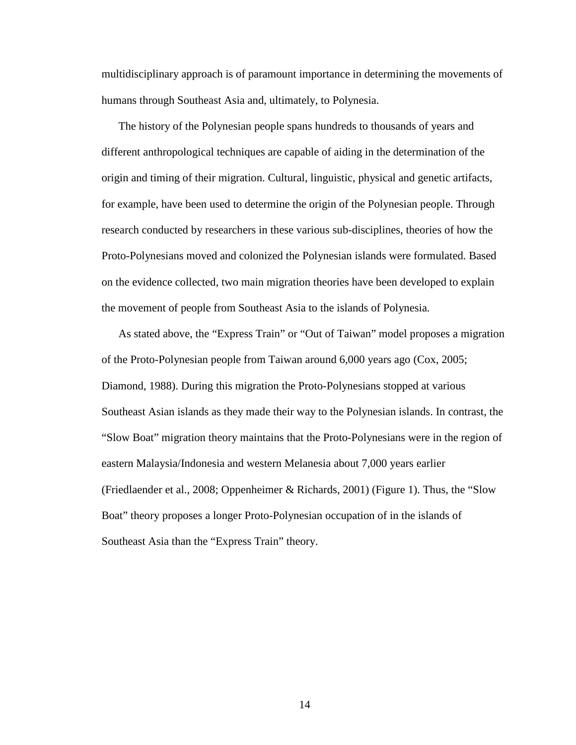multidisciplinary approach is of paramount importance in determining the movements of humans through Southeast Asia and, ultimately, to Polynesia.

The history of the Polynesian people spans hundreds to thousands of years and different anthropological techniques are capable of aiding in the determination of the origin and timing of their migration. Cultural, linguistic, physical and genetic artifacts, for example, have been used to determine the origin of the Polynesian people. Through research conducted by researchers in these various sub-disciplines, theories of how the Proto-Polynesians moved and colonized the Polynesian islands were formulated. Based on the evidence collected, two main migration theories have been developed to explain the movement of people from Southeast Asia to the islands of Polynesia.

As stated above, the "Express Train" or "Out of Taiwan" model proposes a migration of the Proto-Polynesian people from Taiwan around 6,000 years ago (Cox, 2005; Diamond, 1988). During this migration the Proto-Polynesians stopped at various Southeast Asian islands as they made their way to the Polynesian islands. In contrast, the "Slow Boat" migration theory maintains that the Proto-Polynesians were in the region of eastern Malaysia/Indonesia and western Melanesia about 7,000 years earlier (Friedlaender et al., 2008; Oppenheimer & Richards, 2001) (Figure 1). Thus, the "Slow Boat" theory proposes a longer Proto-Polynesian occupation of in the islands of Southeast Asia than the "Express Train" theory.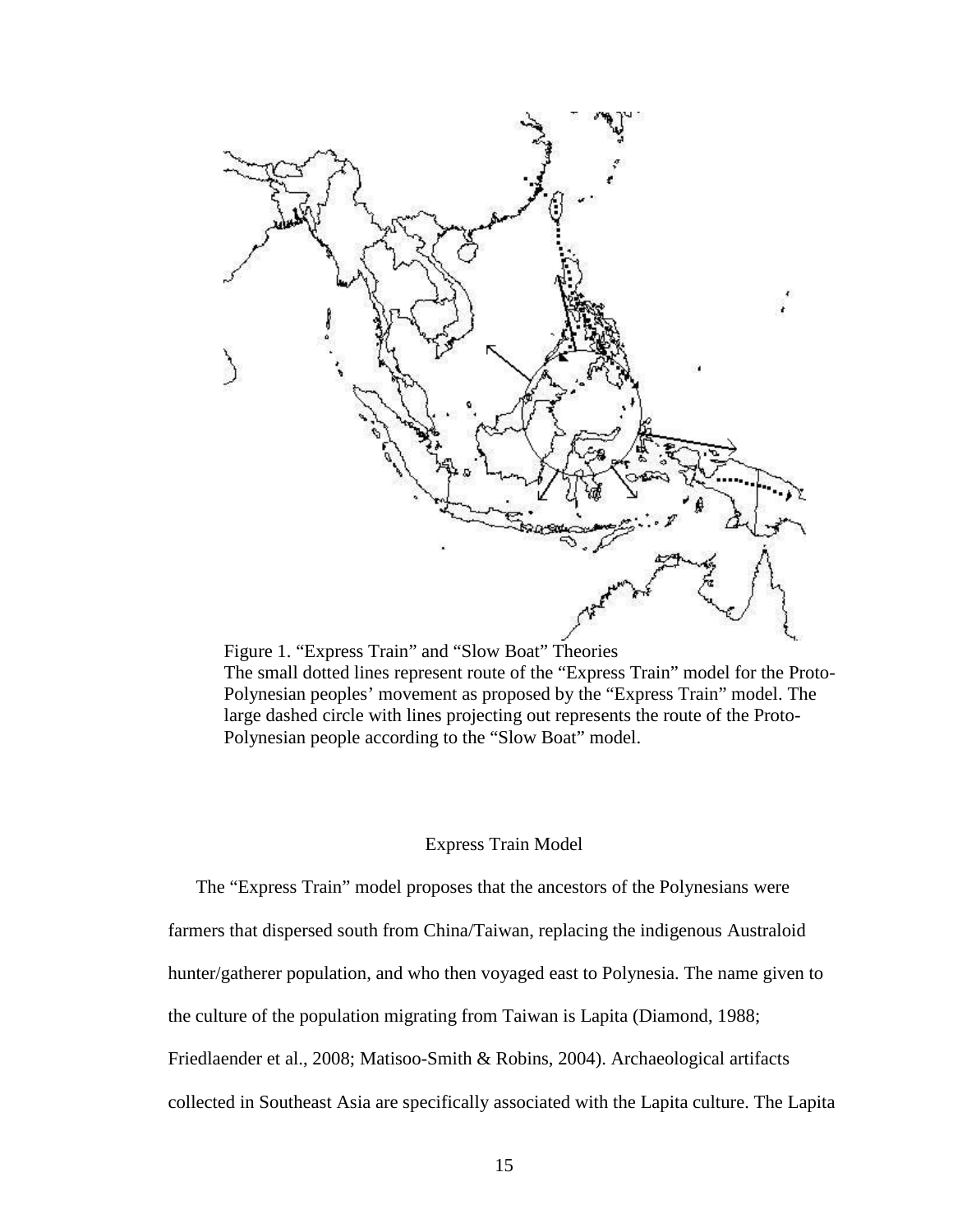Figure 1. “Express Train” and “Slow Boat” Theories
The small dotted lines represent route of the “Express Train” model for the Proto-Polynesian peoples’ movement as proposed by the “Express Train” model. The large dashed circle with lines projecting out represents the route of the Proto-Polynesian people according to the “Slow Boat” model.

## Express Train Model

The “Express Train” model proposes that the ancestors of the Polynesians were farmers that dispersed south from China/Taiwan, replacing the indigenous Australoid hunter/gatherer population, and who then voyaged east to Polynesia. The name given to the culture of the population migrating from Taiwan is Lapita (Diamond, 1988; Friedlaender et al., 2008; Matisoo-Smith & Robins, 2004). Archaeological artifacts collected in Southeast Asia are specifically associated with the Lapita culture. The Lapita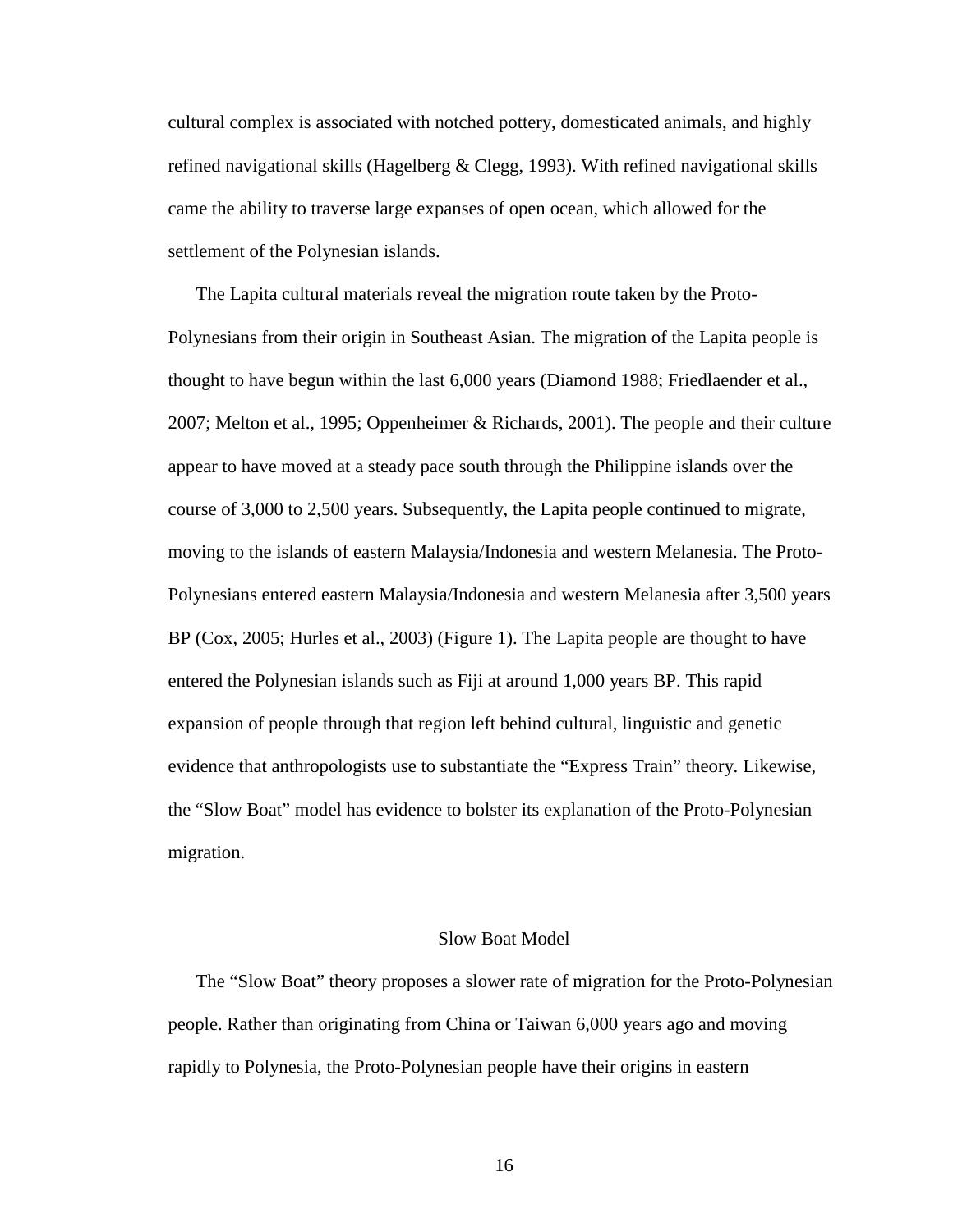cultural complex is associated with notched pottery, domesticated animals, and highly refined navigational skills (Hagelberg & Clegg, 1993). With refined navigational skills came the ability to traverse large expanses of open ocean, which allowed for the settlement of the Polynesian islands.

The Lapita cultural materials reveal the migration route taken by the Proto-Polynesians from their origin in Southeast Asian. The migration of the Lapita people is thought to have begun within the last 6,000 years (Diamond 1988; Friedlaender et al., 2007; Melton et al., 1995; Oppenheimer & Richards, 2001). The people and their culture appear to have moved at a steady pace south through the Philippine islands over the course of 3,000 to 2,500 years. Subsequently, the Lapita people continued to migrate, moving to the islands of eastern Malaysia/Indonesia and western Melanesia. The Proto-Polynesians entered eastern Malaysia/Indonesia and western Melanesia after 3,500 years BP (Cox, 2005; Hurles et al., 2003) (Figure 1). The Lapita people are thought to have entered the Polynesian islands such as Fiji at around 1,000 years BP. This rapid expansion of people through that region left behind cultural, linguistic and genetic evidence that anthropologists use to substantiate the "Express Train" theory. Likewise, the "Slow Boat" model has evidence to bolster its explanation of the Proto-Polynesian migration.

## Slow Boat Model

The "Slow Boat" theory proposes a slower rate of migration for the Proto-Polynesian people. Rather than originating from China or Taiwan 6,000 years ago and moving rapidly to Polynesia, the Proto-Polynesian people have their origins in eastern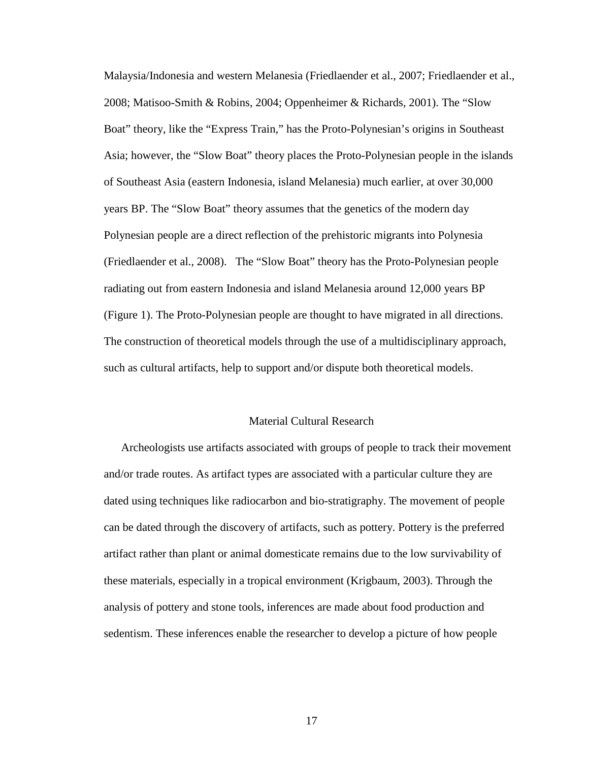Malaysia/Indonesia and western Melanesia (Friedlaender et al., 2007; Friedlaender et al., 2008; Matisoo-Smith & Robins, 2004; Oppenheimer & Richards, 2001). The "Slow Boat" theory, like the "Express Train," has the Proto-Polynesian's origins in Southeast Asia; however, the "Slow Boat" theory places the Proto-Polynesian people in the islands of Southeast Asia (eastern Indonesia, island Melanesia) much earlier, at over 30,000 years BP. The "Slow Boat" theory assumes that the genetics of the modern day Polynesian people are a direct reflection of the prehistoric migrants into Polynesia (Friedlaender et al., 2008). The "Slow Boat" theory has the Proto-Polynesian people radiating out from eastern Indonesia and island Melanesia around 12,000 years BP (Figure 1). The Proto-Polynesian people are thought to have migrated in all directions. The construction of theoretical models through the use of a multidisciplinary approach, such as cultural artifacts, help to support and/or dispute both theoretical models.

## Material Cultural Research

Archeologists use artifacts associated with groups of people to track their movement and/or trade routes. As artifact types are associated with a particular culture they are dated using techniques like radiocarbon and bio-stratigraphy. The movement of people can be dated through the discovery of artifacts, such as pottery. Pottery is the preferred artifact rather than plant or animal domesticate remains due to the low survivability of these materials, especially in a tropical environment (Krigbaum, 2003). Through the analysis of pottery and stone tools, inferences are made about food production and sedentism. These inferences enable the researcher to develop a picture of how people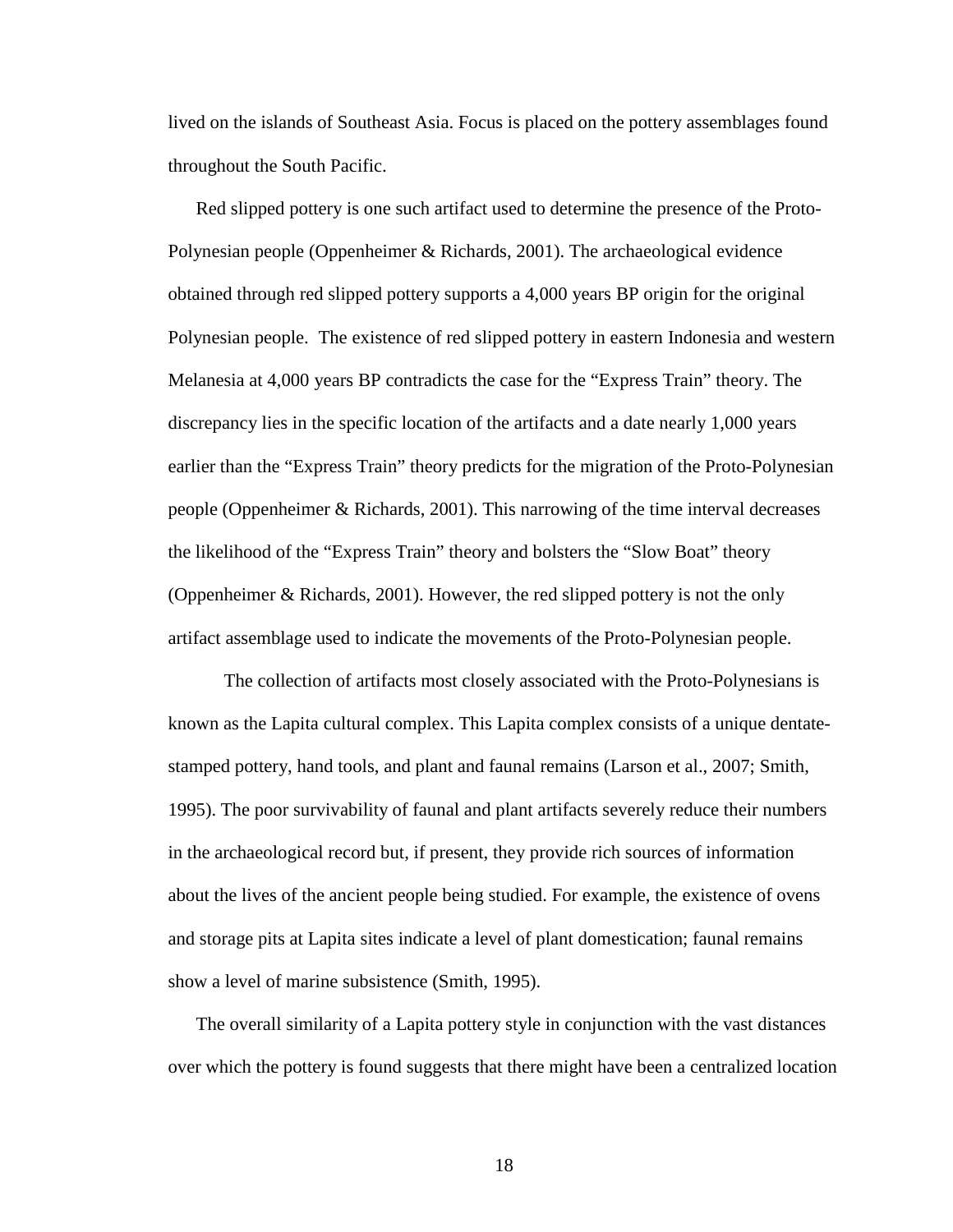lived on the islands of Southeast Asia. Focus is placed on the pottery assemblages found throughout the South Pacific.

Red slipped pottery is one such artifact used to determine the presence of the Proto-Polynesian people (Oppenheimer & Richards, 2001). The archaeological evidence obtained through red slipped pottery supports a 4,000 years BP origin for the original Polynesian people. The existence of red slipped pottery in eastern Indonesia and western Melanesia at 4,000 years BP contradicts the case for the "Express Train" theory. The discrepancy lies in the specific location of the artifacts and a date nearly 1,000 years earlier than the "Express Train" theory predicts for the migration of the Proto-Polynesian people (Oppenheimer & Richards, 2001). This narrowing of the time interval decreases the likelihood of the "Express Train" theory and bolsters the "Slow Boat" theory (Oppenheimer & Richards, 2001). However, the red slipped pottery is not the only artifact assemblage used to indicate the movements of the Proto-Polynesian people.

The collection of artifacts most closely associated with the Proto-Polynesians is known as the Lapita cultural complex. This Lapita complex consists of a unique dentate-stamped pottery, hand tools, and plant and faunal remains (Larson et al., 2007; Smith, 1995). The poor survivability of faunal and plant artifacts severely reduce their numbers in the archaeological record but, if present, they provide rich sources of information about the lives of the ancient people being studied. For example, the existence of ovens and storage pits at Lapita sites indicate a level of plant domestication; faunal remains show a level of marine subsistence (Smith, 1995).

The overall similarity of a Lapita pottery style in conjunction with the vast distances over which the pottery is found suggests that there might have been a centralized location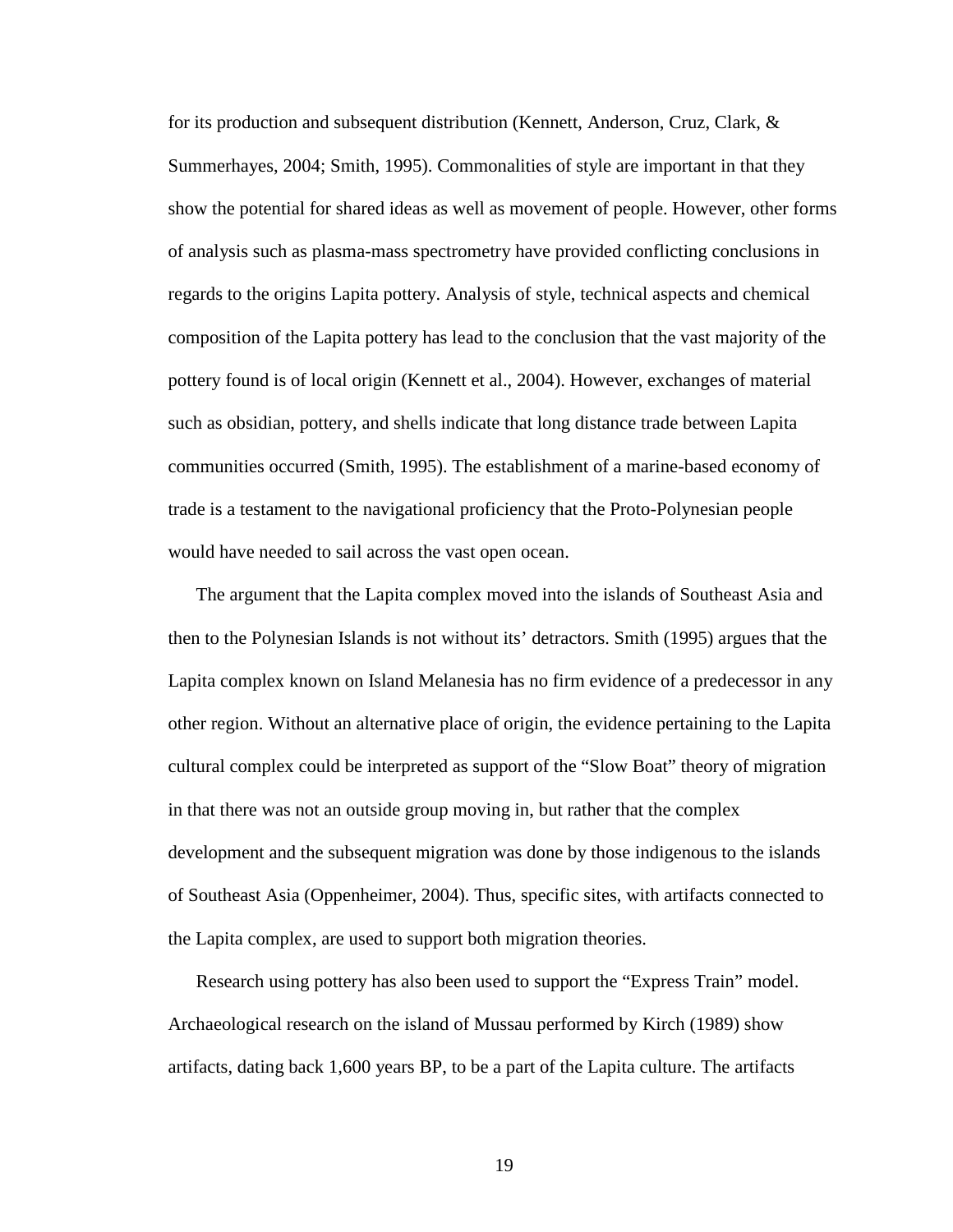for its production and subsequent distribution (Kennett, Anderson, Cruz, Clark, & Summerhayes, 2004; Smith, 1995). Commonalities of style are important in that they show the potential for shared ideas as well as movement of people. However, other forms of analysis such as plasma-mass spectrometry have provided conflicting conclusions in regards to the origins Lapita pottery. Analysis of style, technical aspects and chemical composition of the Lapita pottery has lead to the conclusion that the vast majority of the pottery found is of local origin (Kennett et al., 2004). However, exchanges of material such as obsidian, pottery, and shells indicate that long distance trade between Lapita communities occurred (Smith, 1995). The establishment of a marine-based economy of trade is a testament to the navigational proficiency that the Proto-Polynesian people would have needed to sail across the vast open ocean.

The argument that the Lapita complex moved into the islands of Southeast Asia and then to the Polynesian Islands is not without its' detractors. Smith (1995) argues that the Lapita complex known on Island Melanesia has no firm evidence of a predecessor in any other region. Without an alternative place of origin, the evidence pertaining to the Lapita cultural complex could be interpreted as support of the "Slow Boat" theory of migration in that there was not an outside group moving in, but rather that the complex development and the subsequent migration was done by those indigenous to the islands of Southeast Asia (Oppenheimer, 2004). Thus, specific sites, with artifacts connected to the Lapita complex, are used to support both migration theories.

Research using pottery has also been used to support the "Express Train" model. Archaeological research on the island of Mussau performed by Kirch (1989) show artifacts, dating back 1,600 years BP, to be a part of the Lapita culture. The artifacts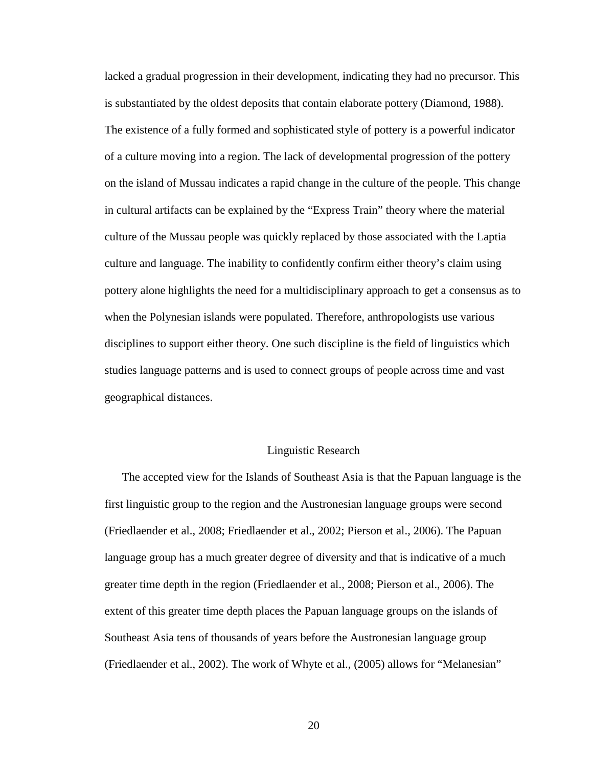lacked a gradual progression in their development, indicating they had no precursor. This is substantiated by the oldest deposits that contain elaborate pottery (Diamond, 1988). The existence of a fully formed and sophisticated style of pottery is a powerful indicator of a culture moving into a region. The lack of developmental progression of the pottery on the island of Mussau indicates a rapid change in the culture of the people. This change in cultural artifacts can be explained by the "Express Train" theory where the material culture of the Mussau people was quickly replaced by those associated with the Laptia culture and language. The inability to confidently confirm either theory's claim using pottery alone highlights the need for a multidisciplinary approach to get a consensus as to when the Polynesian islands were populated. Therefore, anthropologists use various disciplines to support either theory. One such discipline is the field of linguistics which studies language patterns and is used to connect groups of people across time and vast geographical distances.

## Linguistic Research

The accepted view for the Islands of Southeast Asia is that the Papuan language is the first linguistic group to the region and the Austronesian language groups were second (Friedlaender et al., 2008; Friedlaender et al., 2002; Pierson et al., 2006). The Papuan language group has a much greater degree of diversity and that is indicative of a much greater time depth in the region (Friedlaender et al., 2008; Pierson et al., 2006). The extent of this greater time depth places the Papuan language groups on the islands of Southeast Asia tens of thousands of years before the Austronesian language group (Friedlaender et al., 2002). The work of Whyte et al., (2005) allows for "Melanesian"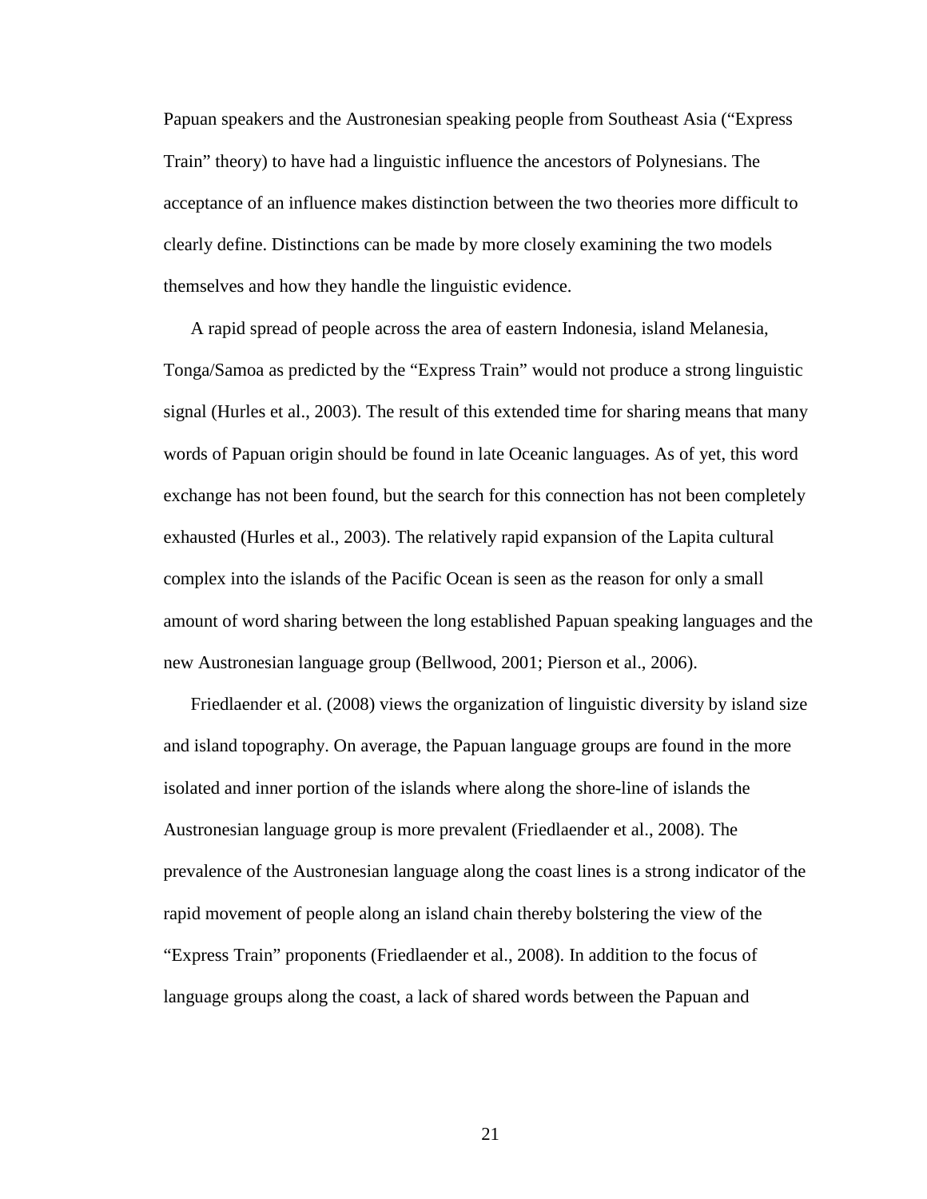Papuan speakers and the Austronesian speaking people from Southeast Asia ("Express Train" theory) to have had a linguistic influence the ancestors of Polynesians. The acceptance of an influence makes distinction between the two theories more difficult to clearly define. Distinctions can be made by more closely examining the two models themselves and how they handle the linguistic evidence.

A rapid spread of people across the area of eastern Indonesia, island Melanesia, Tonga/Samoa as predicted by the "Express Train" would not produce a strong linguistic signal (Hurles et al., 2003). The result of this extended time for sharing means that many words of Papuan origin should be found in late Oceanic languages. As of yet, this word exchange has not been found, but the search for this connection has not been completely exhausted (Hurles et al., 2003). The relatively rapid expansion of the Lapita cultural complex into the islands of the Pacific Ocean is seen as the reason for only a small amount of word sharing between the long established Papuan speaking languages and the new Austronesian language group (Bellwood, 2001; Pierson et al., 2006).

Friedlaender et al. (2008) views the organization of linguistic diversity by island size and island topography. On average, the Papuan language groups are found in the more isolated and inner portion of the islands where along the shore-line of islands the Austronesian language group is more prevalent (Friedlaender et al., 2008). The prevalence of the Austronesian language along the coast lines is a strong indicator of the rapid movement of people along an island chain thereby bolstering the view of the "Express Train" proponents (Friedlaender et al., 2008). In addition to the focus of language groups along the coast, a lack of shared words between the Papuan and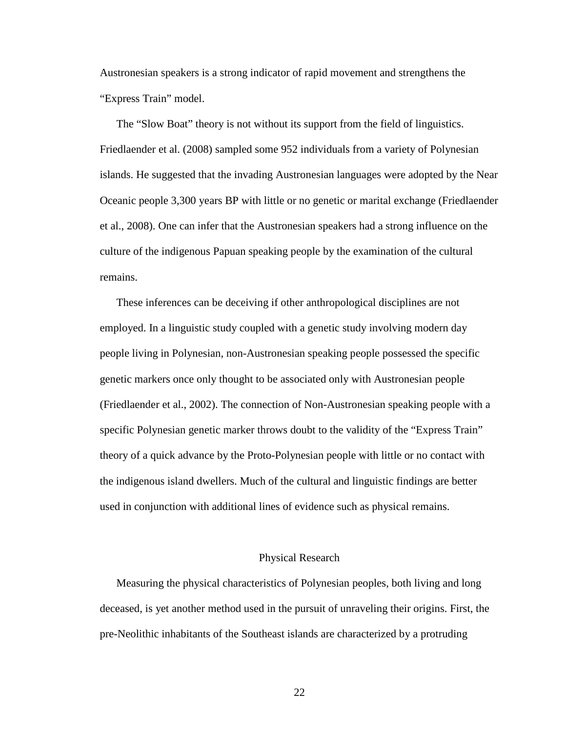Austronesian speakers is a strong indicator of rapid movement and strengthens the "Express Train" model.

The "Slow Boat" theory is not without its support from the field of linguistics. Friedlaender et al. (2008) sampled some 952 individuals from a variety of Polynesian islands. He suggested that the invading Austronesian languages were adopted by the Near Oceanic people 3,300 years BP with little or no genetic or marital exchange (Friedlaender et al., 2008). One can infer that the Austronesian speakers had a strong influence on the culture of the indigenous Papuan speaking people by the examination of the cultural remains.

These inferences can be deceiving if other anthropological disciplines are not employed. In a linguistic study coupled with a genetic study involving modern day people living in Polynesian, non-Austronesian speaking people possessed the specific genetic markers once only thought to be associated only with Austronesian people (Friedlaender et al., 2002). The connection of Non-Austronesian speaking people with a specific Polynesian genetic marker throws doubt to the validity of the "Express Train" theory of a quick advance by the Proto-Polynesian people with little or no contact with the indigenous island dwellers. Much of the cultural and linguistic findings are better used in conjunction with additional lines of evidence such as physical remains.

## Physical Research

Measuring the physical characteristics of Polynesian peoples, both living and long deceased, is yet another method used in the pursuit of unraveling their origins. First, the pre-Neolithic inhabitants of the Southeast islands are characterized by a protruding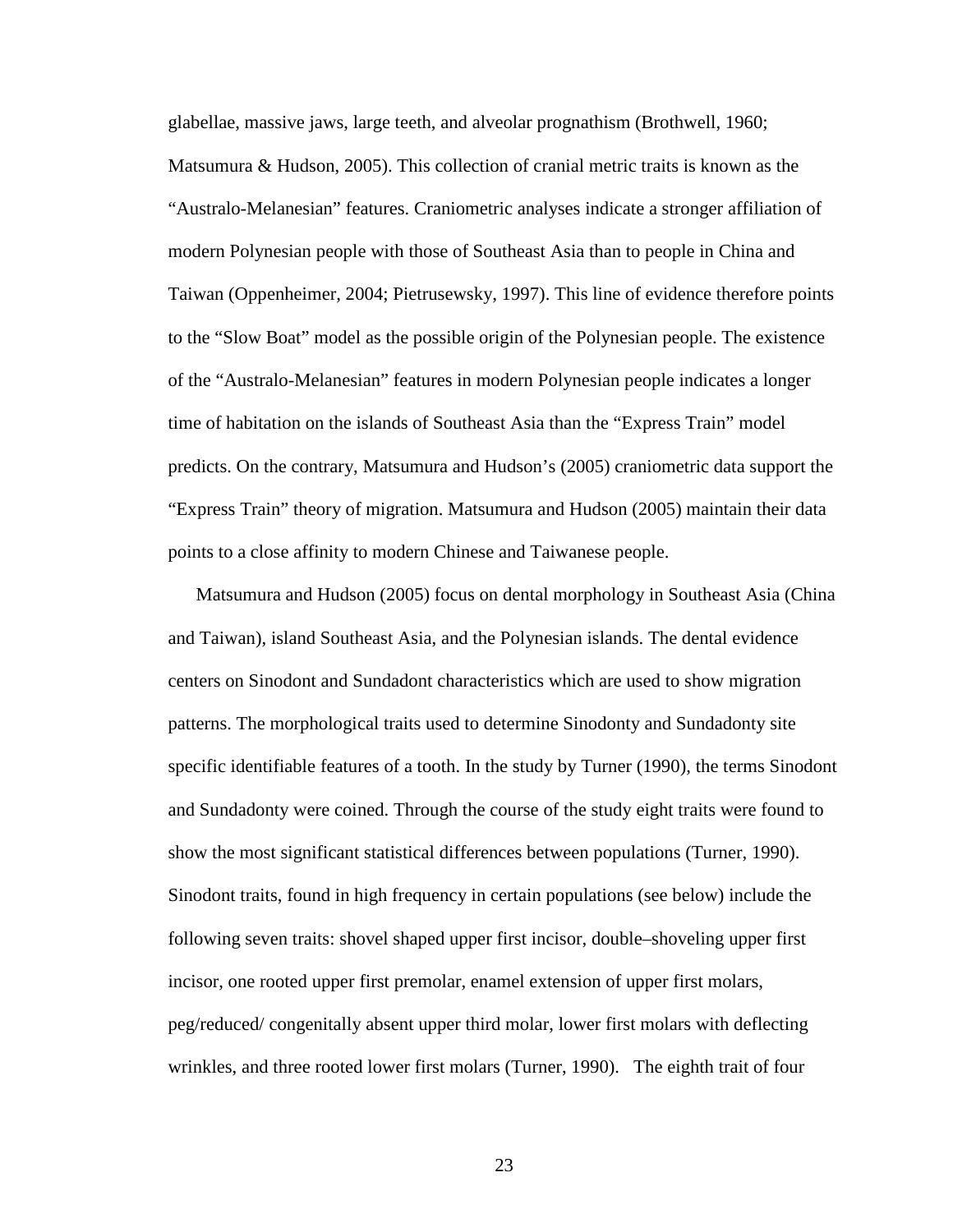glabellae, massive jaws, large teeth, and alveolar prognathism (Brothwell, 1960; Matsumura & Hudson, 2005). This collection of cranial metric traits is known as the "Australo-Melanesian" features. Craniometric analyses indicate a stronger affiliation of modern Polynesian people with those of Southeast Asia than to people in China and Taiwan (Oppenheimer, 2004; Pietrusewsky, 1997). This line of evidence therefore points to the "Slow Boat" model as the possible origin of the Polynesian people. The existence of the "Australo-Melanesian" features in modern Polynesian people indicates a longer time of habitation on the islands of Southeast Asia than the "Express Train" model predicts. On the contrary, Matsumura and Hudson's (2005) craniometric data support the "Express Train" theory of migration. Matsumura and Hudson (2005) maintain their data points to a close affinity to modern Chinese and Taiwanese people.

Matsumura and Hudson (2005) focus on dental morphology in Southeast Asia (China and Taiwan), island Southeast Asia, and the Polynesian islands. The dental evidence centers on Sinodont and Sundadont characteristics which are used to show migration patterns. The morphological traits used to determine Sinodonty and Sundadonty site specific identifiable features of a tooth. In the study by Turner (1990), the terms Sinodont and Sundadonty were coined. Through the course of the study eight traits were found to show the most significant statistical differences between populations (Turner, 1990). Sinodont traits, found in high frequency in certain populations (see below) include the following seven traits: shovel shaped upper first incisor, double–shoveling upper first incisor, one rooted upper first premolar, enamel extension of upper first molars, peg/reduced/ congenitally absent upper third molar, lower first molars with deflecting wrinkles, and three rooted lower first molars (Turner, 1990). The eighth trait of four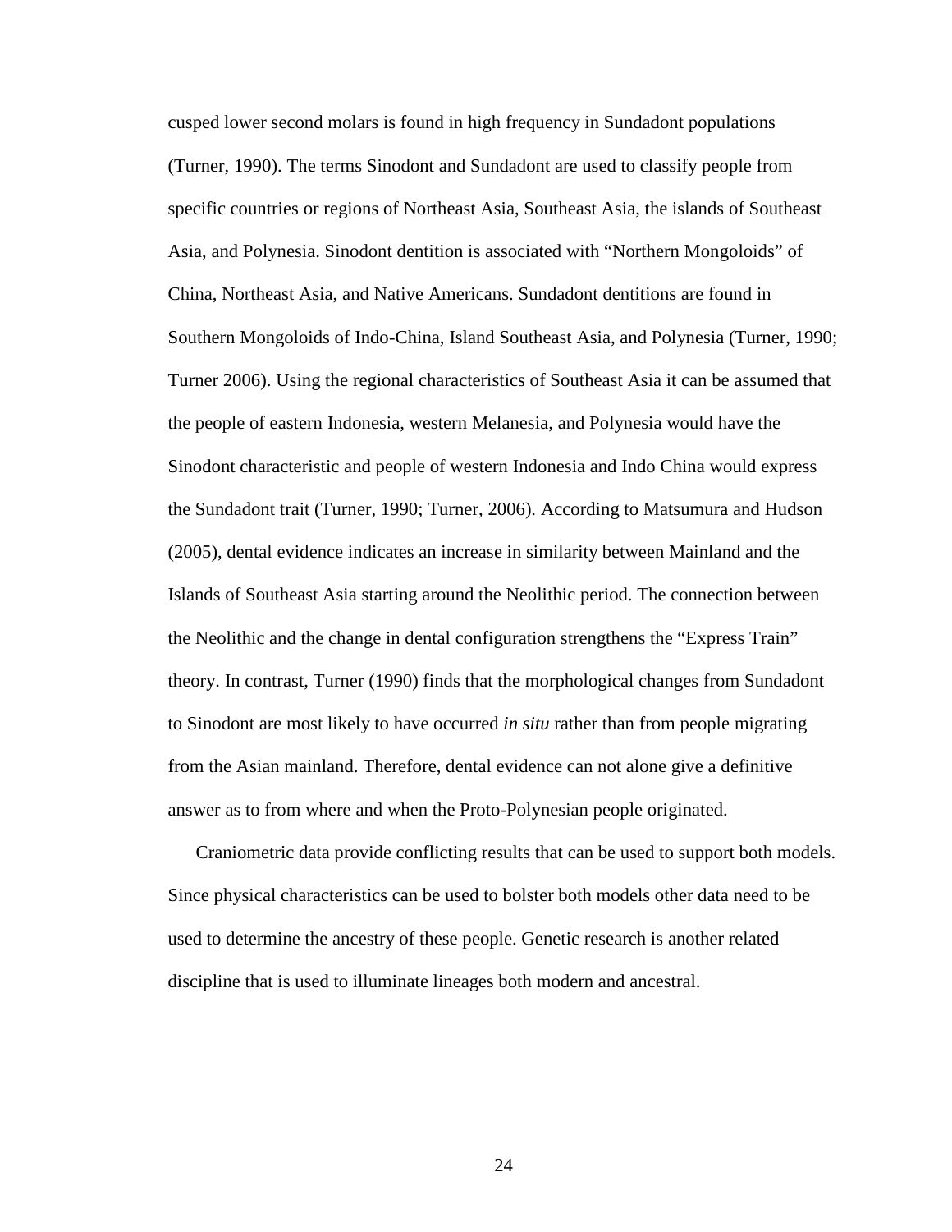cusped lower second molars is found in high frequency in Sundadont populations (Turner, 1990). The terms Sinodont and Sundadont are used to classify people from specific countries or regions of Northeast Asia, Southeast Asia, the islands of Southeast Asia, and Polynesia. Sinodont dentition is associated with "Northern Mongoloids" of China, Northeast Asia, and Native Americans. Sundadont dentitions are found in Southern Mongoloids of Indo-China, Island Southeast Asia, and Polynesia (Turner, 1990; Turner 2006). Using the regional characteristics of Southeast Asia it can be assumed that the people of eastern Indonesia, western Melanesia, and Polynesia would have the Sinodont characteristic and people of western Indonesia and Indo China would express the Sundadont trait (Turner, 1990; Turner, 2006). According to Matsumura and Hudson (2005), dental evidence indicates an increase in similarity between Mainland and the Islands of Southeast Asia starting around the Neolithic period. The connection between the Neolithic and the change in dental configuration strengthens the "Express Train" theory. In contrast, Turner (1990) finds that the morphological changes from Sundadont to Sinodont are most likely to have occurred *in situ* rather than from people migrating from the Asian mainland. Therefore, dental evidence can not alone give a definitive answer as to from where and when the Proto-Polynesian people originated.

Craniometric data provide conflicting results that can be used to support both models. Since physical characteristics can be used to bolster both models other data need to be used to determine the ancestry of these people. Genetic research is another related discipline that is used to illuminate lineages both modern and ancestral.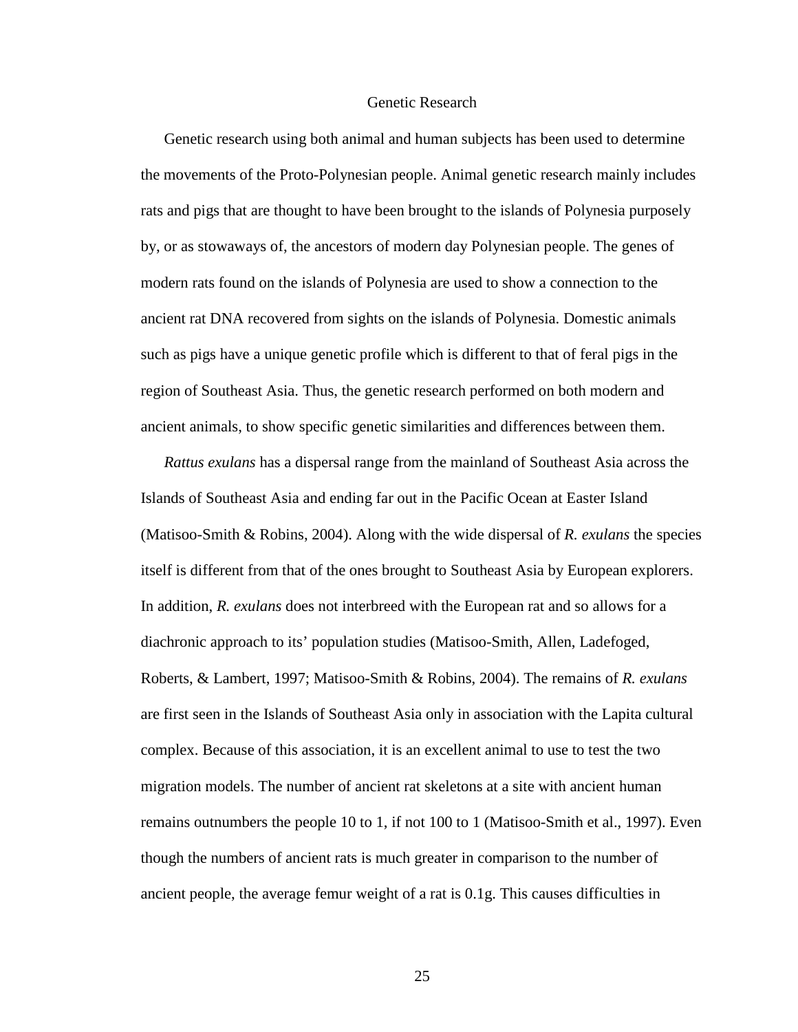## Genetic Research

Genetic research using both animal and human subjects has been used to determine the movements of the Proto-Polynesian people. Animal genetic research mainly includes rats and pigs that are thought to have been brought to the islands of Polynesia purposely by, or as stowaways of, the ancestors of modern day Polynesian people. The genes of modern rats found on the islands of Polynesia are used to show a connection to the ancient rat DNA recovered from sights on the islands of Polynesia. Domestic animals such as pigs have a unique genetic profile which is different to that of feral pigs in the region of Southeast Asia. Thus, the genetic research performed on both modern and ancient animals, to show specific genetic similarities and differences between them.

*Rattus exulans* has a dispersal range from the mainland of Southeast Asia across the Islands of Southeast Asia and ending far out in the Pacific Ocean at Easter Island (Matisoo-Smith & Robins, 2004). Along with the wide dispersal of *R. exulans* the species itself is different from that of the ones brought to Southeast Asia by European explorers. In addition, *R. exulans* does not interbreed with the European rat and so allows for a diachronic approach to its' population studies (Matisoo-Smith, Allen, Ladefoged, Roberts, & Lambert, 1997; Matisoo-Smith & Robins, 2004). The remains of *R. exulans* are first seen in the Islands of Southeast Asia only in association with the Lapita cultural complex. Because of this association, it is an excellent animal to use to test the two migration models. The number of ancient rat skeletons at a site with ancient human remains outnumbers the people 10 to 1, if not 100 to 1 (Matisoo-Smith et al., 1997). Even though the numbers of ancient rats is much greater in comparison to the number of ancient people, the average femur weight of a rat is 0.1g. This causes difficulties in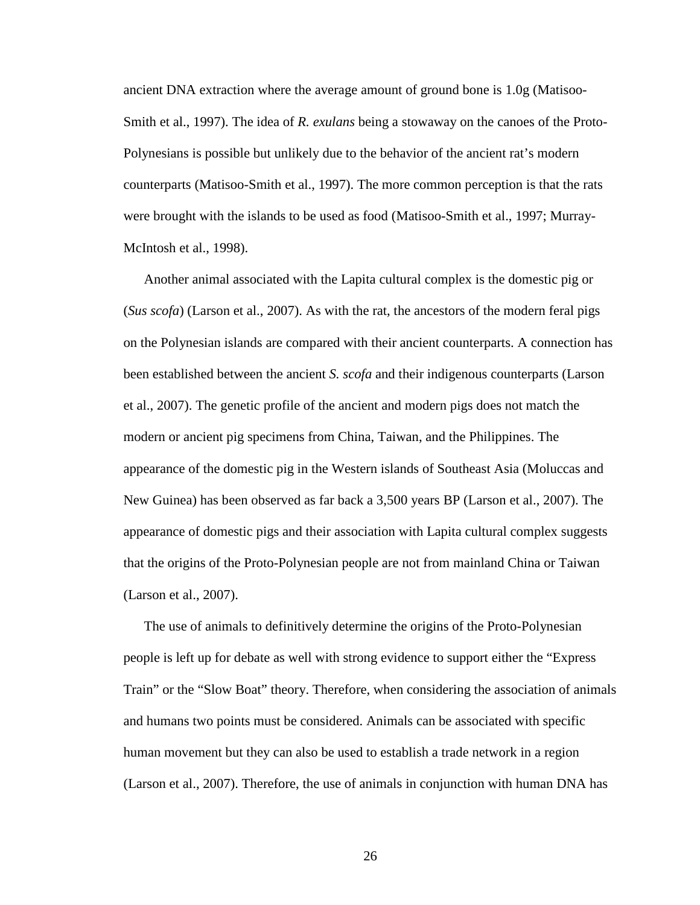ancient DNA extraction where the average amount of ground bone is 1.0g (Matisoo-Smith et al., 1997). The idea of *R. exulans* being a stowaway on the canoes of the Proto-Polynesians is possible but unlikely due to the behavior of the ancient rat's modern counterparts (Matisoo-Smith et al., 1997). The more common perception is that the rats were brought with the islands to be used as food (Matisoo-Smith et al., 1997; Murray-McIntosh et al., 1998).

Another animal associated with the Lapita cultural complex is the domestic pig or (*Sus scofa*) (Larson et al., 2007). As with the rat, the ancestors of the modern feral pigs on the Polynesian islands are compared with their ancient counterparts. A connection has been established between the ancient *S. scofa* and their indigenous counterparts (Larson et al., 2007). The genetic profile of the ancient and modern pigs does not match the modern or ancient pig specimens from China, Taiwan, and the Philippines. The appearance of the domestic pig in the Western islands of Southeast Asia (Moluccas and New Guinea) has been observed as far back a 3,500 years BP (Larson et al., 2007). The appearance of domestic pigs and their association with Lapita cultural complex suggests that the origins of the Proto-Polynesian people are not from mainland China or Taiwan (Larson et al., 2007).

The use of animals to definitively determine the origins of the Proto-Polynesian people is left up for debate as well with strong evidence to support either the "Express Train" or the "Slow Boat" theory. Therefore, when considering the association of animals and humans two points must be considered. Animals can be associated with specific human movement but they can also be used to establish a trade network in a region (Larson et al., 2007). Therefore, the use of animals in conjunction with human DNA has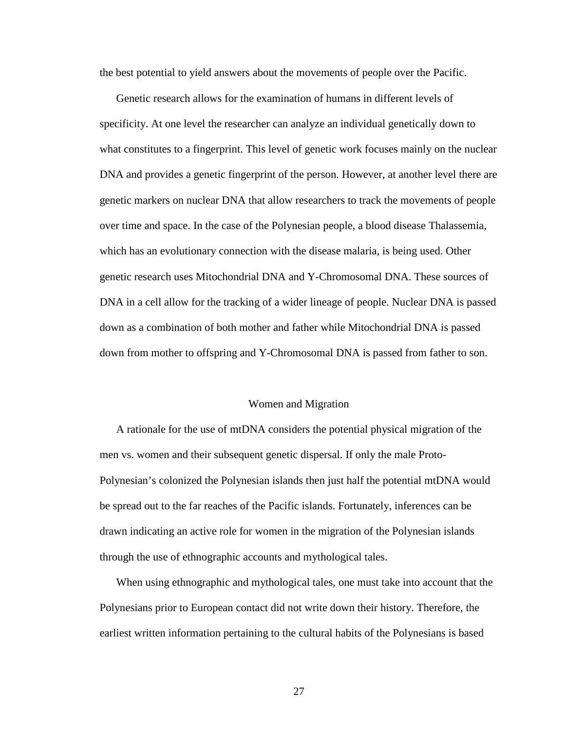the best potential to yield answers about the movements of people over the Pacific.

Genetic research allows for the examination of humans in different levels of specificity. At one level the researcher can analyze an individual genetically down to what constitutes to a fingerprint. This level of genetic work focuses mainly on the nuclear DNA and provides a genetic fingerprint of the person. However, at another level there are genetic markers on nuclear DNA that allow researchers to track the movements of people over time and space. In the case of the Polynesian people, a blood disease Thalassemia, which has an evolutionary connection with the disease malaria, is being used. Other genetic research uses Mitochondrial DNA and Y-Chromosomal DNA. These sources of DNA in a cell allow for the tracking of a wider lineage of people. Nuclear DNA is passed down as a combination of both mother and father while Mitochondrial DNA is passed down from mother to offspring and Y-Chromosomal DNA is passed from father to son.

## Women and Migration

A rationale for the use of mtDNA considers the potential physical migration of the men vs. women and their subsequent genetic dispersal. If only the male Proto-Polynesian's colonized the Polynesian islands then just half the potential mtDNA would be spread out to the far reaches of the Pacific islands. Fortunately, inferences can be drawn indicating an active role for women in the migration of the Polynesian islands through the use of ethnographic accounts and mythological tales.

When using ethnographic and mythological tales, one must take into account that the Polynesians prior to European contact did not write down their history. Therefore, the earliest written information pertaining to the cultural habits of the Polynesians is based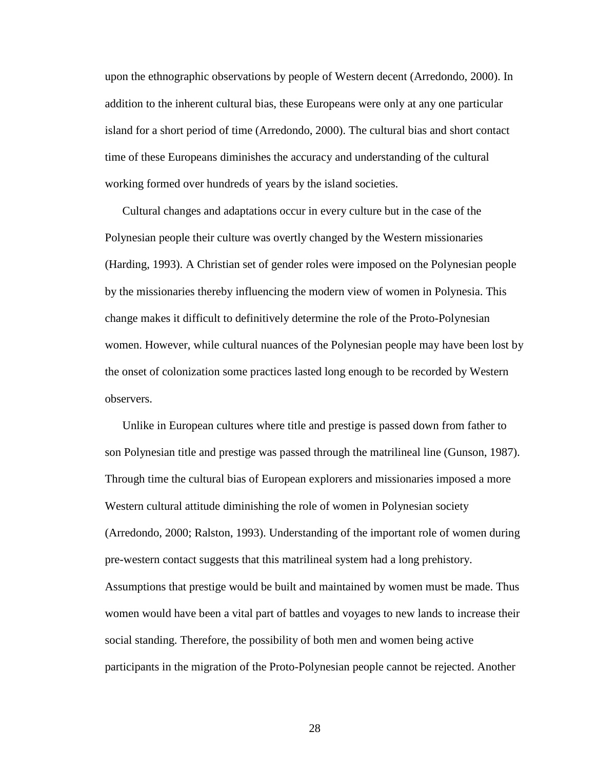upon the ethnographic observations by people of Western decent (Arredondo, 2000). In addition to the inherent cultural bias, these Europeans were only at any one particular island for a short period of time (Arredondo, 2000). The cultural bias and short contact time of these Europeans diminishes the accuracy and understanding of the cultural working formed over hundreds of years by the island societies.

Cultural changes and adaptations occur in every culture but in the case of the Polynesian people their culture was overtly changed by the Western missionaries (Harding, 1993). A Christian set of gender roles were imposed on the Polynesian people by the missionaries thereby influencing the modern view of women in Polynesia. This change makes it difficult to definitively determine the role of the Proto-Polynesian women. However, while cultural nuances of the Polynesian people may have been lost by the onset of colonization some practices lasted long enough to be recorded by Western observers.

Unlike in European cultures where title and prestige is passed down from father to son Polynesian title and prestige was passed through the matrilineal line (Gunson, 1987). Through time the cultural bias of European explorers and missionaries imposed a more Western cultural attitude diminishing the role of women in Polynesian society (Arredondo, 2000; Ralston, 1993). Understanding of the important role of women during pre-western contact suggests that this matrilineal system had a long prehistory. Assumptions that prestige would be built and maintained by women must be made. Thus women would have been a vital part of battles and voyages to new lands to increase their social standing. Therefore, the possibility of both men and women being active participants in the migration of the Proto-Polynesian people cannot be rejected. Another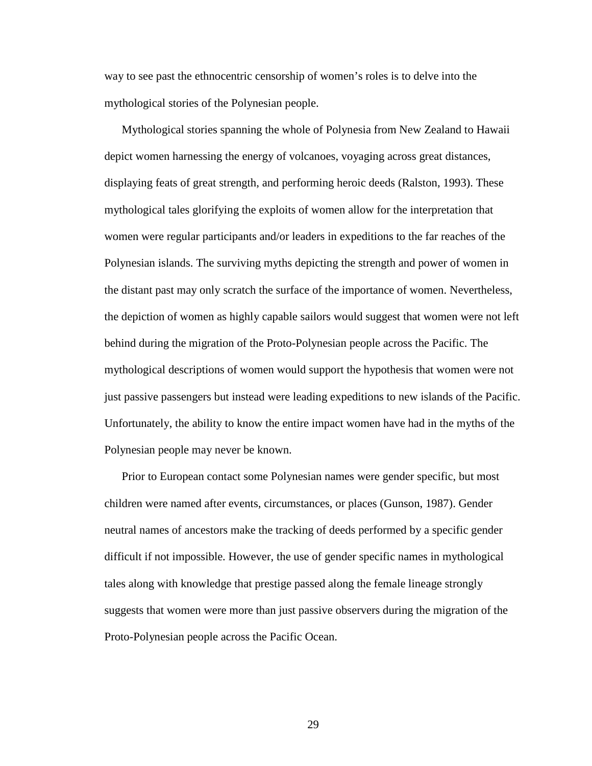way to see past the ethnocentric censorship of women's roles is to delve into the mythological stories of the Polynesian people.

Mythological stories spanning the whole of Polynesia from New Zealand to Hawaii depict women harnessing the energy of volcanoes, voyaging across great distances, displaying feats of great strength, and performing heroic deeds (Ralston, 1993). These mythological tales glorifying the exploits of women allow for the interpretation that women were regular participants and/or leaders in expeditions to the far reaches of the Polynesian islands. The surviving myths depicting the strength and power of women in the distant past may only scratch the surface of the importance of women. Nevertheless, the depiction of women as highly capable sailors would suggest that women were not left behind during the migration of the Proto-Polynesian people across the Pacific. The mythological descriptions of women would support the hypothesis that women were not just passive passengers but instead were leading expeditions to new islands of the Pacific. Unfortunately, the ability to know the entire impact women have had in the myths of the Polynesian people may never be known.

Prior to European contact some Polynesian names were gender specific, but most children were named after events, circumstances, or places (Gunson, 1987). Gender neutral names of ancestors make the tracking of deeds performed by a specific gender difficult if not impossible. However, the use of gender specific names in mythological tales along with knowledge that prestige passed along the female lineage strongly suggests that women were more than just passive observers during the migration of the Proto-Polynesian people across the Pacific Ocean.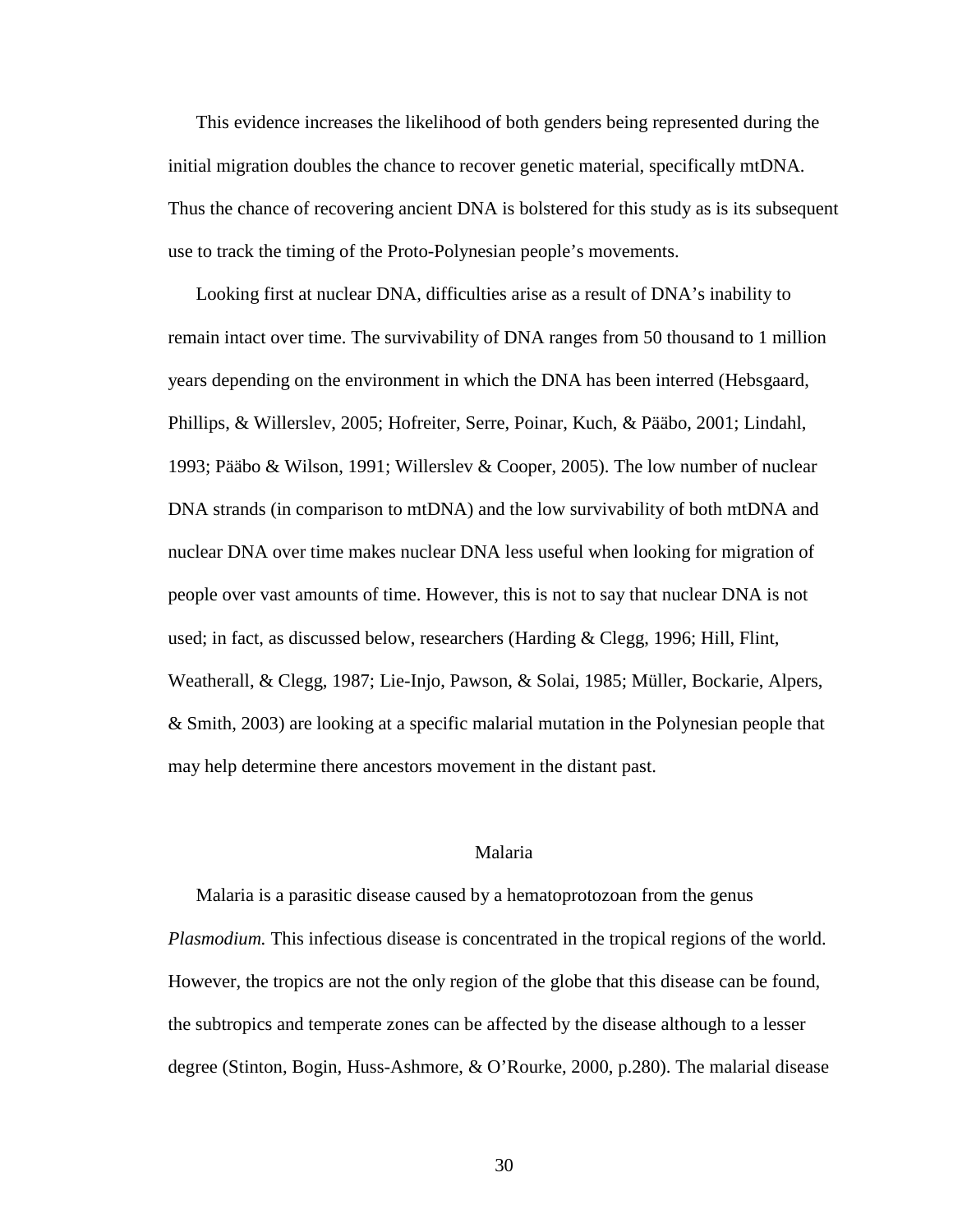This evidence increases the likelihood of both genders being represented during the initial migration doubles the chance to recover genetic material, specifically mtDNA. Thus the chance of recovering ancient DNA is bolstered for this study as is its subsequent use to track the timing of the Proto-Polynesian people's movements.

Looking first at nuclear DNA, difficulties arise as a result of DNA's inability to remain intact over time. The survivability of DNA ranges from 50 thousand to 1 million years depending on the environment in which the DNA has been interred (Hebsgaard, Phillips, & Willerslev, 2005; Hofreiter, Serre, Poinar, Kuch, & Pääbo, 2001; Lindahl, 1993; Pääbo & Wilson, 1991; Willerslev & Cooper, 2005). The low number of nuclear DNA strands (in comparison to mtDNA) and the low survivability of both mtDNA and nuclear DNA over time makes nuclear DNA less useful when looking for migration of people over vast amounts of time. However, this is not to say that nuclear DNA is not used; in fact, as discussed below, researchers (Harding & Clegg, 1996; Hill, Flint, Weatherall, & Clegg, 1987; Lie-Injo, Pawson, & Solai, 1985; Müller, Bockarie, Alpers, & Smith, 2003) are looking at a specific malarial mutation in the Polynesian people that may help determine there ancestors movement in the distant past.

## Malaria

Malaria is a parasitic disease caused by a hematoprotozoan from the genus *Plasmodium.* This infectious disease is concentrated in the tropical regions of the world. However, the tropics are not the only region of the globe that this disease can be found, the subtropics and temperate zones can be affected by the disease although to a lesser degree (Stinton, Bogin, Huss-Ashmore, & O'Rourke, 2000, p.280). The malarial disease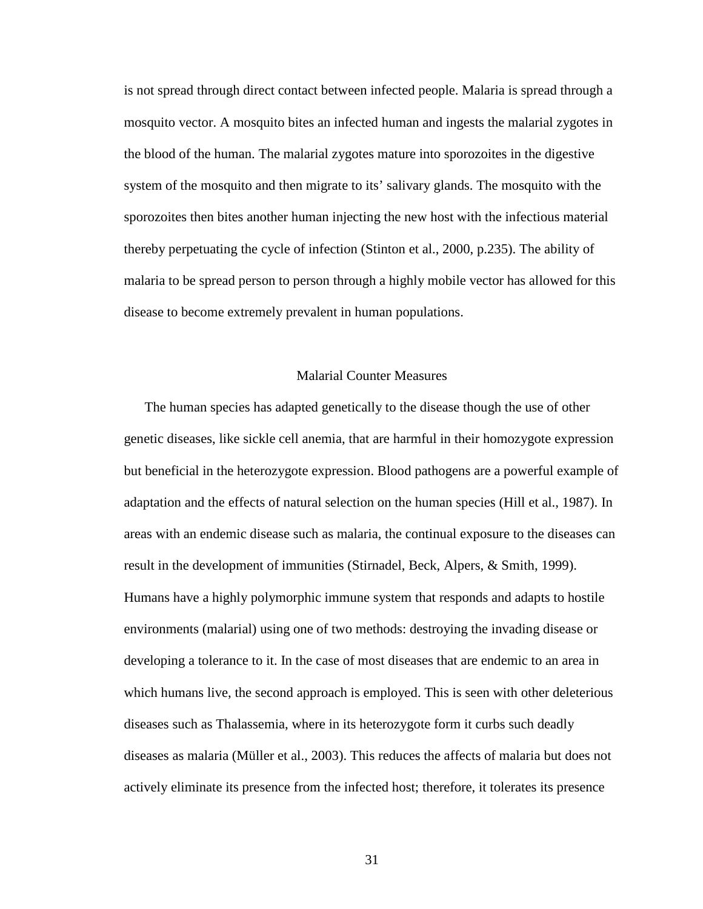is not spread through direct contact between infected people. Malaria is spread through a mosquito vector. A mosquito bites an infected human and ingests the malarial zygotes in the blood of the human. The malarial zygotes mature into sporozoites in the digestive system of the mosquito and then migrate to its' salivary glands. The mosquito with the sporozoites then bites another human injecting the new host with the infectious material thereby perpetuating the cycle of infection (Stinton et al., 2000, p.235). The ability of malaria to be spread person to person through a highly mobile vector has allowed for this disease to become extremely prevalent in human populations.

## Malarial Counter Measures

The human species has adapted genetically to the disease though the use of other genetic diseases, like sickle cell anemia, that are harmful in their homozygote expression but beneficial in the heterozygote expression. Blood pathogens are a powerful example of adaptation and the effects of natural selection on the human species (Hill et al., 1987). In areas with an endemic disease such as malaria, the continual exposure to the diseases can result in the development of immunities (Stirnadel, Beck, Alpers, & Smith, 1999). Humans have a highly polymorphic immune system that responds and adapts to hostile environments (malarial) using one of two methods: destroying the invading disease or developing a tolerance to it. In the case of most diseases that are endemic to an area in which humans live, the second approach is employed. This is seen with other deleterious diseases such as Thalassemia, where in its heterozygote form it curbs such deadly diseases as malaria (Müller et al., 2003). This reduces the affects of malaria but does not actively eliminate its presence from the infected host; therefore, it tolerates its presence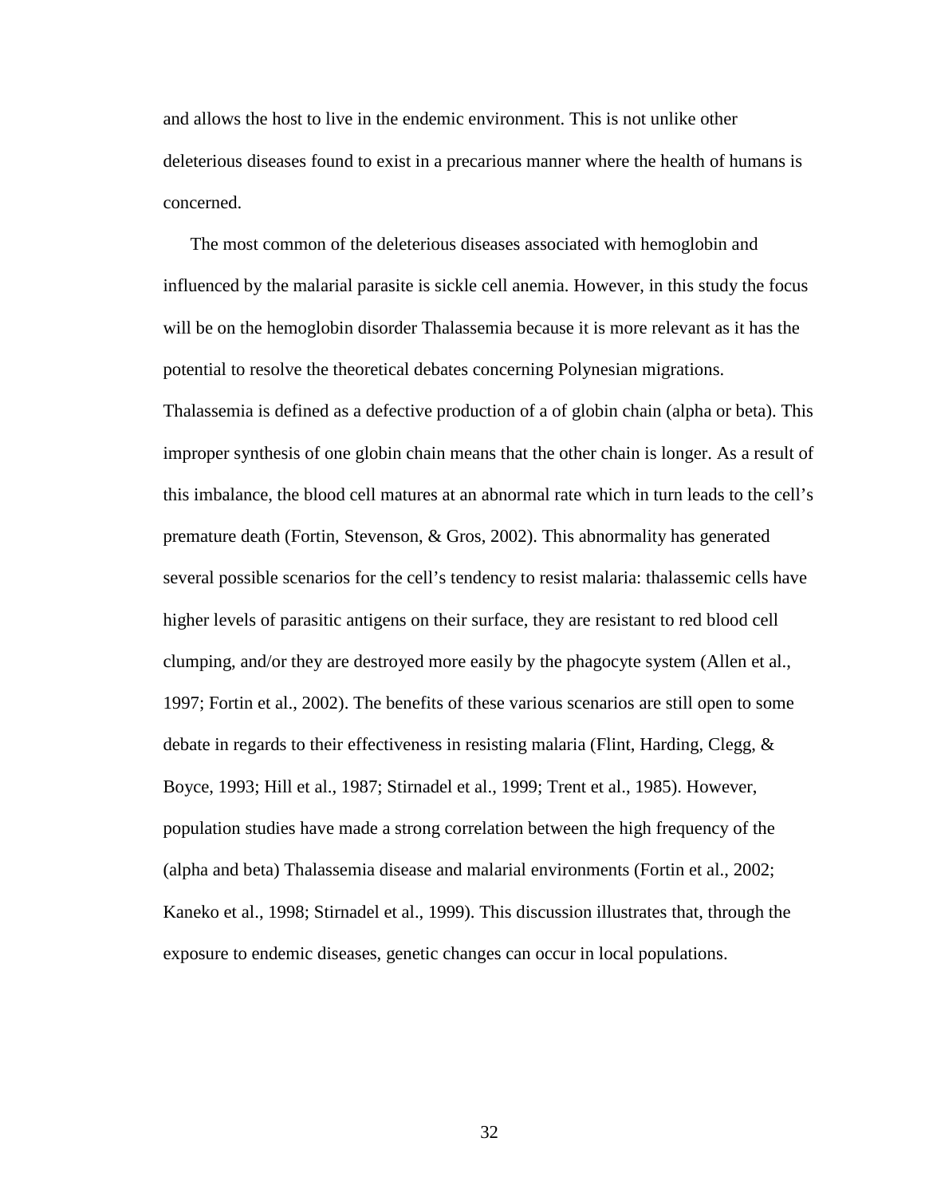and allows the host to live in the endemic environment. This is not unlike other deleterious diseases found to exist in a precarious manner where the health of humans is concerned.

The most common of the deleterious diseases associated with hemoglobin and influenced by the malarial parasite is sickle cell anemia. However, in this study the focus will be on the hemoglobin disorder Thalassemia because it is more relevant as it has the potential to resolve the theoretical debates concerning Polynesian migrations. Thalassemia is defined as a defective production of a of globin chain (alpha or beta). This improper synthesis of one globin chain means that the other chain is longer. As a result of this imbalance, the blood cell matures at an abnormal rate which in turn leads to the cell's premature death (Fortin, Stevenson, & Gros, 2002). This abnormality has generated several possible scenarios for the cell's tendency to resist malaria: thalassemic cells have higher levels of parasitic antigens on their surface, they are resistant to red blood cell clumping, and/or they are destroyed more easily by the phagocyte system (Allen et al., 1997; Fortin et al., 2002). The benefits of these various scenarios are still open to some debate in regards to their effectiveness in resisting malaria (Flint, Harding, Clegg, & Boyce, 1993; Hill et al., 1987; Stirnadel et al., 1999; Trent et al., 1985). However, population studies have made a strong correlation between the high frequency of the (alpha and beta) Thalassemia disease and malarial environments (Fortin et al., 2002; Kaneko et al., 1998; Stirnadel et al., 1999). This discussion illustrates that, through the exposure to endemic diseases, genetic changes can occur in local populations.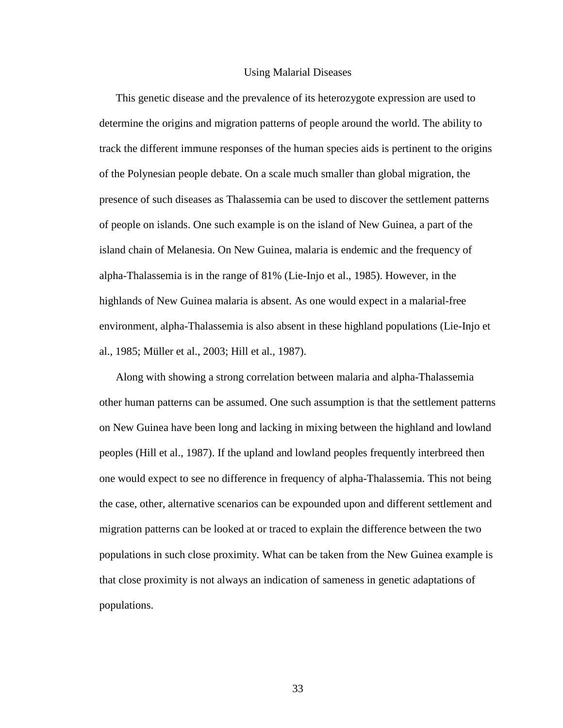## Using Malarial Diseases

This genetic disease and the prevalence of its heterozygote expression are used to determine the origins and migration patterns of people around the world. The ability to track the different immune responses of the human species aids is pertinent to the origins of the Polynesian people debate. On a scale much smaller than global migration, the presence of such diseases as Thalassemia can be used to discover the settlement patterns of people on islands. One such example is on the island of New Guinea, a part of the island chain of Melanesia. On New Guinea, malaria is endemic and the frequency of alpha-Thalassemia is in the range of 81% (Lie-Injo et al., 1985). However, in the highlands of New Guinea malaria is absent. As one would expect in a malarial-free environment, alpha-Thalassemia is also absent in these highland populations (Lie-Injo et al., 1985; Müller et al., 2003; Hill et al., 1987).

Along with showing a strong correlation between malaria and alpha-Thalassemia other human patterns can be assumed. One such assumption is that the settlement patterns on New Guinea have been long and lacking in mixing between the highland and lowland peoples (Hill et al., 1987). If the upland and lowland peoples frequently interbreed then one would expect to see no difference in frequency of alpha-Thalassemia. This not being the case, other, alternative scenarios can be expounded upon and different settlement and migration patterns can be looked at or traced to explain the difference between the two populations in such close proximity. What can be taken from the New Guinea example is that close proximity is not always an indication of sameness in genetic adaptations of populations.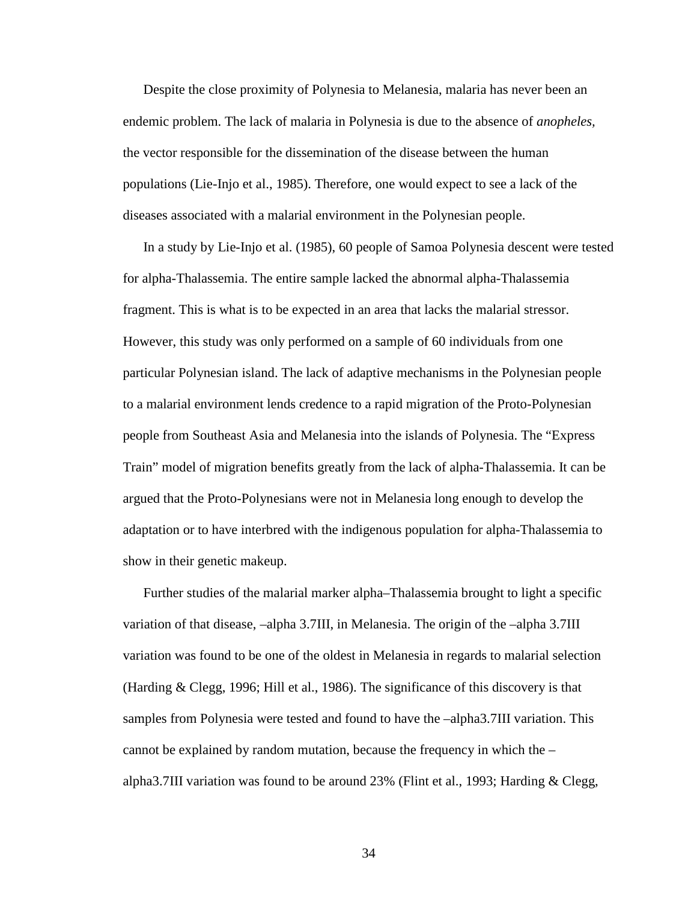Despite the close proximity of Polynesia to Melanesia, malaria has never been an endemic problem. The lack of malaria in Polynesia is due to the absence of *anopheles,* the vector responsible for the dissemination of the disease between the human populations (Lie-Injo et al., 1985). Therefore, one would expect to see a lack of the diseases associated with a malarial environment in the Polynesian people.

In a study by Lie-Injo et al. (1985), 60 people of Samoa Polynesia descent were tested for alpha-Thalassemia. The entire sample lacked the abnormal alpha-Thalassemia fragment. This is what is to be expected in an area that lacks the malarial stressor. However, this study was only performed on a sample of 60 individuals from one particular Polynesian island. The lack of adaptive mechanisms in the Polynesian people to a malarial environment lends credence to a rapid migration of the Proto-Polynesian people from Southeast Asia and Melanesia into the islands of Polynesia. The “Express Train” model of migration benefits greatly from the lack of alpha-Thalassemia. It can be argued that the Proto-Polynesians were not in Melanesia long enough to develop the adaptation or to have interbred with the indigenous population for alpha-Thalassemia to show in their genetic makeup.

Further studies of the malarial marker alpha–Thalassemia brought to light a specific variation of that disease, –alpha 3.7III, in Melanesia. The origin of the –alpha 3.7III variation was found to be one of the oldest in Melanesia in regards to malarial selection (Harding & Clegg, 1996; Hill et al., 1986). The significance of this discovery is that samples from Polynesia were tested and found to have the –alpha3.7III variation. This cannot be explained by random mutation, because the frequency in which the –alpha3.7III variation was found to be around 23% (Flint et al., 1993; Harding & Clegg,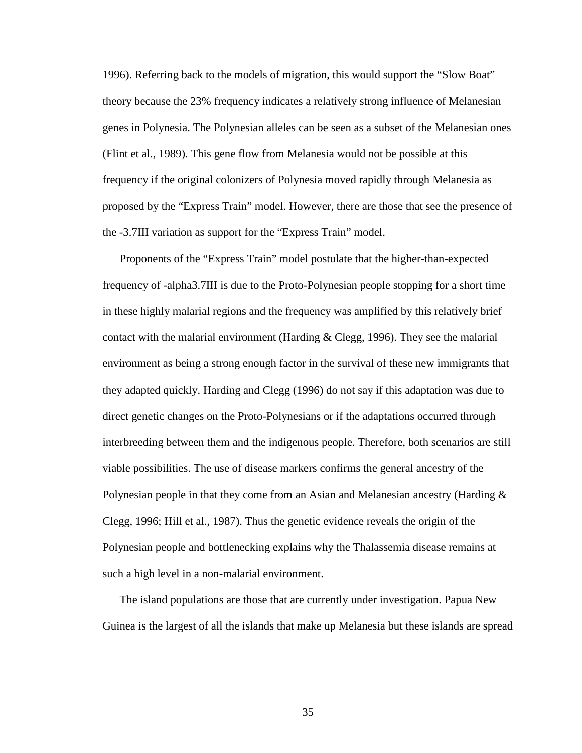1996). Referring back to the models of migration, this would support the "Slow Boat" theory because the 23% frequency indicates a relatively strong influence of Melanesian genes in Polynesia. The Polynesian alleles can be seen as a subset of the Melanesian ones (Flint et al., 1989). This gene flow from Melanesia would not be possible at this frequency if the original colonizers of Polynesia moved rapidly through Melanesia as proposed by the "Express Train" model. However, there are those that see the presence of the -3.7III variation as support for the "Express Train" model.

Proponents of the "Express Train" model postulate that the higher-than-expected frequency of -alpha3.7III is due to the Proto-Polynesian people stopping for a short time in these highly malarial regions and the frequency was amplified by this relatively brief contact with the malarial environment (Harding & Clegg, 1996). They see the malarial environment as being a strong enough factor in the survival of these new immigrants that they adapted quickly. Harding and Clegg (1996) do not say if this adaptation was due to direct genetic changes on the Proto-Polynesians or if the adaptations occurred through interbreeding between them and the indigenous people. Therefore, both scenarios are still viable possibilities. The use of disease markers confirms the general ancestry of the Polynesian people in that they come from an Asian and Melanesian ancestry (Harding & Clegg, 1996; Hill et al., 1987). Thus the genetic evidence reveals the origin of the Polynesian people and bottlenecking explains why the Thalassemia disease remains at such a high level in a non-malarial environment.

The island populations are those that are currently under investigation. Papua New Guinea is the largest of all the islands that make up Melanesia but these islands are spread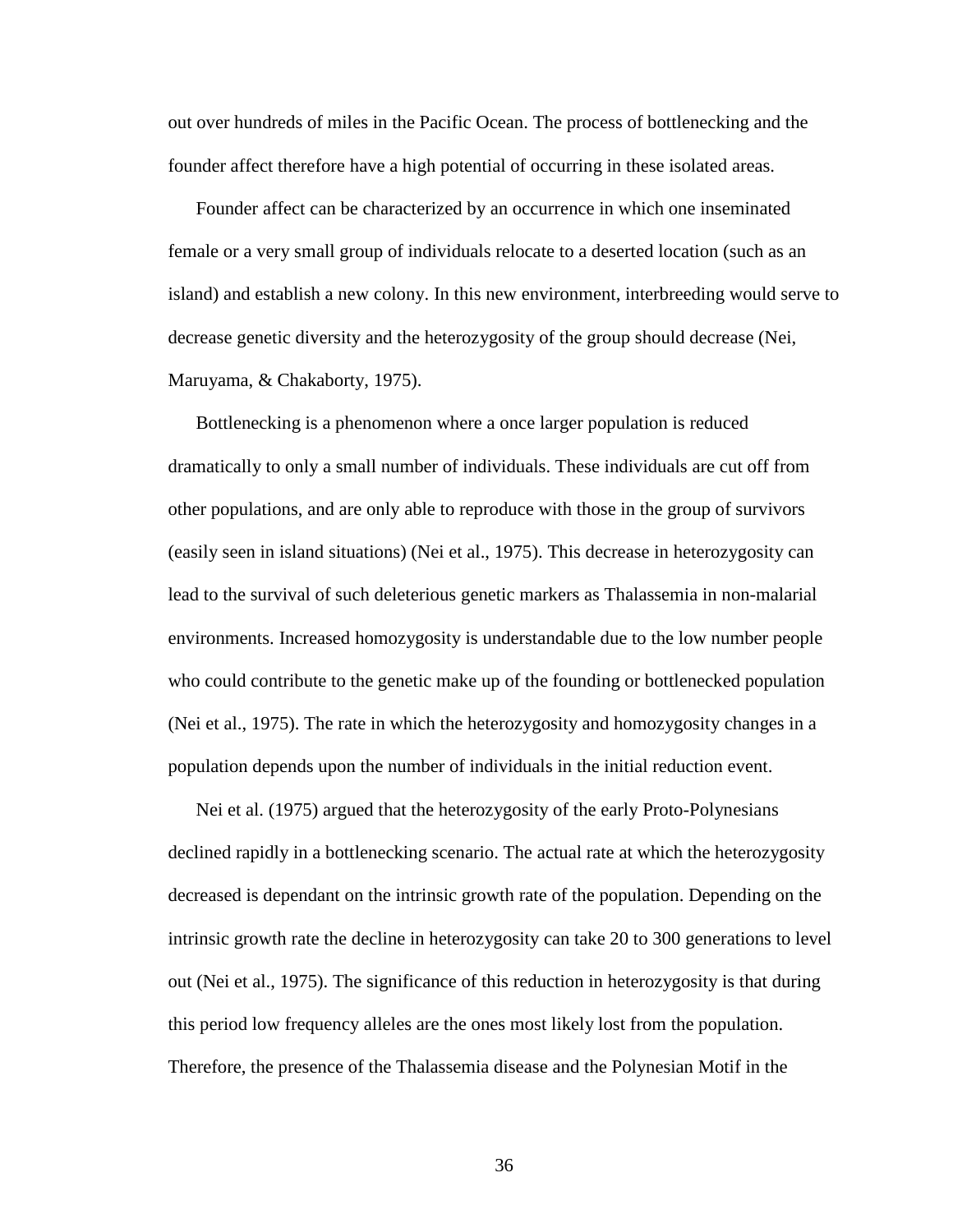out over hundreds of miles in the Pacific Ocean. The process of bottlenecking and the founder affect therefore have a high potential of occurring in these isolated areas.

Founder affect can be characterized by an occurrence in which one inseminated female or a very small group of individuals relocate to a deserted location (such as an island) and establish a new colony. In this new environment, interbreeding would serve to decrease genetic diversity and the heterozygosity of the group should decrease (Nei, Maruyama, & Chakaborty, 1975).

Bottlenecking is a phenomenon where a once larger population is reduced dramatically to only a small number of individuals. These individuals are cut off from other populations, and are only able to reproduce with those in the group of survivors (easily seen in island situations) (Nei et al., 1975). This decrease in heterozygosity can lead to the survival of such deleterious genetic markers as Thalassemia in non-malarial environments. Increased homozygosity is understandable due to the low number people who could contribute to the genetic make up of the founding or bottlenecked population (Nei et al., 1975). The rate in which the heterozygosity and homozygosity changes in a population depends upon the number of individuals in the initial reduction event.

Nei et al. (1975) argued that the heterozygosity of the early Proto-Polynesians declined rapidly in a bottlenecking scenario. The actual rate at which the heterozygosity decreased is dependant on the intrinsic growth rate of the population. Depending on the intrinsic growth rate the decline in heterozygosity can take 20 to 300 generations to level out (Nei et al., 1975). The significance of this reduction in heterozygosity is that during this period low frequency alleles are the ones most likely lost from the population. Therefore, the presence of the Thalassemia disease and the Polynesian Motif in the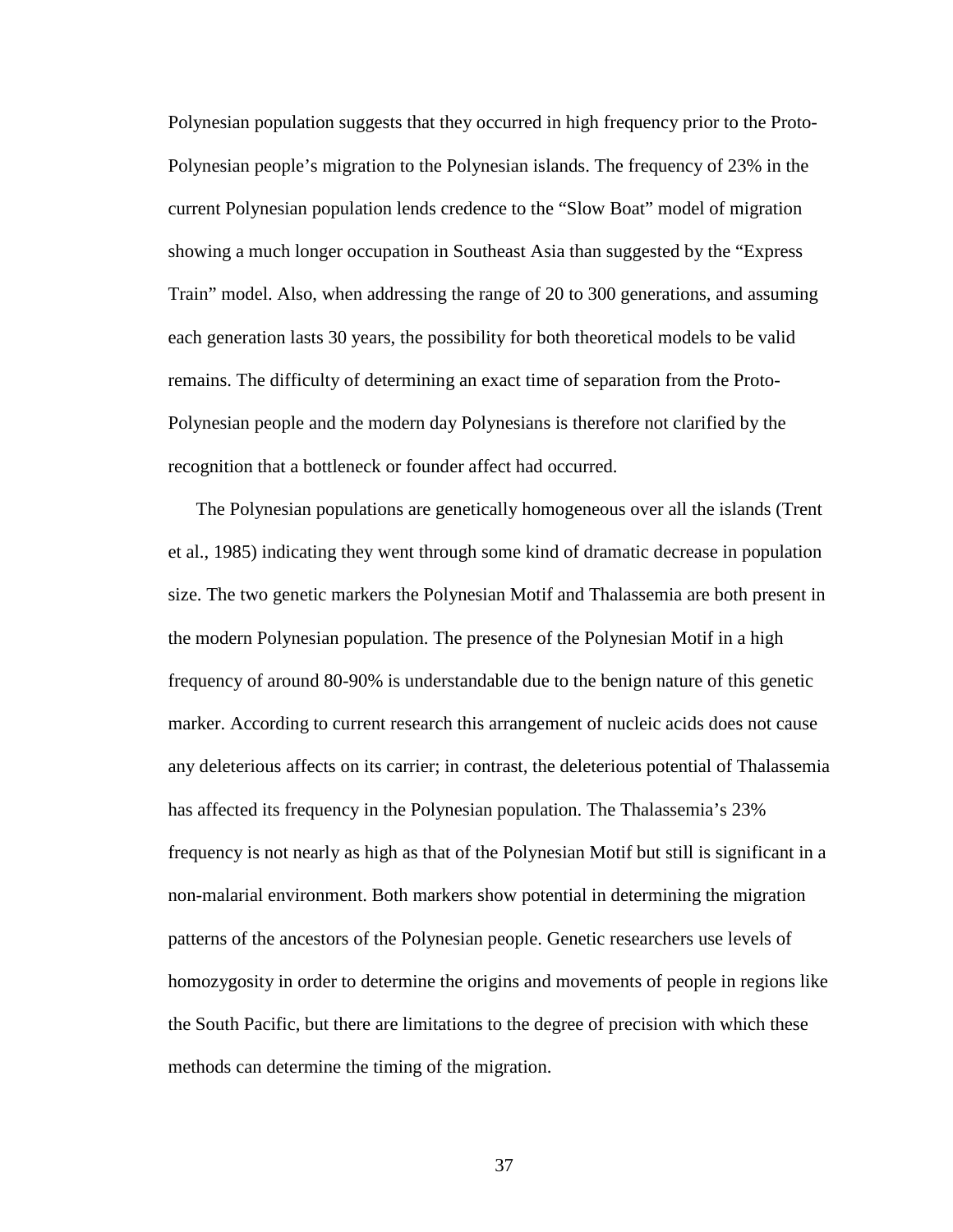Polynesian population suggests that they occurred in high frequency prior to the Proto-Polynesian people's migration to the Polynesian islands. The frequency of 23% in the current Polynesian population lends credence to the "Slow Boat" model of migration showing a much longer occupation in Southeast Asia than suggested by the "Express Train" model. Also, when addressing the range of 20 to 300 generations, and assuming each generation lasts 30 years, the possibility for both theoretical models to be valid remains. The difficulty of determining an exact time of separation from the Proto-Polynesian people and the modern day Polynesians is therefore not clarified by the recognition that a bottleneck or founder affect had occurred.

The Polynesian populations are genetically homogeneous over all the islands (Trent et al., 1985) indicating they went through some kind of dramatic decrease in population size. The two genetic markers the Polynesian Motif and Thalassemia are both present in the modern Polynesian population. The presence of the Polynesian Motif in a high frequency of around 80-90% is understandable due to the benign nature of this genetic marker. According to current research this arrangement of nucleic acids does not cause any deleterious affects on its carrier; in contrast, the deleterious potential of Thalassemia has affected its frequency in the Polynesian population. The Thalassemia's 23% frequency is not nearly as high as that of the Polynesian Motif but still is significant in a non-malarial environment. Both markers show potential in determining the migration patterns of the ancestors of the Polynesian people. Genetic researchers use levels of homozygosity in order to determine the origins and movements of people in regions like the South Pacific, but there are limitations to the degree of precision with which these methods can determine the timing of the migration.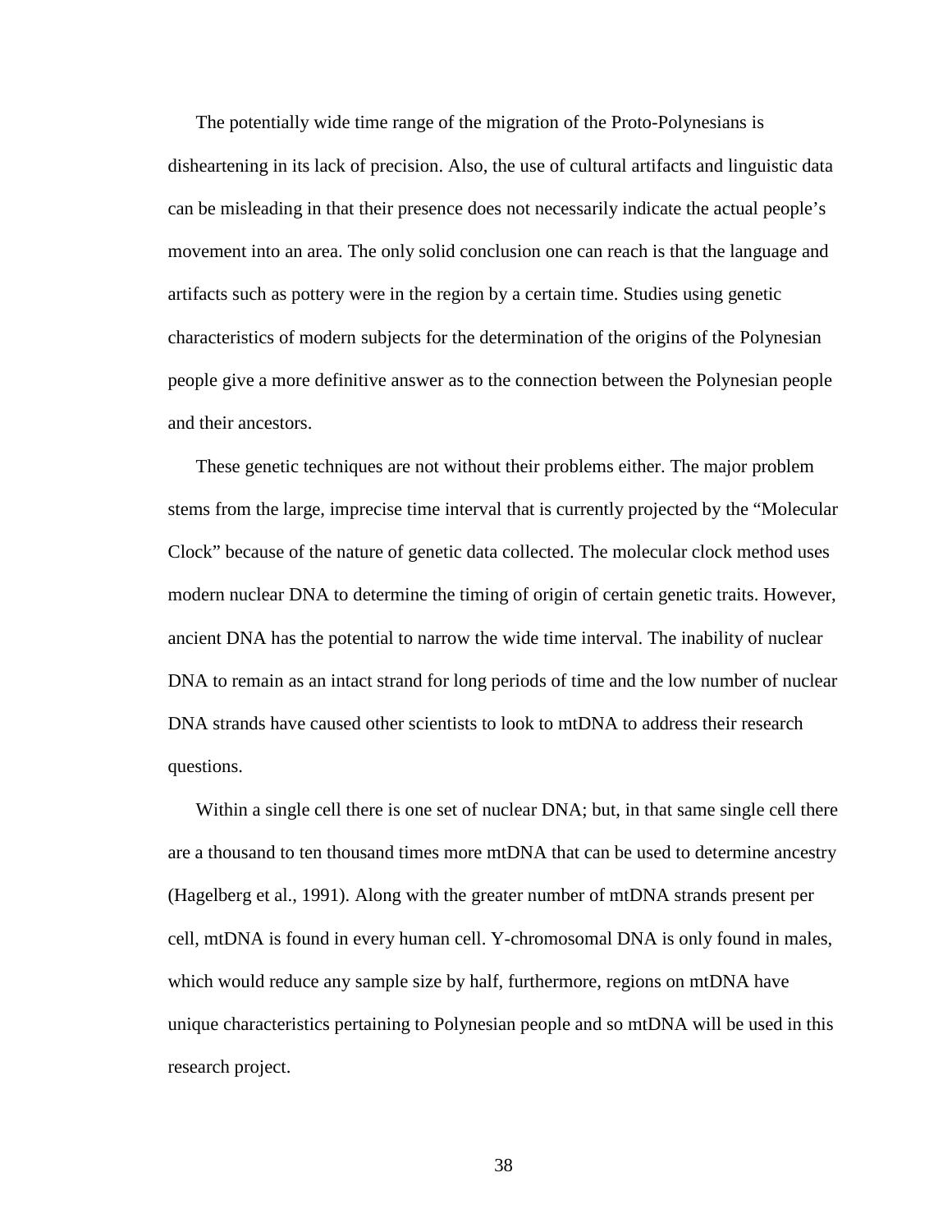The potentially wide time range of the migration of the Proto-Polynesians is disheartening in its lack of precision. Also, the use of cultural artifacts and linguistic data can be misleading in that their presence does not necessarily indicate the actual people's movement into an area. The only solid conclusion one can reach is that the language and artifacts such as pottery were in the region by a certain time. Studies using genetic characteristics of modern subjects for the determination of the origins of the Polynesian people give a more definitive answer as to the connection between the Polynesian people and their ancestors.

These genetic techniques are not without their problems either. The major problem stems from the large, imprecise time interval that is currently projected by the "Molecular Clock" because of the nature of genetic data collected. The molecular clock method uses modern nuclear DNA to determine the timing of origin of certain genetic traits. However, ancient DNA has the potential to narrow the wide time interval. The inability of nuclear DNA to remain as an intact strand for long periods of time and the low number of nuclear DNA strands have caused other scientists to look to mtDNA to address their research questions.

Within a single cell there is one set of nuclear DNA; but, in that same single cell there are a thousand to ten thousand times more mtDNA that can be used to determine ancestry (Hagelberg et al., 1991). Along with the greater number of mtDNA strands present per cell, mtDNA is found in every human cell. Y-chromosomal DNA is only found in males, which would reduce any sample size by half, furthermore, regions on mtDNA have unique characteristics pertaining to Polynesian people and so mtDNA will be used in this research project.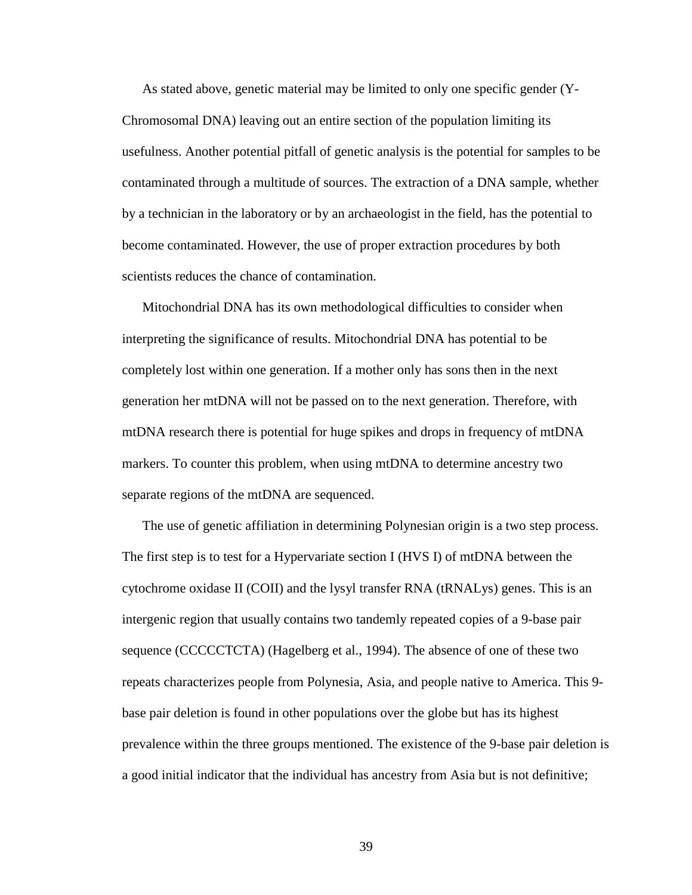As stated above, genetic material may be limited to only one specific gender (Y-Chromosomal DNA) leaving out an entire section of the population limiting its usefulness. Another potential pitfall of genetic analysis is the potential for samples to be contaminated through a multitude of sources. The extraction of a DNA sample, whether by a technician in the laboratory or by an archaeologist in the field, has the potential to become contaminated. However, the use of proper extraction procedures by both scientists reduces the chance of contamination.

Mitochondrial DNA has its own methodological difficulties to consider when interpreting the significance of results. Mitochondrial DNA has potential to be completely lost within one generation. If a mother only has sons then in the next generation her mtDNA will not be passed on to the next generation. Therefore, with mtDNA research there is potential for huge spikes and drops in frequency of mtDNA markers. To counter this problem, when using mtDNA to determine ancestry two separate regions of the mtDNA are sequenced.

The use of genetic affiliation in determining Polynesian origin is a two step process. The first step is to test for a Hypervariate section I (HVS I) of mtDNA between the cytochrome oxidase II (COII) and the lysyl transfer RNA (tRNALys) genes. This is an intergenic region that usually contains two tandemly repeated copies of a 9-base pair sequence (CCCCCTCTA) (Hagelberg et al., 1994). The absence of one of these two repeats characterizes people from Polynesia, Asia, and people native to America. This 9-base pair deletion is found in other populations over the globe but has its highest prevalence within the three groups mentioned. The existence of the 9-base pair deletion is a good initial indicator that the individual has ancestry from Asia but is not definitive;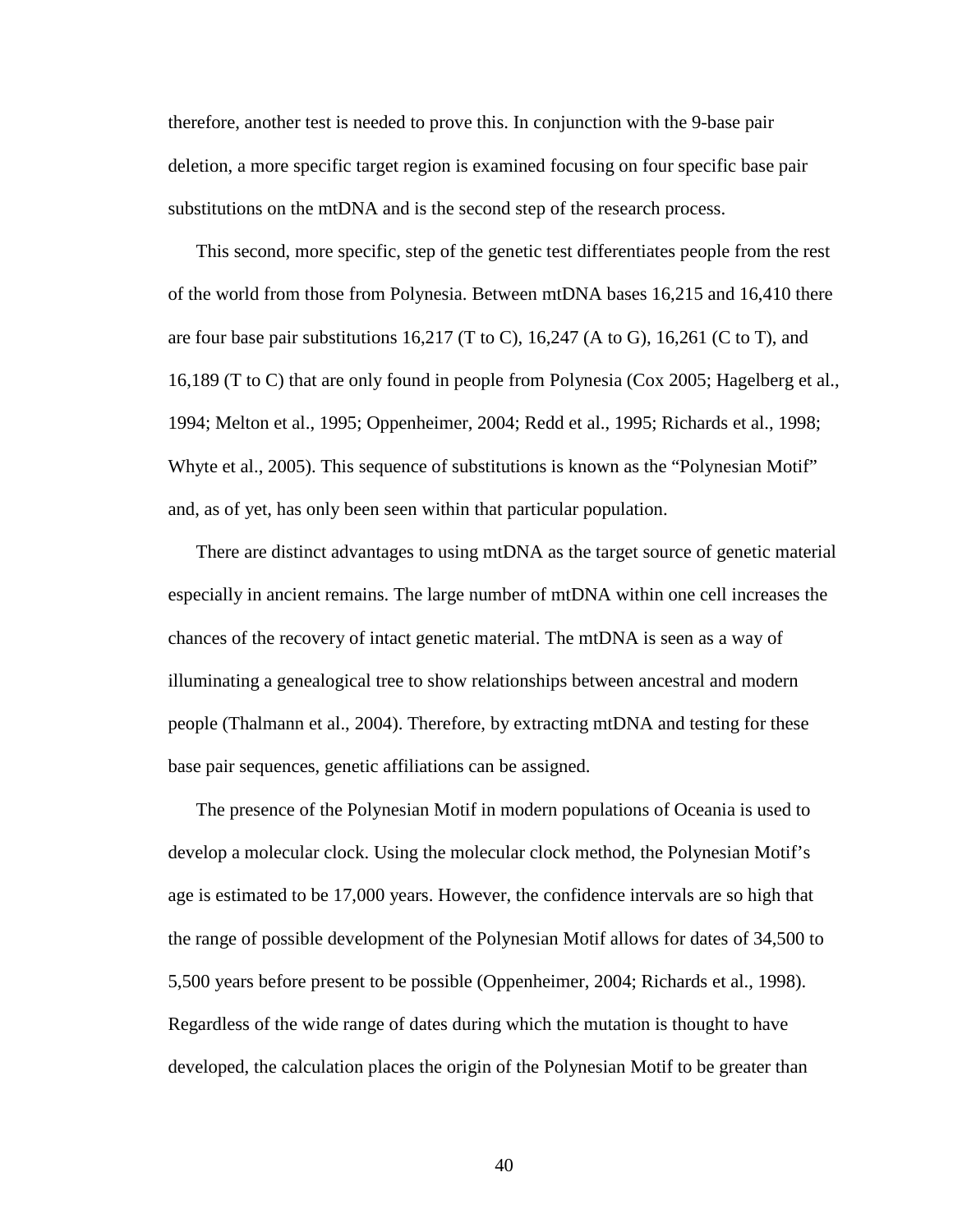therefore, another test is needed to prove this. In conjunction with the 9-base pair deletion, a more specific target region is examined focusing on four specific base pair substitutions on the mtDNA and is the second step of the research process.

This second, more specific, step of the genetic test differentiates people from the rest of the world from those from Polynesia. Between mtDNA bases 16,215 and 16,410 there are four base pair substitutions 16,217 (T to C), 16,247 (A to G), 16,261 (C to T), and 16,189 (T to C) that are only found in people from Polynesia (Cox 2005; Hagelberg et al., 1994; Melton et al., 1995; Oppenheimer, 2004; Redd et al., 1995; Richards et al., 1998; Whyte et al., 2005). This sequence of substitutions is known as the "Polynesian Motif" and, as of yet, has only been seen within that particular population.

There are distinct advantages to using mtDNA as the target source of genetic material especially in ancient remains. The large number of mtDNA within one cell increases the chances of the recovery of intact genetic material. The mtDNA is seen as a way of illuminating a genealogical tree to show relationships between ancestral and modern people (Thalmann et al., 2004). Therefore, by extracting mtDNA and testing for these base pair sequences, genetic affiliations can be assigned.

The presence of the Polynesian Motif in modern populations of Oceania is used to develop a molecular clock. Using the molecular clock method, the Polynesian Motif's age is estimated to be 17,000 years. However, the confidence intervals are so high that the range of possible development of the Polynesian Motif allows for dates of 34,500 to 5,500 years before present to be possible (Oppenheimer, 2004; Richards et al., 1998). Regardless of the wide range of dates during which the mutation is thought to have developed, the calculation places the origin of the Polynesian Motif to be greater than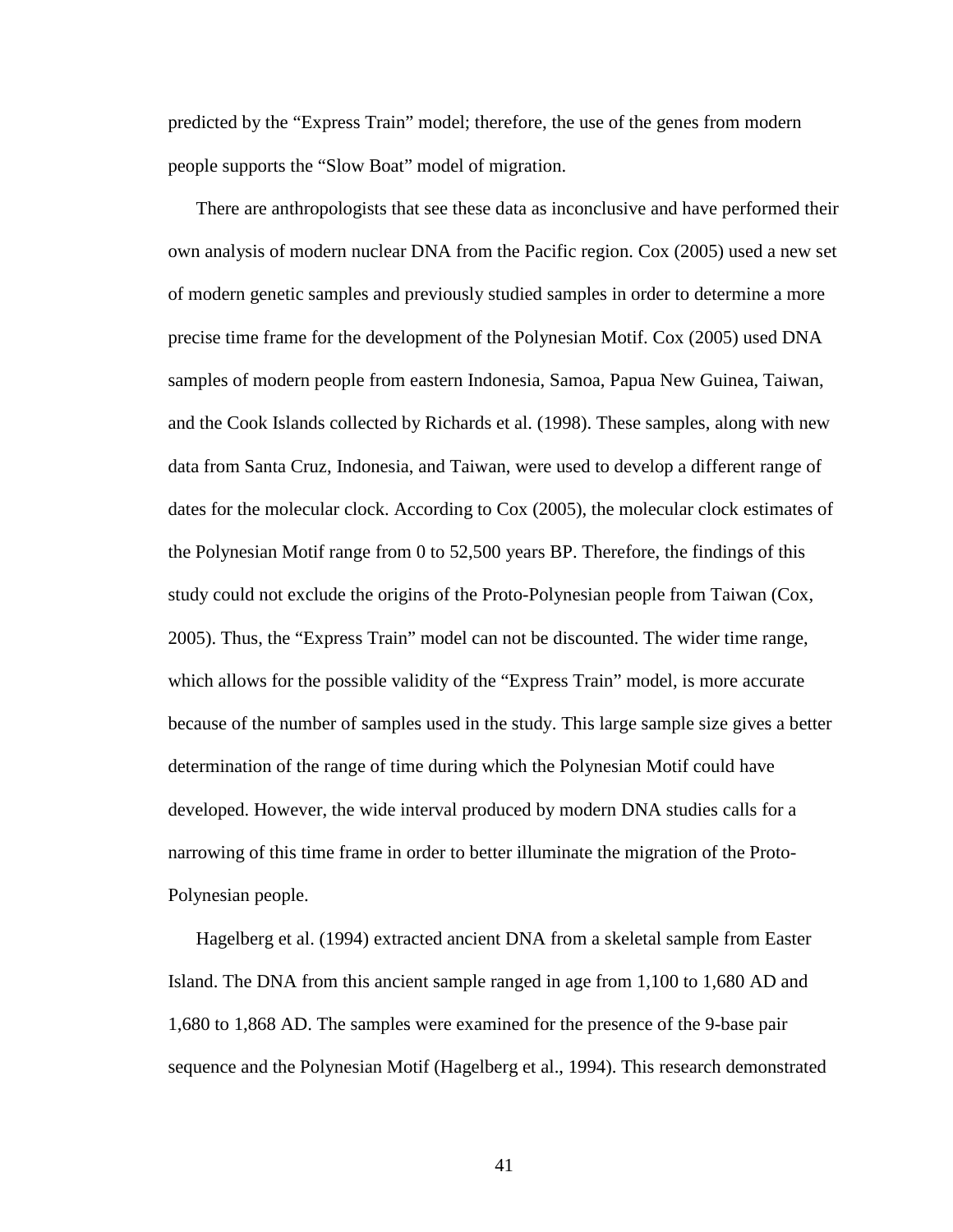predicted by the "Express Train" model; therefore, the use of the genes from modern people supports the "Slow Boat" model of migration.

There are anthropologists that see these data as inconclusive and have performed their own analysis of modern nuclear DNA from the Pacific region. Cox (2005) used a new set of modern genetic samples and previously studied samples in order to determine a more precise time frame for the development of the Polynesian Motif. Cox (2005) used DNA samples of modern people from eastern Indonesia, Samoa, Papua New Guinea, Taiwan, and the Cook Islands collected by Richards et al. (1998). These samples, along with new data from Santa Cruz, Indonesia, and Taiwan, were used to develop a different range of dates for the molecular clock. According to Cox (2005), the molecular clock estimates of the Polynesian Motif range from 0 to 52,500 years BP. Therefore, the findings of this study could not exclude the origins of the Proto-Polynesian people from Taiwan (Cox, 2005). Thus, the "Express Train" model can not be discounted. The wider time range, which allows for the possible validity of the "Express Train" model, is more accurate because of the number of samples used in the study. This large sample size gives a better determination of the range of time during which the Polynesian Motif could have developed. However, the wide interval produced by modern DNA studies calls for a narrowing of this time frame in order to better illuminate the migration of the Proto-Polynesian people.

Hagelberg et al. (1994) extracted ancient DNA from a skeletal sample from Easter Island. The DNA from this ancient sample ranged in age from 1,100 to 1,680 AD and 1,680 to 1,868 AD. The samples were examined for the presence of the 9-base pair sequence and the Polynesian Motif (Hagelberg et al., 1994). This research demonstrated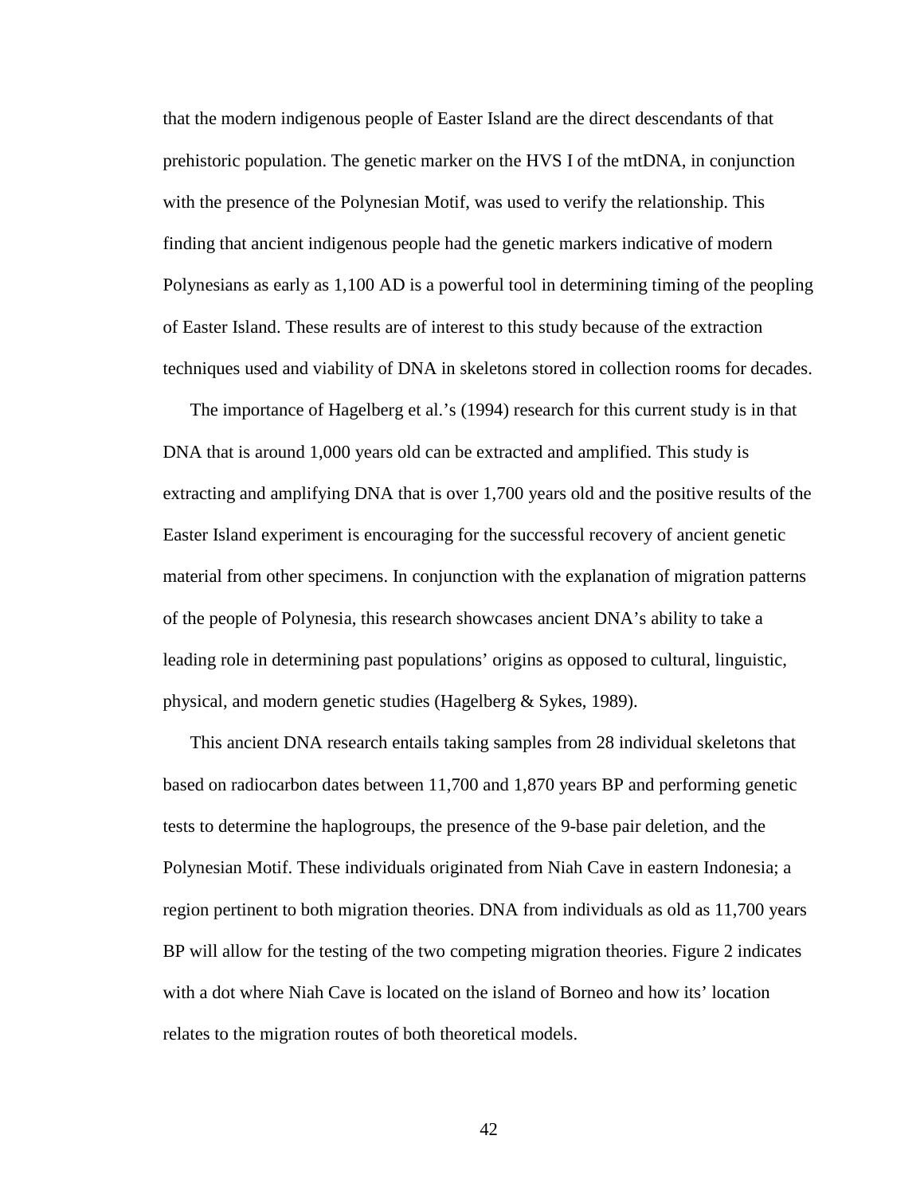that the modern indigenous people of Easter Island are the direct descendants of that prehistoric population. The genetic marker on the HVS I of the mtDNA, in conjunction with the presence of the Polynesian Motif, was used to verify the relationship. This finding that ancient indigenous people had the genetic markers indicative of modern Polynesians as early as 1,100 AD is a powerful tool in determining timing of the peopling of Easter Island. These results are of interest to this study because of the extraction techniques used and viability of DNA in skeletons stored in collection rooms for decades.

The importance of Hagelberg et al.'s (1994) research for this current study is in that DNA that is around 1,000 years old can be extracted and amplified. This study is extracting and amplifying DNA that is over 1,700 years old and the positive results of the Easter Island experiment is encouraging for the successful recovery of ancient genetic material from other specimens. In conjunction with the explanation of migration patterns of the people of Polynesia, this research showcases ancient DNA's ability to take a leading role in determining past populations' origins as opposed to cultural, linguistic, physical, and modern genetic studies (Hagelberg & Sykes, 1989).

This ancient DNA research entails taking samples from 28 individual skeletons that based on radiocarbon dates between 11,700 and 1,870 years BP and performing genetic tests to determine the haplogroups, the presence of the 9-base pair deletion, and the Polynesian Motif. These individuals originated from Niah Cave in eastern Indonesia; a region pertinent to both migration theories. DNA from individuals as old as 11,700 years BP will allow for the testing of the two competing migration theories. Figure 2 indicates with a dot where Niah Cave is located on the island of Borneo and how its' location relates to the migration routes of both theoretical models.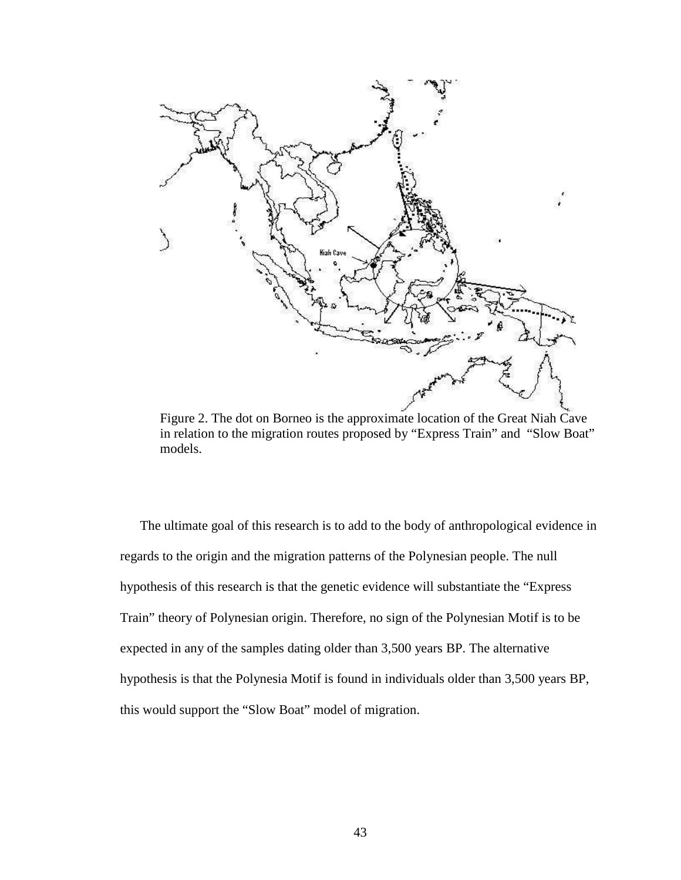Figure 2. The dot on Borneo is the approximate location of the Great Niah Cave in relation to the migration routes proposed by "Express Train" and "Slow Boat" models.

The ultimate goal of this research is to add to the body of anthropological evidence in regards to the origin and the migration patterns of the Polynesian people. The null hypothesis of this research is that the genetic evidence will substantiate the "Express Train" theory of Polynesian origin. Therefore, no sign of the Polynesian Motif is to be expected in any of the samples dating older than 3,500 years BP. The alternative hypothesis is that the Polynesia Motif is found in individuals older than 3,500 years BP, this would support the "Slow Boat" model of migration.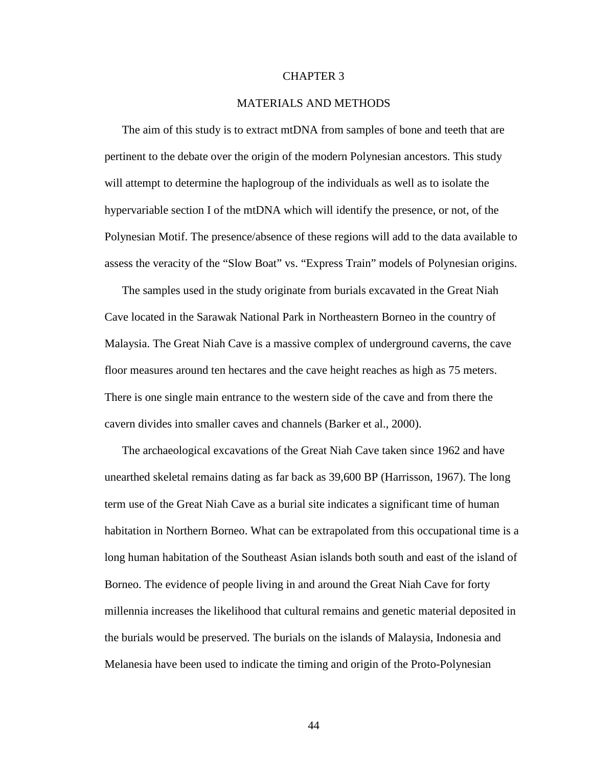# CHAPTER 3

## MATERIALS AND METHODS

The aim of this study is to extract mtDNA from samples of bone and teeth that are pertinent to the debate over the origin of the modern Polynesian ancestors. This study will attempt to determine the haplogroup of the individuals as well as to isolate the hypervariable section I of the mtDNA which will identify the presence, or not, of the Polynesian Motif. The presence/absence of these regions will add to the data available to assess the veracity of the "Slow Boat" vs. "Express Train" models of Polynesian origins.

The samples used in the study originate from burials excavated in the Great Niah Cave located in the Sarawak National Park in Northeastern Borneo in the country of Malaysia. The Great Niah Cave is a massive complex of underground caverns, the cave floor measures around ten hectares and the cave height reaches as high as 75 meters. There is one single main entrance to the western side of the cave and from there the cavern divides into smaller caves and channels (Barker et al., 2000).

The archaeological excavations of the Great Niah Cave taken since 1962 and have unearthed skeletal remains dating as far back as 39,600 BP (Harrisson, 1967). The long term use of the Great Niah Cave as a burial site indicates a significant time of human habitation in Northern Borneo. What can be extrapolated from this occupational time is a long human habitation of the Southeast Asian islands both south and east of the island of Borneo. The evidence of people living in and around the Great Niah Cave for forty millennia increases the likelihood that cultural remains and genetic material deposited in the burials would be preserved. The burials on the islands of Malaysia, Indonesia and Melanesia have been used to indicate the timing and origin of the Proto-Polynesian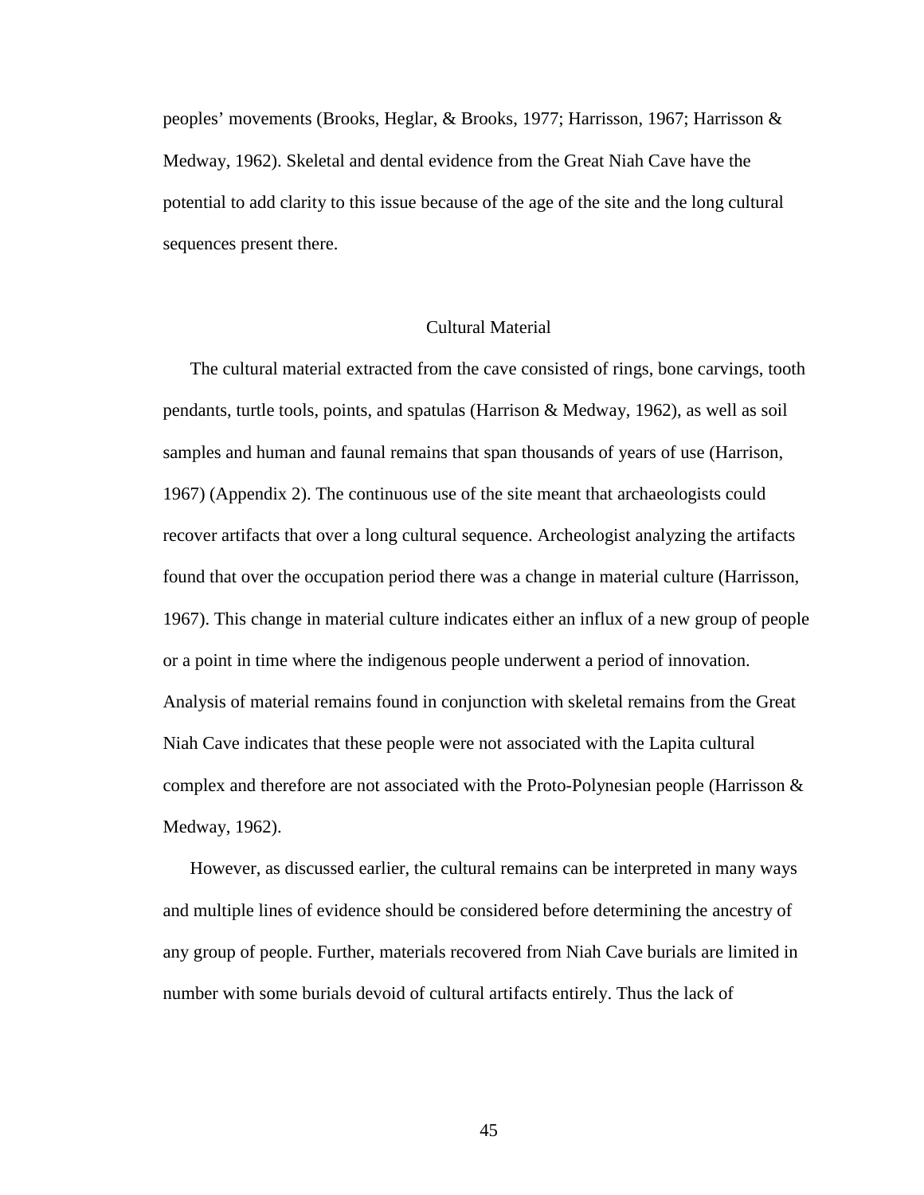peoples' movements (Brooks, Heglar, & Brooks, 1977; Harrisson, 1967; Harrisson & Medway, 1962). Skeletal and dental evidence from the Great Niah Cave have the potential to add clarity to this issue because of the age of the site and the long cultural sequences present there.

## Cultural Material

The cultural material extracted from the cave consisted of rings, bone carvings, tooth pendants, turtle tools, points, and spatulas (Harrison & Medway, 1962), as well as soil samples and human and faunal remains that span thousands of years of use (Harrison, 1967) (Appendix 2). The continuous use of the site meant that archaeologists could recover artifacts that over a long cultural sequence. Archeologist analyzing the artifacts found that over the occupation period there was a change in material culture (Harrisson, 1967). This change in material culture indicates either an influx of a new group of people or a point in time where the indigenous people underwent a period of innovation. Analysis of material remains found in conjunction with skeletal remains from the Great Niah Cave indicates that these people were not associated with the Lapita cultural complex and therefore are not associated with the Proto-Polynesian people (Harrisson & Medway, 1962).

However, as discussed earlier, the cultural remains can be interpreted in many ways and multiple lines of evidence should be considered before determining the ancestry of any group of people. Further, materials recovered from Niah Cave burials are limited in number with some burials devoid of cultural artifacts entirely. Thus the lack of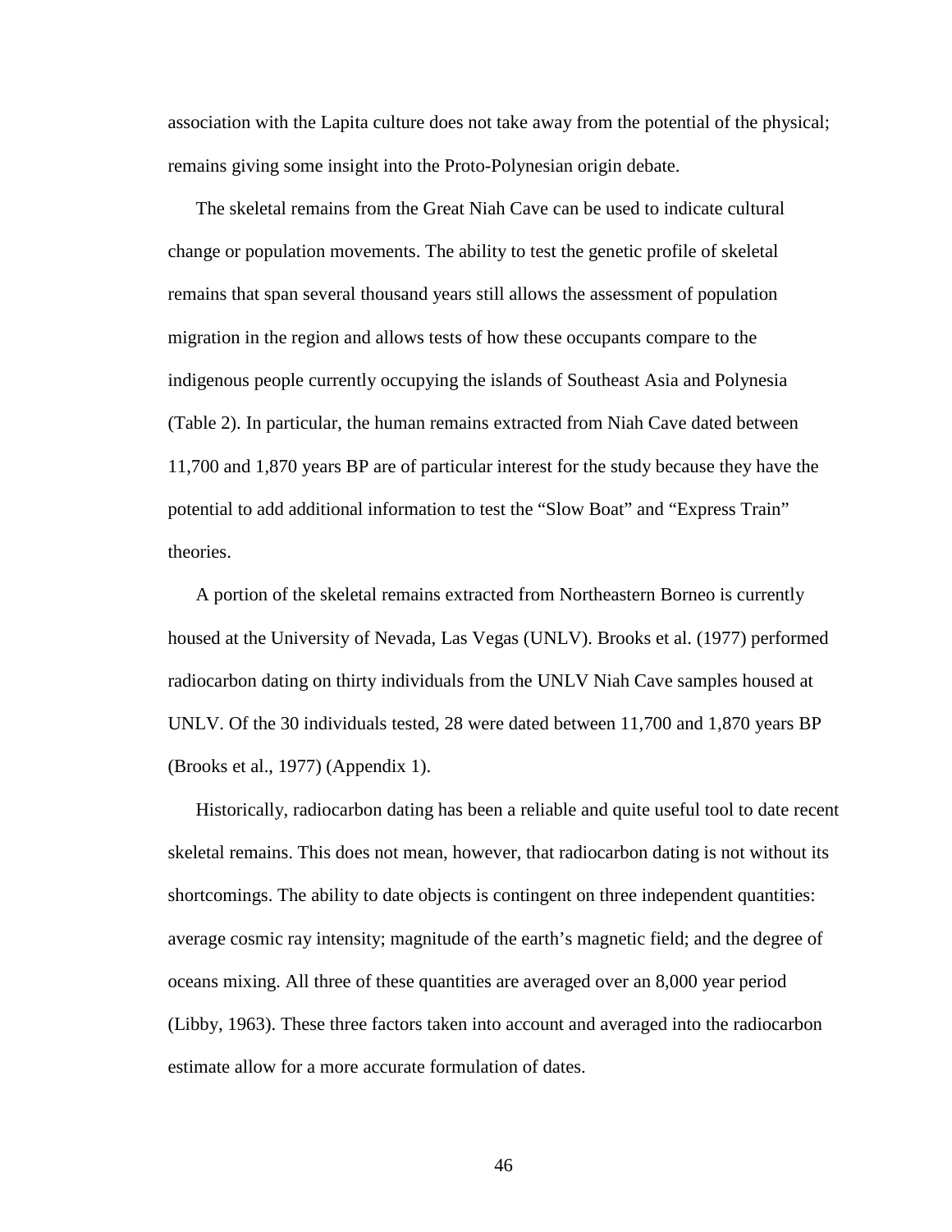association with the Lapita culture does not take away from the potential of the physical; remains giving some insight into the Proto-Polynesian origin debate.

The skeletal remains from the Great Niah Cave can be used to indicate cultural change or population movements. The ability to test the genetic profile of skeletal remains that span several thousand years still allows the assessment of population migration in the region and allows tests of how these occupants compare to the indigenous people currently occupying the islands of Southeast Asia and Polynesia (Table 2). In particular, the human remains extracted from Niah Cave dated between 11,700 and 1,870 years BP are of particular interest for the study because they have the potential to add additional information to test the "Slow Boat" and "Express Train" theories.

A portion of the skeletal remains extracted from Northeastern Borneo is currently housed at the University of Nevada, Las Vegas (UNLV). Brooks et al. (1977) performed radiocarbon dating on thirty individuals from the UNLV Niah Cave samples housed at UNLV. Of the 30 individuals tested, 28 were dated between 11,700 and 1,870 years BP (Brooks et al., 1977) (Appendix 1).

Historically, radiocarbon dating has been a reliable and quite useful tool to date recent skeletal remains. This does not mean, however, that radiocarbon dating is not without its shortcomings. The ability to date objects is contingent on three independent quantities: average cosmic ray intensity; magnitude of the earth's magnetic field; and the degree of oceans mixing. All three of these quantities are averaged over an 8,000 year period (Libby, 1963). These three factors taken into account and averaged into the radiocarbon estimate allow for a more accurate formulation of dates.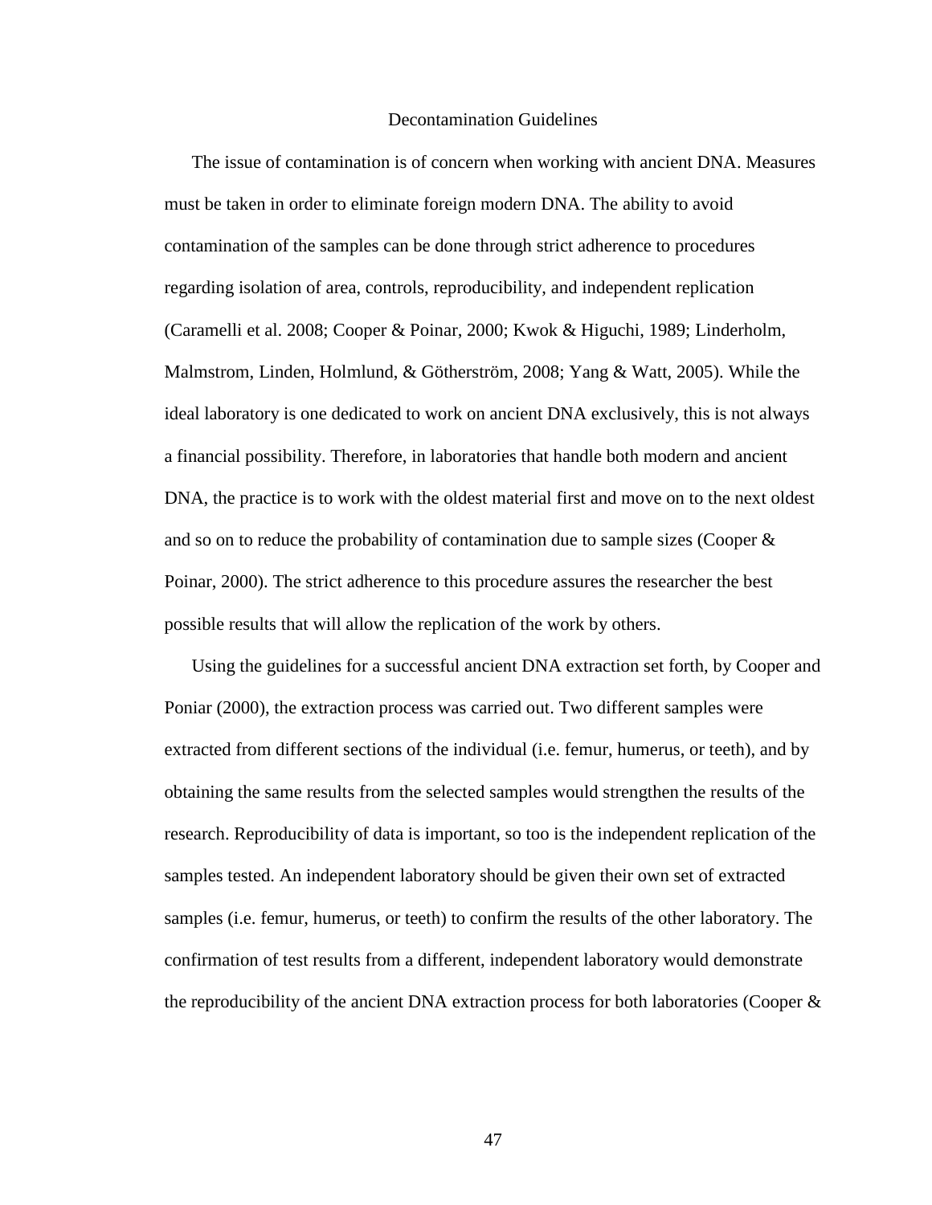## Decontamination Guidelines

The issue of contamination is of concern when working with ancient DNA. Measures must be taken in order to eliminate foreign modern DNA. The ability to avoid contamination of the samples can be done through strict adherence to procedures regarding isolation of area, controls, reproducibility, and independent replication (Caramelli et al. 2008; Cooper & Poinar, 2000; Kwok & Higuchi, 1989; Linderholm, Malmstrom, Linden, Holmlund, & Götherström, 2008; Yang & Watt, 2005). While the ideal laboratory is one dedicated to work on ancient DNA exclusively, this is not always a financial possibility. Therefore, in laboratories that handle both modern and ancient DNA, the practice is to work with the oldest material first and move on to the next oldest and so on to reduce the probability of contamination due to sample sizes (Cooper & Poinar, 2000). The strict adherence to this procedure assures the researcher the best possible results that will allow the replication of the work by others.

Using the guidelines for a successful ancient DNA extraction set forth, by Cooper and Poniar (2000), the extraction process was carried out. Two different samples were extracted from different sections of the individual (i.e. femur, humerus, or teeth), and by obtaining the same results from the selected samples would strengthen the results of the research. Reproducibility of data is important, so too is the independent replication of the samples tested. An independent laboratory should be given their own set of extracted samples (i.e. femur, humerus, or teeth) to confirm the results of the other laboratory. The confirmation of test results from a different, independent laboratory would demonstrate the reproducibility of the ancient DNA extraction process for both laboratories (Cooper &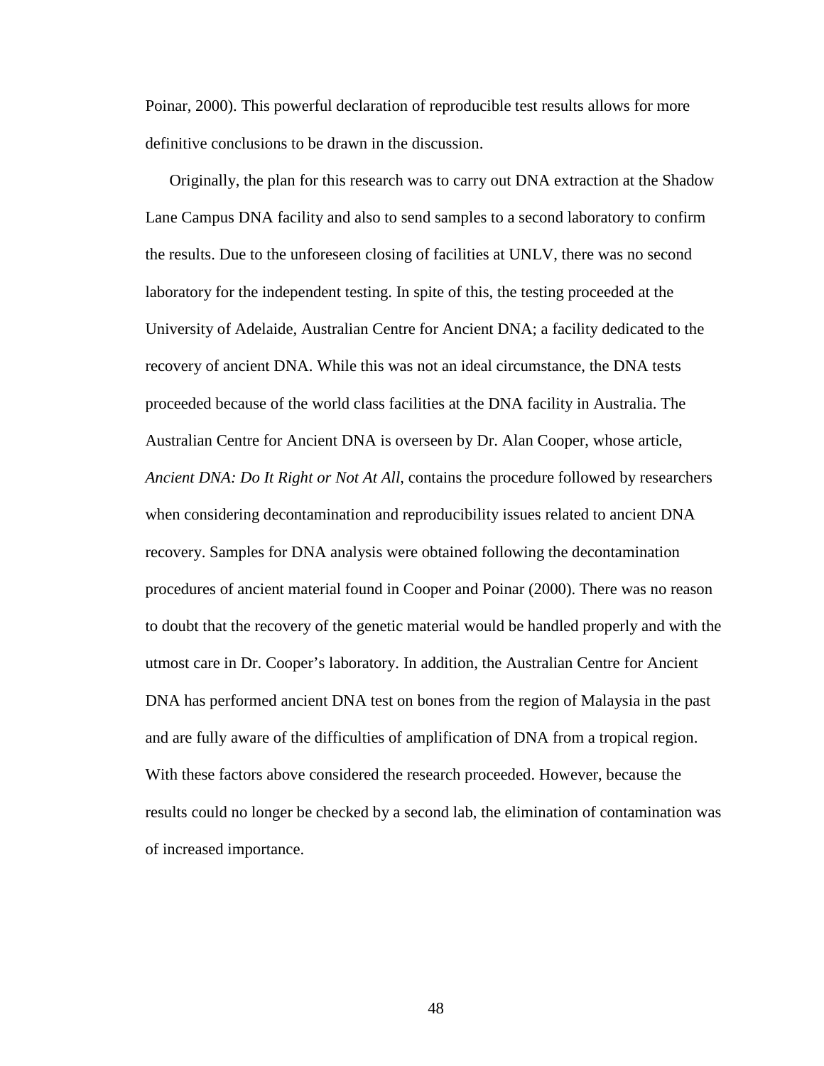Poinar, 2000). This powerful declaration of reproducible test results allows for more definitive conclusions to be drawn in the discussion.

Originally, the plan for this research was to carry out DNA extraction at the Shadow Lane Campus DNA facility and also to send samples to a second laboratory to confirm the results. Due to the unforeseen closing of facilities at UNLV, there was no second laboratory for the independent testing. In spite of this, the testing proceeded at the University of Adelaide, Australian Centre for Ancient DNA; a facility dedicated to the recovery of ancient DNA. While this was not an ideal circumstance, the DNA tests proceeded because of the world class facilities at the DNA facility in Australia. The Australian Centre for Ancient DNA is overseen by Dr. Alan Cooper, whose article, *Ancient DNA: Do It Right or Not At All*, contains the procedure followed by researchers when considering decontamination and reproducibility issues related to ancient DNA recovery. Samples for DNA analysis were obtained following the decontamination procedures of ancient material found in Cooper and Poinar (2000). There was no reason to doubt that the recovery of the genetic material would be handled properly and with the utmost care in Dr. Cooper's laboratory. In addition, the Australian Centre for Ancient DNA has performed ancient DNA test on bones from the region of Malaysia in the past and are fully aware of the difficulties of amplification of DNA from a tropical region. With these factors above considered the research proceeded. However, because the results could no longer be checked by a second lab, the elimination of contamination was of increased importance.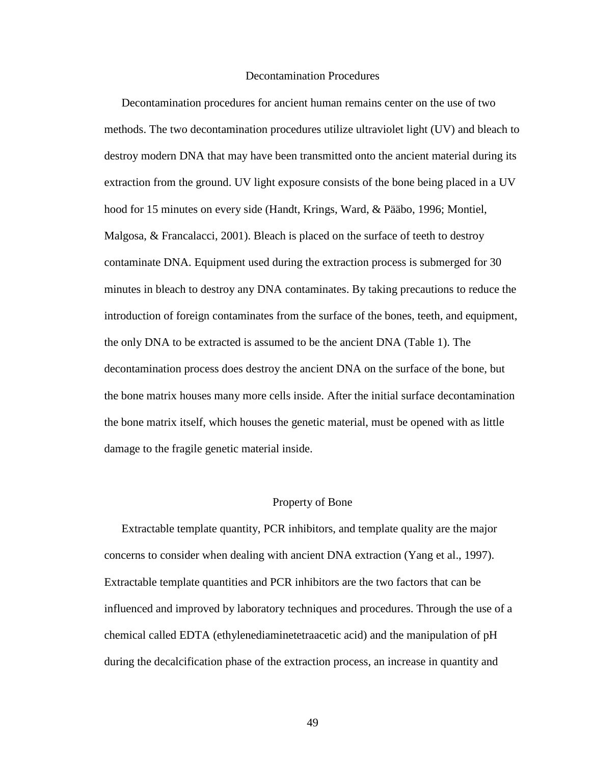## Decontamination Procedures

Decontamination procedures for ancient human remains center on the use of two methods. The two decontamination procedures utilize ultraviolet light (UV) and bleach to destroy modern DNA that may have been transmitted onto the ancient material during its extraction from the ground. UV light exposure consists of the bone being placed in a UV hood for 15 minutes on every side (Handt, Krings, Ward, & Pääbo, 1996; Montiel, Malgosa, & Francalacci, 2001). Bleach is placed on the surface of teeth to destroy contaminate DNA. Equipment used during the extraction process is submerged for 30 minutes in bleach to destroy any DNA contaminates. By taking precautions to reduce the introduction of foreign contaminates from the surface of the bones, teeth, and equipment, the only DNA to be extracted is assumed to be the ancient DNA (Table 1). The decontamination process does destroy the ancient DNA on the surface of the bone, but the bone matrix houses many more cells inside. After the initial surface decontamination the bone matrix itself, which houses the genetic material, must be opened with as little damage to the fragile genetic material inside.

## Property of Bone

Extractable template quantity, PCR inhibitors, and template quality are the major concerns to consider when dealing with ancient DNA extraction (Yang et al., 1997). Extractable template quantities and PCR inhibitors are the two factors that can be influenced and improved by laboratory techniques and procedures. Through the use of a chemical called EDTA (ethylenediaminetetraacetic acid) and the manipulation of pH during the decalcification phase of the extraction process, an increase in quantity and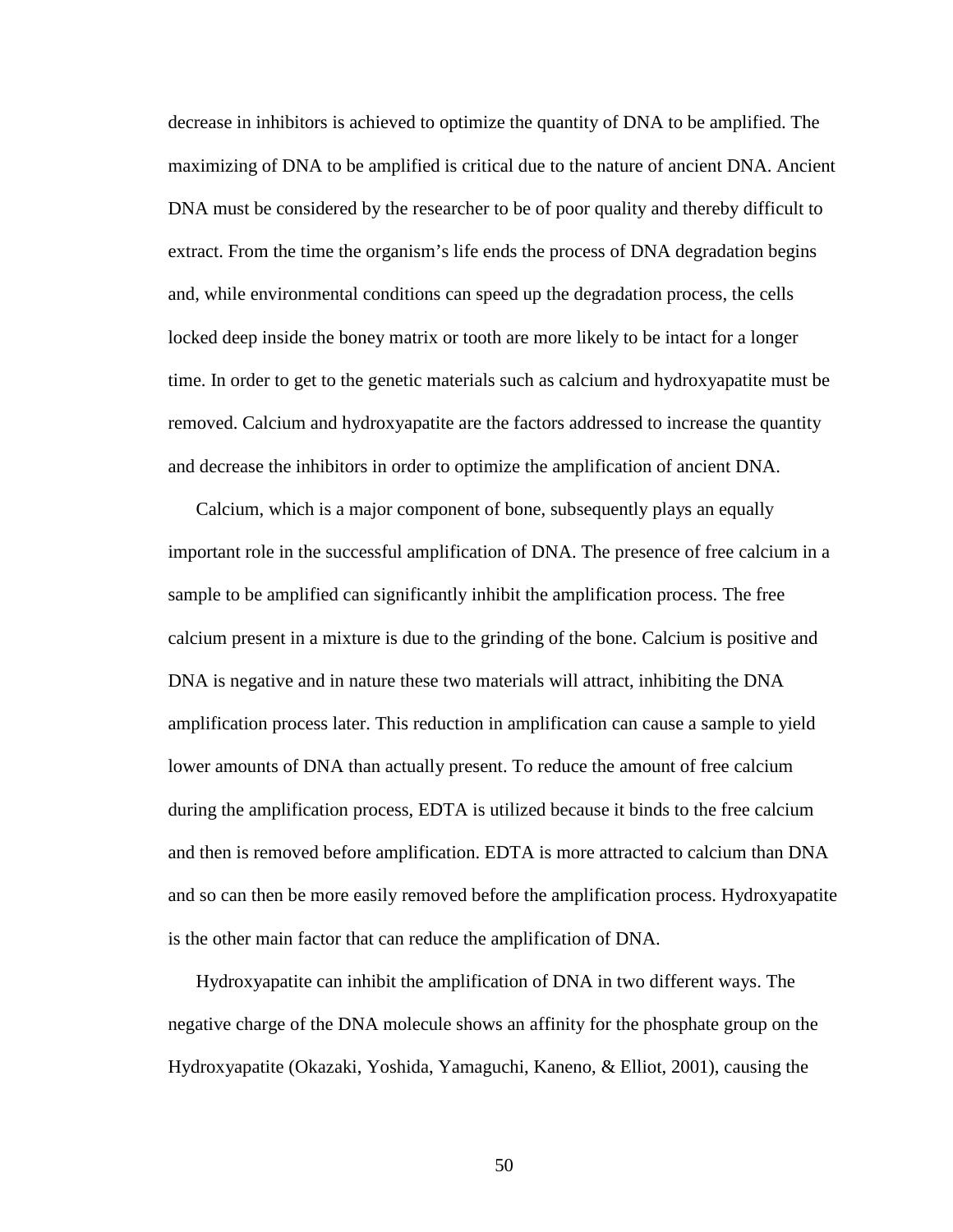decrease in inhibitors is achieved to optimize the quantity of DNA to be amplified. The maximizing of DNA to be amplified is critical due to the nature of ancient DNA. Ancient DNA must be considered by the researcher to be of poor quality and thereby difficult to extract. From the time the organism's life ends the process of DNA degradation begins and, while environmental conditions can speed up the degradation process, the cells locked deep inside the boney matrix or tooth are more likely to be intact for a longer time. In order to get to the genetic materials such as calcium and hydroxyapatite must be removed. Calcium and hydroxyapatite are the factors addressed to increase the quantity and decrease the inhibitors in order to optimize the amplification of ancient DNA.

Calcium, which is a major component of bone, subsequently plays an equally important role in the successful amplification of DNA. The presence of free calcium in a sample to be amplified can significantly inhibit the amplification process. The free calcium present in a mixture is due to the grinding of the bone. Calcium is positive and DNA is negative and in nature these two materials will attract, inhibiting the DNA amplification process later. This reduction in amplification can cause a sample to yield lower amounts of DNA than actually present. To reduce the amount of free calcium during the amplification process, EDTA is utilized because it binds to the free calcium and then is removed before amplification. EDTA is more attracted to calcium than DNA and so can then be more easily removed before the amplification process. Hydroxyapatite is the other main factor that can reduce the amplification of DNA.

Hydroxyapatite can inhibit the amplification of DNA in two different ways. The negative charge of the DNA molecule shows an affinity for the phosphate group on the Hydroxyapatite (Okazaki, Yoshida, Yamaguchi, Kaneno, & Elliot, 2001), causing the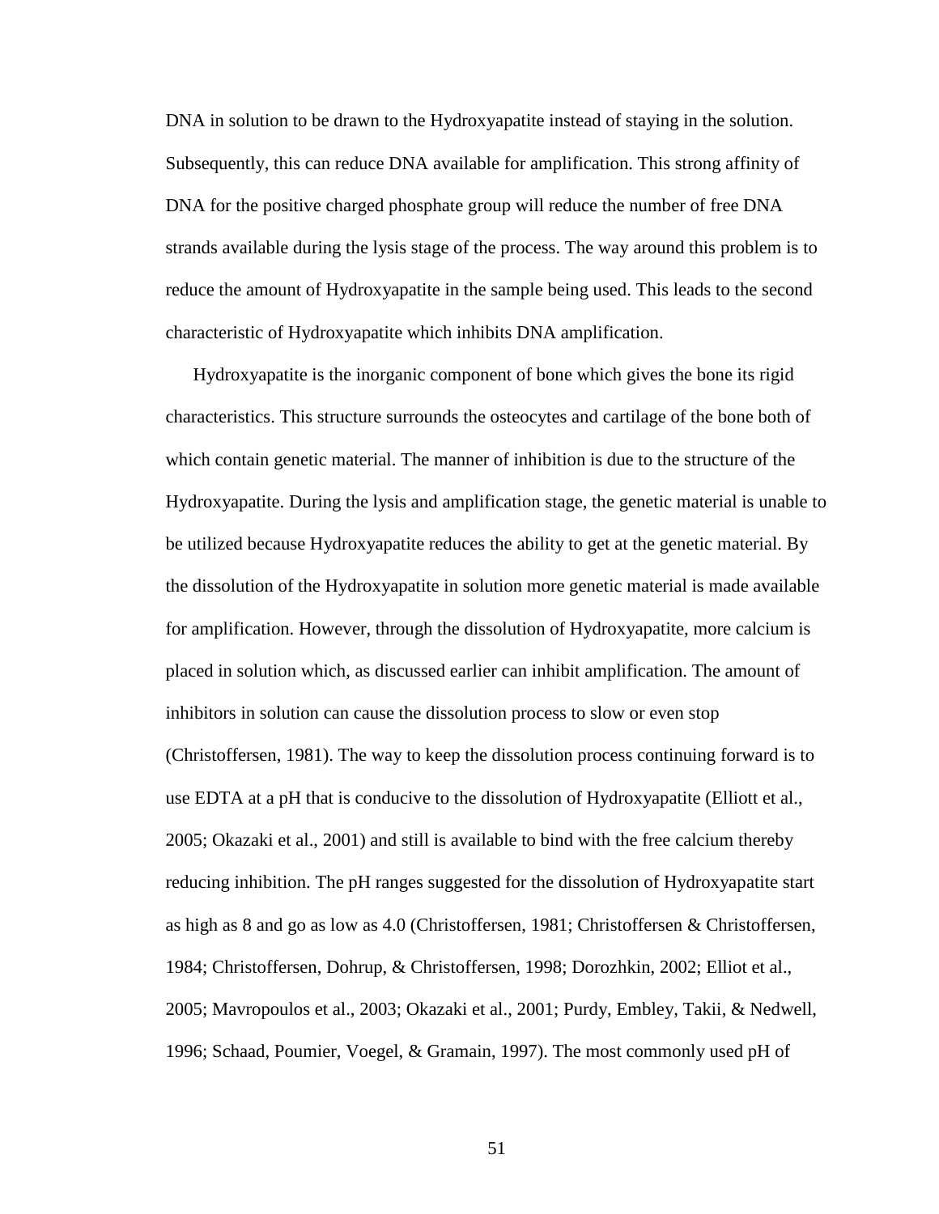DNA in solution to be drawn to the Hydroxyapatite instead of staying in the solution. Subsequently, this can reduce DNA available for amplification. This strong affinity of DNA for the positive charged phosphate group will reduce the number of free DNA strands available during the lysis stage of the process. The way around this problem is to reduce the amount of Hydroxyapatite in the sample being used. This leads to the second characteristic of Hydroxyapatite which inhibits DNA amplification.

Hydroxyapatite is the inorganic component of bone which gives the bone its rigid characteristics. This structure surrounds the osteocytes and cartilage of the bone both of which contain genetic material. The manner of inhibition is due to the structure of the Hydroxyapatite. During the lysis and amplification stage, the genetic material is unable to be utilized because Hydroxyapatite reduces the ability to get at the genetic material. By the dissolution of the Hydroxyapatite in solution more genetic material is made available for amplification. However, through the dissolution of Hydroxyapatite, more calcium is placed in solution which, as discussed earlier can inhibit amplification. The amount of inhibitors in solution can cause the dissolution process to slow or even stop (Christoffersen, 1981). The way to keep the dissolution process continuing forward is to use EDTA at a pH that is conducive to the dissolution of Hydroxyapatite (Elliott et al., 2005; Okazaki et al., 2001) and still is available to bind with the free calcium thereby reducing inhibition. The pH ranges suggested for the dissolution of Hydroxyapatite start as high as 8 and go as low as 4.0 (Christoffersen, 1981; Christoffersen & Christoffersen, 1984; Christoffersen, Dohrup, & Christoffersen, 1998; Dorozhkin, 2002; Elliot et al., 2005; Mavropoulos et al., 2003; Okazaki et al., 2001; Purdy, Embley, Takii, & Nedwell, 1996; Schaad, Poumier, Voegel, & Gramain, 1997). The most commonly used pH of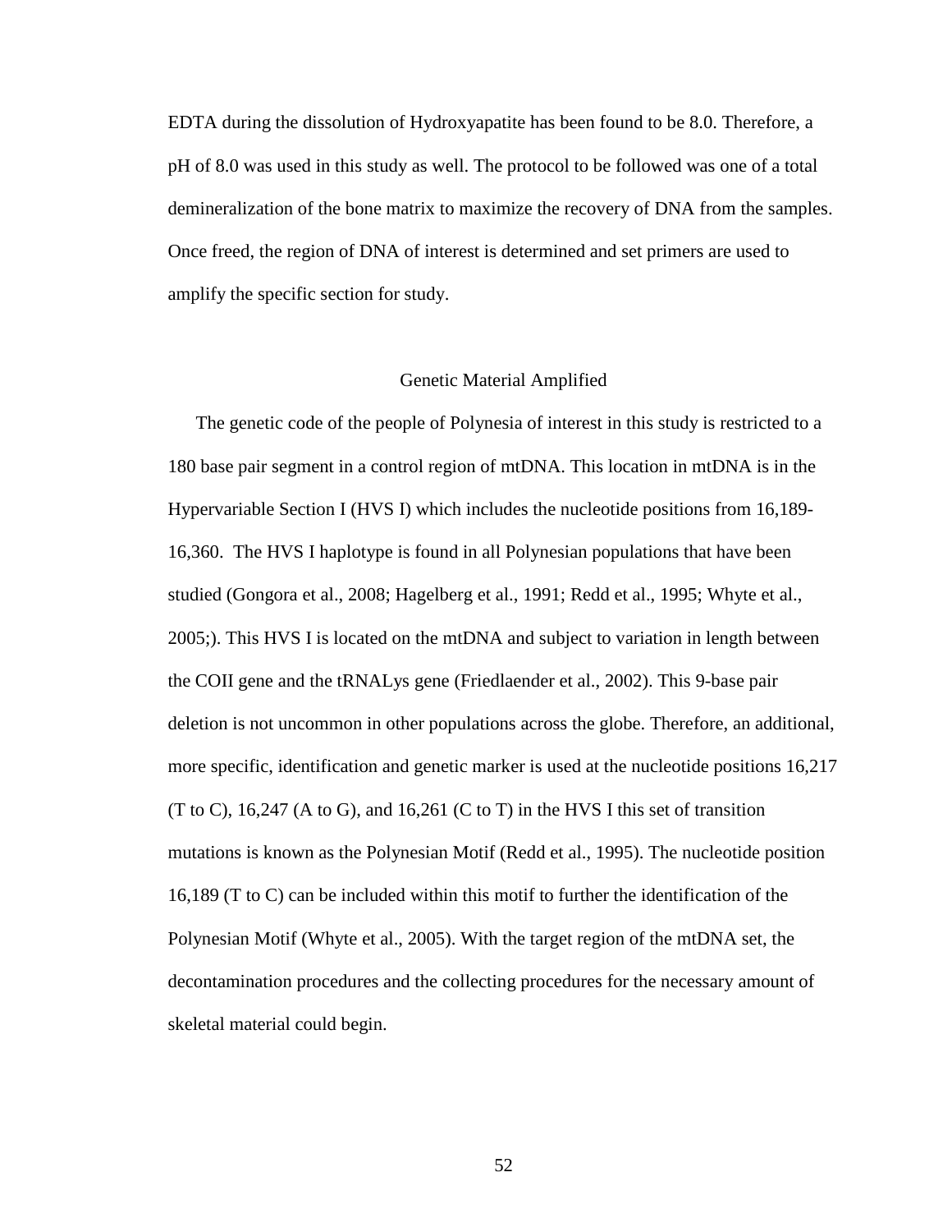EDTA during the dissolution of Hydroxyapatite has been found to be 8.0. Therefore, a pH of 8.0 was used in this study as well. The protocol to be followed was one of a total demineralization of the bone matrix to maximize the recovery of DNA from the samples. Once freed, the region of DNA of interest is determined and set primers are used to amplify the specific section for study.

## Genetic Material Amplified

The genetic code of the people of Polynesia of interest in this study is restricted to a 180 base pair segment in a control region of mtDNA. This location in mtDNA is in the Hypervariable Section I (HVS I) which includes the nucleotide positions from 16,189-16,360. The HVS I haplotype is found in all Polynesian populations that have been studied (Gongora et al., 2008; Hagelberg et al., 1991; Redd et al., 1995; Whyte et al., 2005;). This HVS I is located on the mtDNA and subject to variation in length between the COII gene and the tRNALys gene (Friedlaender et al., 2002). This 9-base pair deletion is not uncommon in other populations across the globe. Therefore, an additional, more specific, identification and genetic marker is used at the nucleotide positions 16,217 (T to C), 16,247 (A to G), and 16,261 (C to T) in the HVS I this set of transition mutations is known as the Polynesian Motif (Redd et al., 1995). The nucleotide position 16,189 (T to C) can be included within this motif to further the identification of the Polynesian Motif (Whyte et al., 2005). With the target region of the mtDNA set, the decontamination procedures and the collecting procedures for the necessary amount of skeletal material could begin.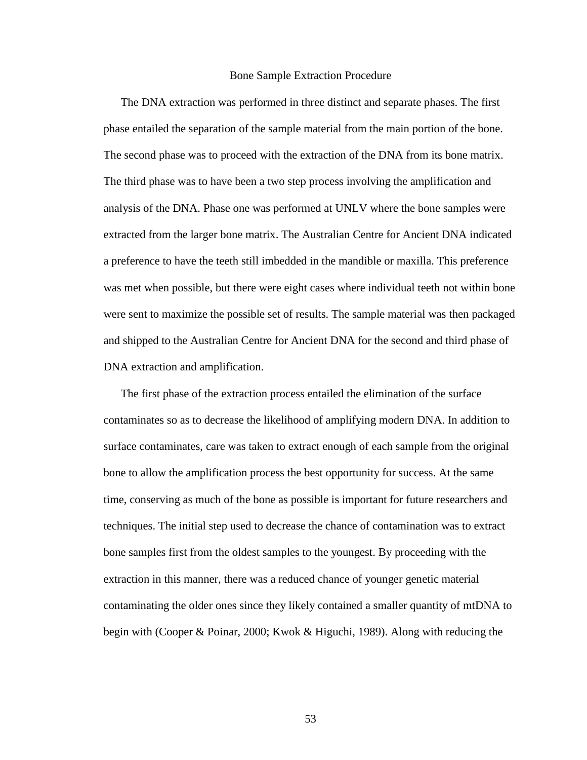## Bone Sample Extraction Procedure

The DNA extraction was performed in three distinct and separate phases. The first phase entailed the separation of the sample material from the main portion of the bone. The second phase was to proceed with the extraction of the DNA from its bone matrix. The third phase was to have been a two step process involving the amplification and analysis of the DNA. Phase one was performed at UNLV where the bone samples were extracted from the larger bone matrix. The Australian Centre for Ancient DNA indicated a preference to have the teeth still imbedded in the mandible or maxilla. This preference was met when possible, but there were eight cases where individual teeth not within bone were sent to maximize the possible set of results. The sample material was then packaged and shipped to the Australian Centre for Ancient DNA for the second and third phase of DNA extraction and amplification.

The first phase of the extraction process entailed the elimination of the surface contaminates so as to decrease the likelihood of amplifying modern DNA. In addition to surface contaminates, care was taken to extract enough of each sample from the original bone to allow the amplification process the best opportunity for success. At the same time, conserving as much of the bone as possible is important for future researchers and techniques. The initial step used to decrease the chance of contamination was to extract bone samples first from the oldest samples to the youngest. By proceeding with the extraction in this manner, there was a reduced chance of younger genetic material contaminating the older ones since they likely contained a smaller quantity of mtDNA to begin with (Cooper & Poinar, 2000; Kwok & Higuchi, 1989). Along with reducing the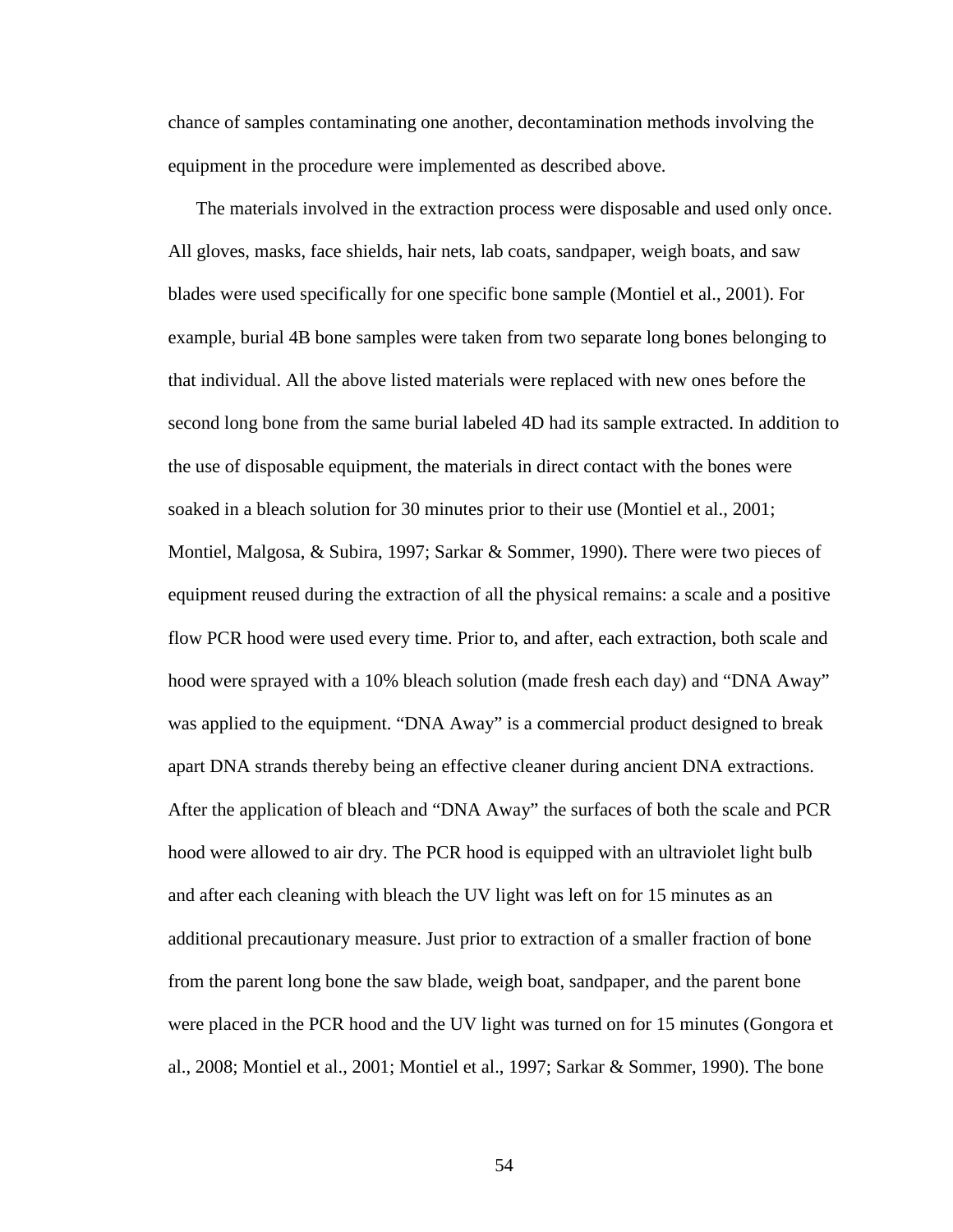chance of samples contaminating one another, decontamination methods involving the equipment in the procedure were implemented as described above.

The materials involved in the extraction process were disposable and used only once. All gloves, masks, face shields, hair nets, lab coats, sandpaper, weigh boats, and saw blades were used specifically for one specific bone sample (Montiel et al., 2001). For example, burial 4B bone samples were taken from two separate long bones belonging to that individual. All the above listed materials were replaced with new ones before the second long bone from the same burial labeled 4D had its sample extracted. In addition to the use of disposable equipment, the materials in direct contact with the bones were soaked in a bleach solution for 30 minutes prior to their use (Montiel et al., 2001; Montiel, Malgosa, & Subira, 1997; Sarkar & Sommer, 1990). There were two pieces of equipment reused during the extraction of all the physical remains: a scale and a positive flow PCR hood were used every time. Prior to, and after, each extraction, both scale and hood were sprayed with a 10% bleach solution (made fresh each day) and "DNA Away" was applied to the equipment. "DNA Away" is a commercial product designed to break apart DNA strands thereby being an effective cleaner during ancient DNA extractions. After the application of bleach and "DNA Away" the surfaces of both the scale and PCR hood were allowed to air dry. The PCR hood is equipped with an ultraviolet light bulb and after each cleaning with bleach the UV light was left on for 15 minutes as an additional precautionary measure. Just prior to extraction of a smaller fraction of bone from the parent long bone the saw blade, weigh boat, sandpaper, and the parent bone were placed in the PCR hood and the UV light was turned on for 15 minutes (Gongora et al., 2008; Montiel et al., 2001; Montiel et al., 1997; Sarkar & Sommer, 1990). The bone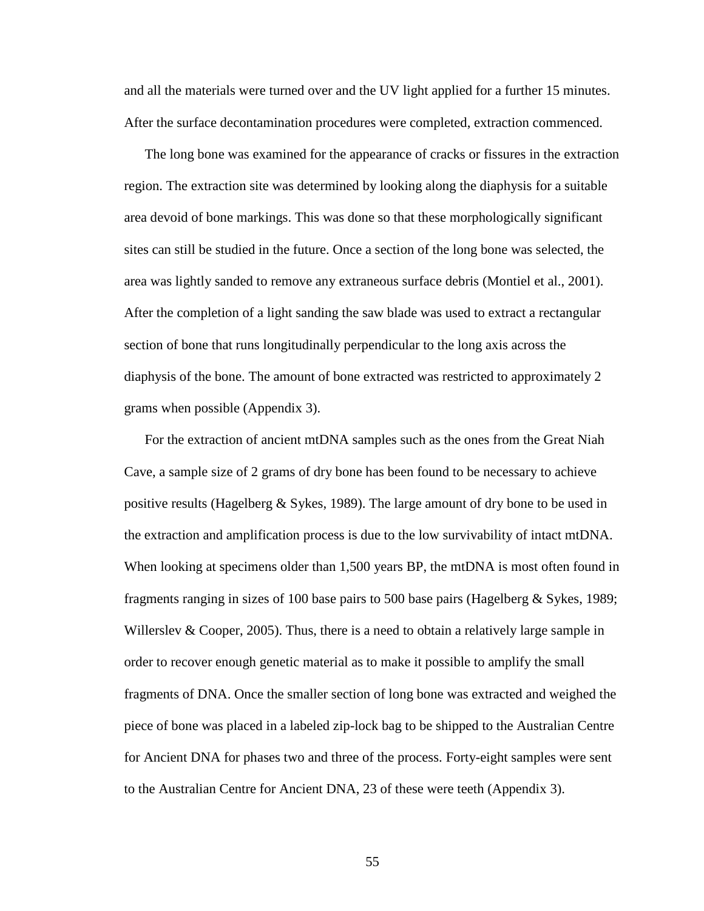and all the materials were turned over and the UV light applied for a further 15 minutes. After the surface decontamination procedures were completed, extraction commenced.

The long bone was examined for the appearance of cracks or fissures in the extraction region. The extraction site was determined by looking along the diaphysis for a suitable area devoid of bone markings. This was done so that these morphologically significant sites can still be studied in the future. Once a section of the long bone was selected, the area was lightly sanded to remove any extraneous surface debris (Montiel et al., 2001). After the completion of a light sanding the saw blade was used to extract a rectangular section of bone that runs longitudinally perpendicular to the long axis across the diaphysis of the bone. The amount of bone extracted was restricted to approximately 2 grams when possible (Appendix 3).

For the extraction of ancient mtDNA samples such as the ones from the Great Niah Cave, a sample size of 2 grams of dry bone has been found to be necessary to achieve positive results (Hagelberg & Sykes, 1989). The large amount of dry bone to be used in the extraction and amplification process is due to the low survivability of intact mtDNA. When looking at specimens older than 1,500 years BP, the mtDNA is most often found in fragments ranging in sizes of 100 base pairs to 500 base pairs (Hagelberg & Sykes, 1989; Willerslev & Cooper, 2005). Thus, there is a need to obtain a relatively large sample in order to recover enough genetic material as to make it possible to amplify the small fragments of DNA. Once the smaller section of long bone was extracted and weighed the piece of bone was placed in a labeled zip-lock bag to be shipped to the Australian Centre for Ancient DNA for phases two and three of the process. Forty-eight samples were sent to the Australian Centre for Ancient DNA, 23 of these were teeth (Appendix 3).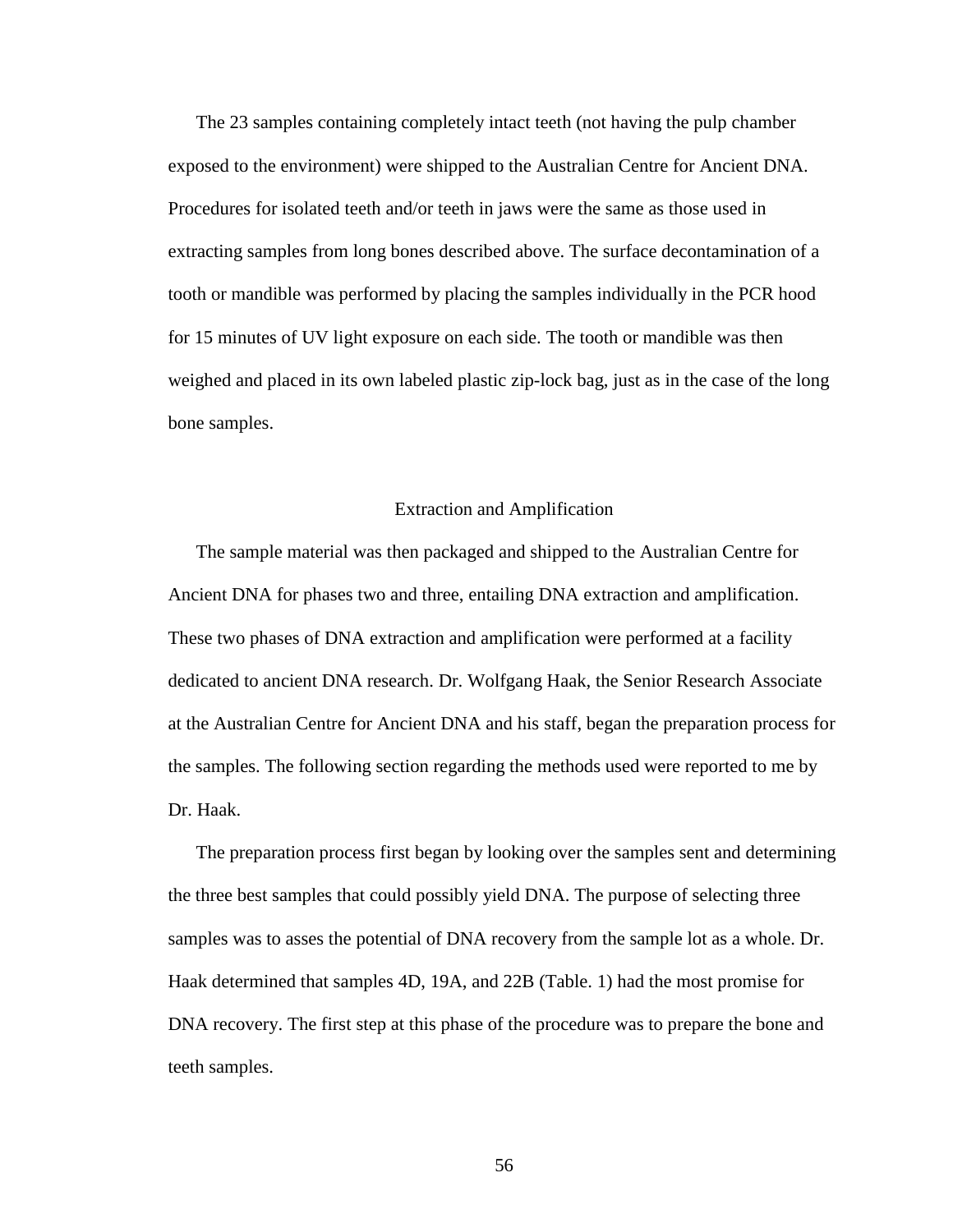The 23 samples containing completely intact teeth (not having the pulp chamber exposed to the environment) were shipped to the Australian Centre for Ancient DNA. Procedures for isolated teeth and/or teeth in jaws were the same as those used in extracting samples from long bones described above. The surface decontamination of a tooth or mandible was performed by placing the samples individually in the PCR hood for 15 minutes of UV light exposure on each side. The tooth or mandible was then weighed and placed in its own labeled plastic zip-lock bag, just as in the case of the long bone samples.

## Extraction and Amplification

The sample material was then packaged and shipped to the Australian Centre for Ancient DNA for phases two and three, entailing DNA extraction and amplification. These two phases of DNA extraction and amplification were performed at a facility dedicated to ancient DNA research. Dr. Wolfgang Haak, the Senior Research Associate at the Australian Centre for Ancient DNA and his staff, began the preparation process for the samples. The following section regarding the methods used were reported to me by Dr. Haak.

The preparation process first began by looking over the samples sent and determining the three best samples that could possibly yield DNA. The purpose of selecting three samples was to asses the potential of DNA recovery from the sample lot as a whole. Dr. Haak determined that samples 4D, 19A, and 22B (Table. 1) had the most promise for DNA recovery. The first step at this phase of the procedure was to prepare the bone and teeth samples.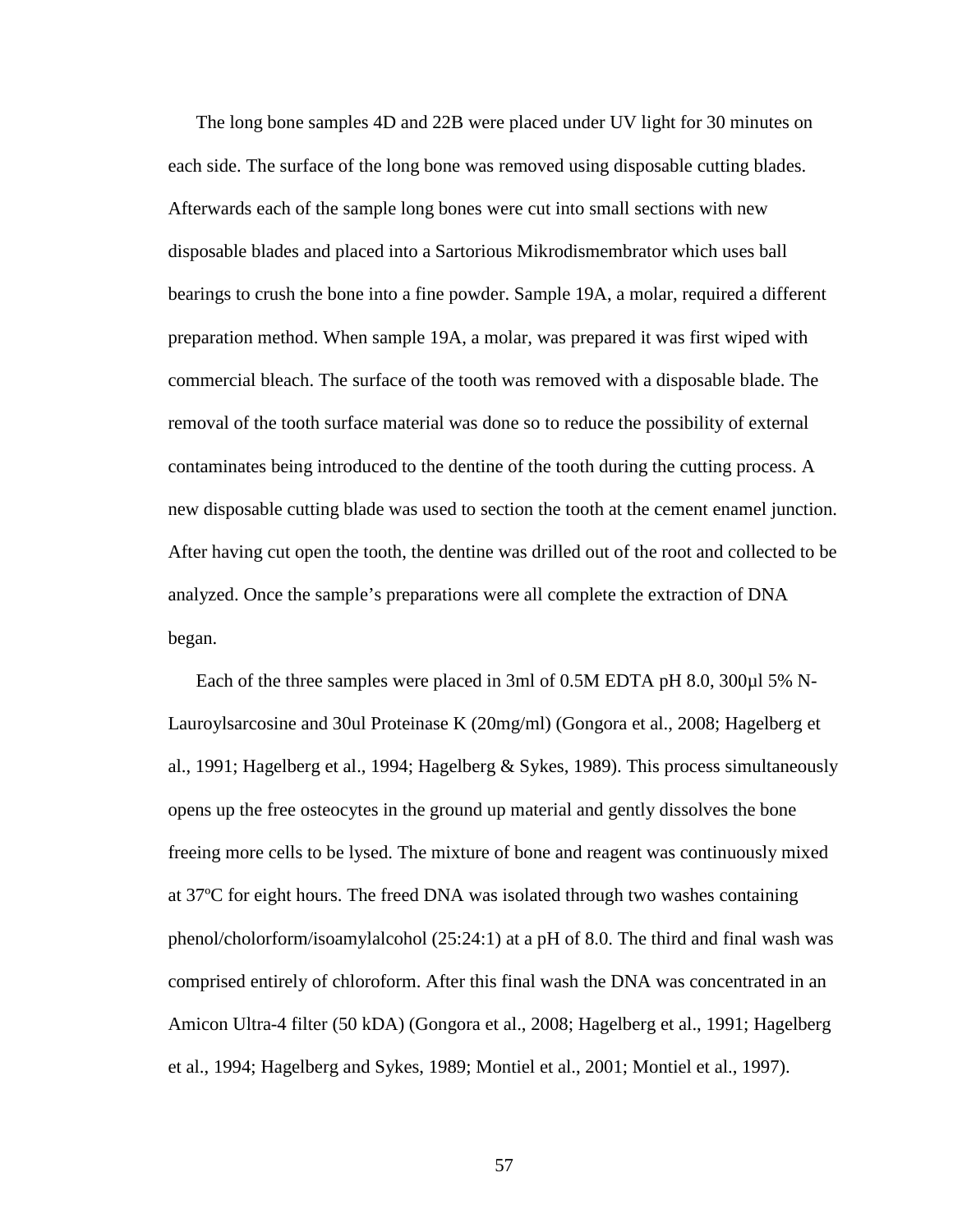The long bone samples 4D and 22B were placed under UV light for 30 minutes on each side. The surface of the long bone was removed using disposable cutting blades. Afterwards each of the sample long bones were cut into small sections with new disposable blades and placed into a Sartorious Mikrodismembrator which uses ball bearings to crush the bone into a fine powder. Sample 19A, a molar, required a different preparation method. When sample 19A, a molar, was prepared it was first wiped with commercial bleach. The surface of the tooth was removed with a disposable blade. The removal of the tooth surface material was done so to reduce the possibility of external contaminates being introduced to the dentine of the tooth during the cutting process. A new disposable cutting blade was used to section the tooth at the cement enamel junction. After having cut open the tooth, the dentine was drilled out of the root and collected to be analyzed. Once the sample's preparations were all complete the extraction of DNA began.

Each of the three samples were placed in 3ml of 0.5M EDTA pH 8.0, 300µl 5% N-Lauroylsarcosine and 30ul Proteinase K (20mg/ml) (Gongora et al., 2008; Hagelberg et al., 1991; Hagelberg et al., 1994; Hagelberg & Sykes, 1989). This process simultaneously opens up the free osteocytes in the ground up material and gently dissolves the bone freeing more cells to be lysed. The mixture of bone and reagent was continuously mixed at 37ºC for eight hours. The freed DNA was isolated through two washes containing phenol/cholorform/isoamylalcohol (25:24:1) at a pH of 8.0. The third and final wash was comprised entirely of chloroform. After this final wash the DNA was concentrated in an Amicon Ultra-4 filter (50 kDA) (Gongora et al., 2008; Hagelberg et al., 1991; Hagelberg et al., 1994; Hagelberg and Sykes, 1989; Montiel et al., 2001; Montiel et al., 1997).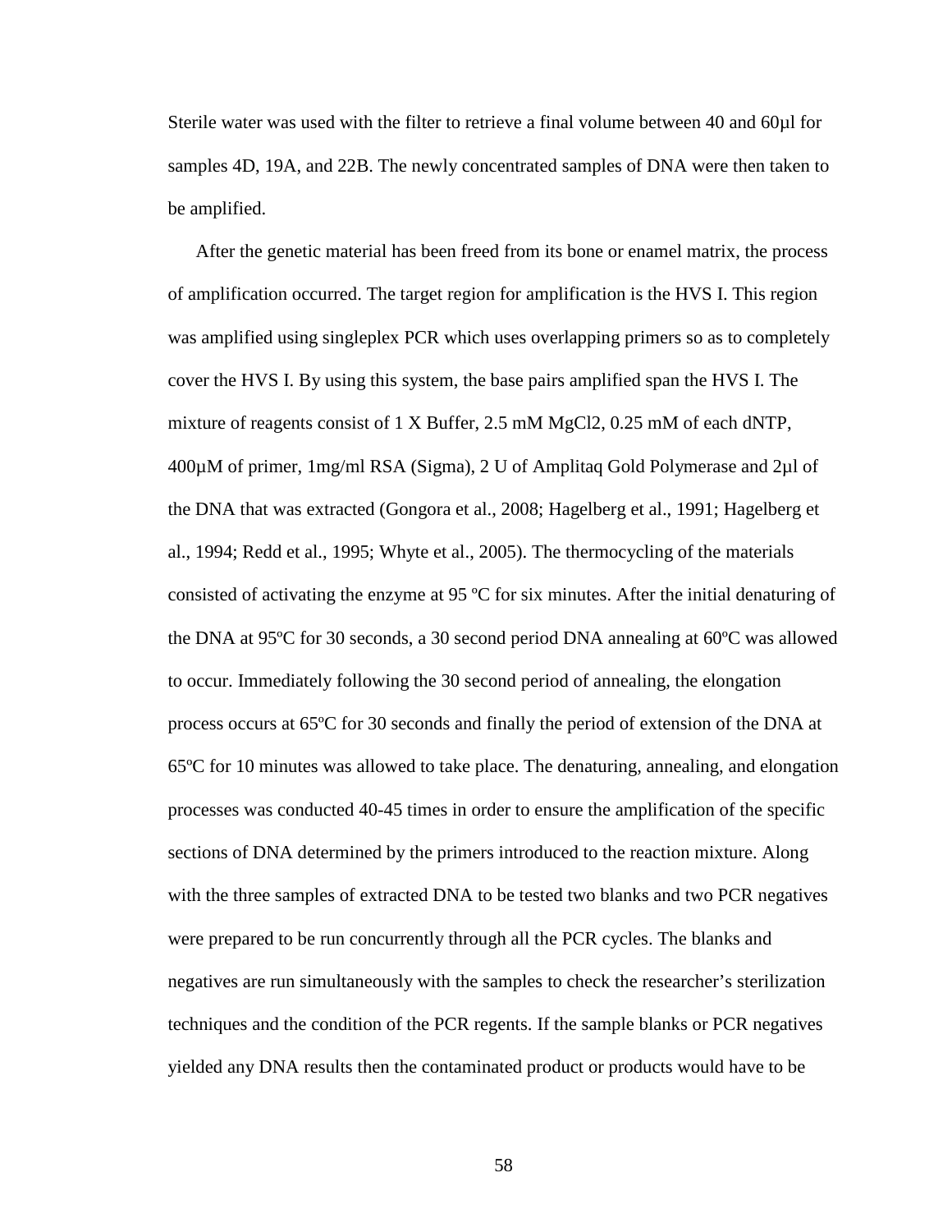Sterile water was used with the filter to retrieve a final volume between 40 and 60µl for samples 4D, 19A, and 22B. The newly concentrated samples of DNA were then taken to be amplified.

After the genetic material has been freed from its bone or enamel matrix, the process of amplification occurred. The target region for amplification is the HVS I. This region was amplified using singleplex PCR which uses overlapping primers so as to completely cover the HVS I. By using this system, the base pairs amplified span the HVS I. The mixture of reagents consist of 1 X Buffer, 2.5 mM $MgCl_2$, 0.25 mM of each dNTP, 400µM of primer, 1mg/ml RSA (Sigma), 2 U of Amplitaq Gold Polymerase and 2µl of the DNA that was extracted (Gongora et al., 2008; Hagelberg et al., 1991; Hagelberg et al., 1994; Redd et al., 1995; Whyte et al., 2005). The thermocycling of the materials consisted of activating the enzyme at 95 ºC for six minutes. After the initial denaturing of the DNA at 95ºC for 30 seconds, a 30 second period DNA annealing at 60ºC was allowed to occur. Immediately following the 30 second period of annealing, the elongation process occurs at 65ºC for 30 seconds and finally the period of extension of the DNA at 65ºC for 10 minutes was allowed to take place. The denaturing, annealing, and elongation processes was conducted 40-45 times in order to ensure the amplification of the specific sections of DNA determined by the primers introduced to the reaction mixture. Along with the three samples of extracted DNA to be tested two blanks and two PCR negatives were prepared to be run concurrently through all the PCR cycles. The blanks and negatives are run simultaneously with the samples to check the researcher's sterilization techniques and the condition of the PCR regents. If the sample blanks or PCR negatives yielded any DNA results then the contaminated product or products would have to be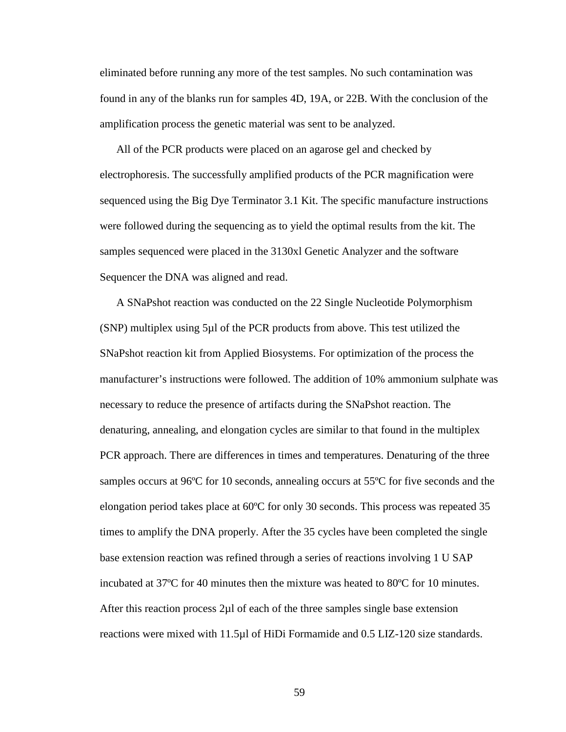eliminated before running any more of the test samples. No such contamination was found in any of the blanks run for samples 4D, 19A, or 22B. With the conclusion of the amplification process the genetic material was sent to be analyzed.

All of the PCR products were placed on an agarose gel and checked by electrophoresis. The successfully amplified products of the PCR magnification were sequenced using the Big Dye Terminator 3.1 Kit. The specific manufacture instructions were followed during the sequencing as to yield the optimal results from the kit. The samples sequenced were placed in the 3130xl Genetic Analyzer and the software Sequencer the DNA was aligned and read.

A SNaPshot reaction was conducted on the 22 Single Nucleotide Polymorphism (SNP) multiplex using 5µl of the PCR products from above. This test utilized the SNaPshot reaction kit from Applied Biosystems. For optimization of the process the manufacturer's instructions were followed. The addition of 10% ammonium sulphate was necessary to reduce the presence of artifacts during the SNaPshot reaction. The denaturing, annealing, and elongation cycles are similar to that found in the multiplex PCR approach. There are differences in times and temperatures. Denaturing of the three samples occurs at 96ºC for 10 seconds, annealing occurs at 55ºC for five seconds and the elongation period takes place at 60ºC for only 30 seconds. This process was repeated 35 times to amplify the DNA properly. After the 35 cycles have been completed the single base extension reaction was refined through a series of reactions involving 1 U SAP incubated at 37ºC for 40 minutes then the mixture was heated to 80ºC for 10 minutes. After this reaction process 2µl of each of the three samples single base extension reactions were mixed with 11.5µl of HiDi Formamide and 0.5 LIZ-120 size standards.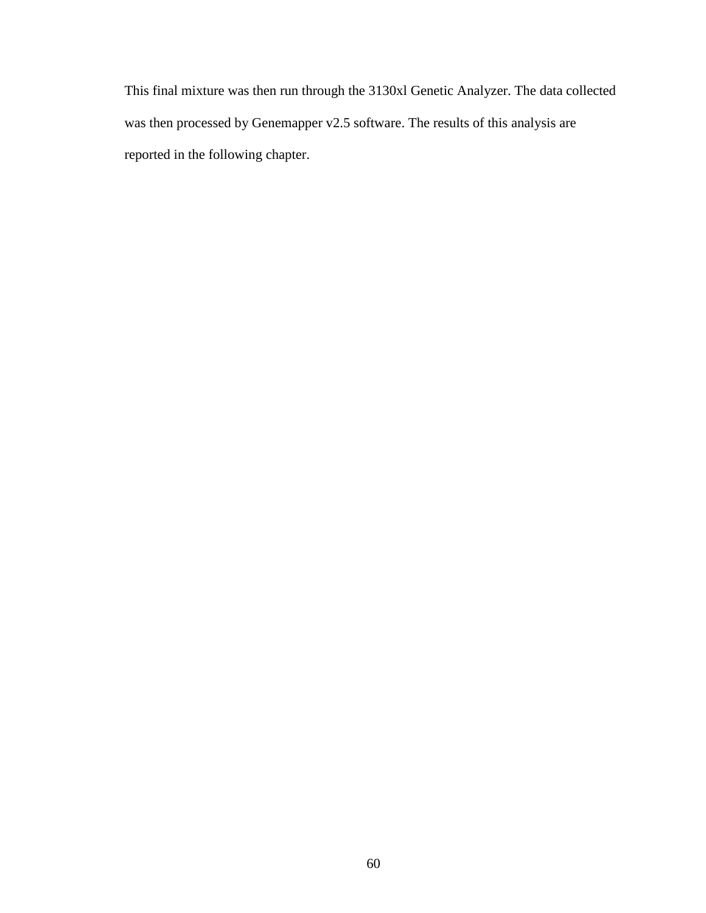This final mixture was then run through the 3130xl Genetic Analyzer. The data collected was then processed by Genemapper v2.5 software. The results of this analysis are reported in the following chapter.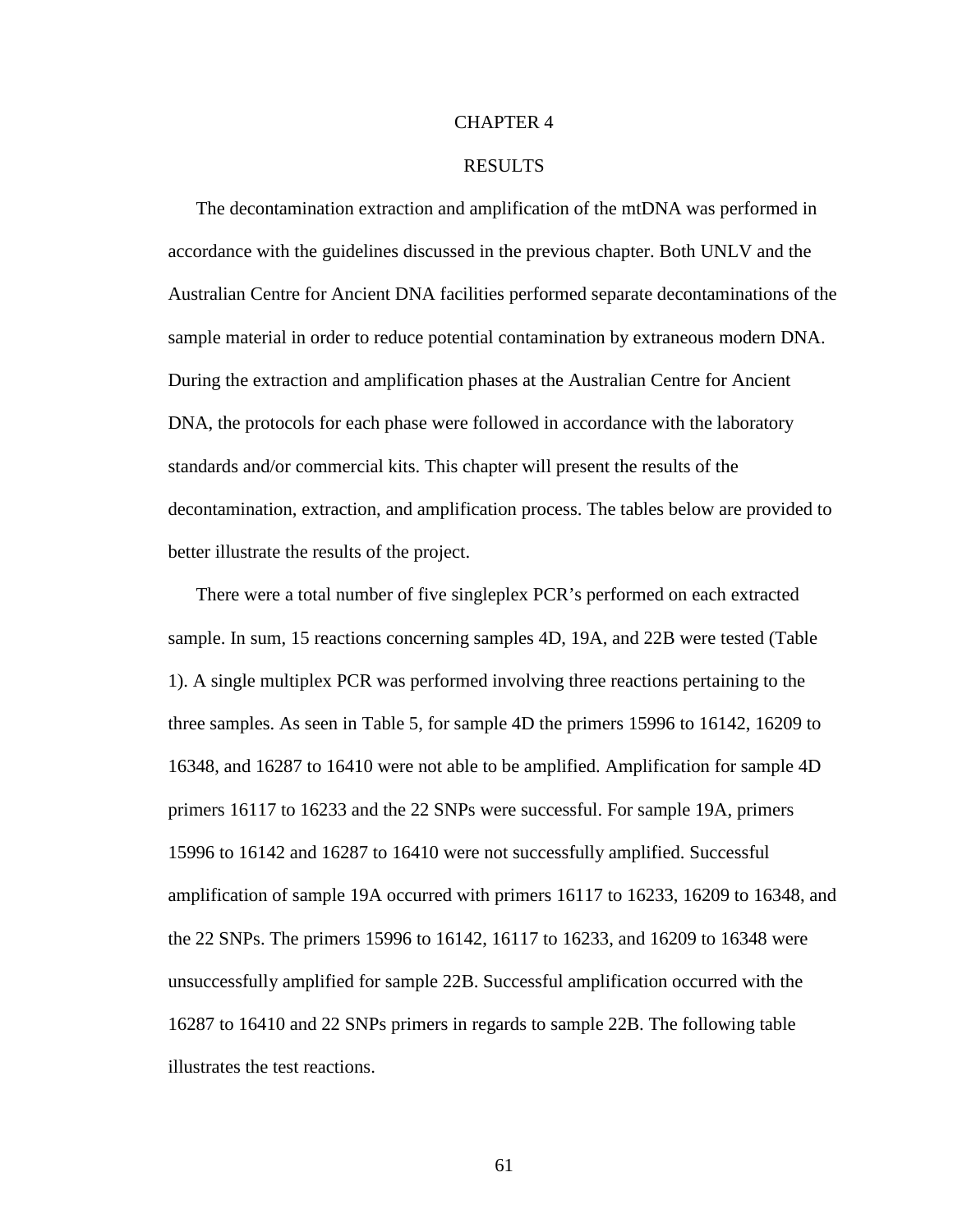# CHAPTER 4

# RESULTS

The decontamination extraction and amplification of the mtDNA was performed in accordance with the guidelines discussed in the previous chapter. Both UNLV and the Australian Centre for Ancient DNA facilities performed separate decontaminations of the sample material in order to reduce potential contamination by extraneous modern DNA. During the extraction and amplification phases at the Australian Centre for Ancient DNA, the protocols for each phase were followed in accordance with the laboratory standards and/or commercial kits. This chapter will present the results of the decontamination, extraction, and amplification process. The tables below are provided to better illustrate the results of the project.

There were a total number of five singleplex PCR's performed on each extracted sample. In sum, 15 reactions concerning samples 4D, 19A, and 22B were tested (Table 1). A single multiplex PCR was performed involving three reactions pertaining to the three samples. As seen in Table 5, for sample 4D the primers 15996 to 16142, 16209 to 16348, and 16287 to 16410 were not able to be amplified. Amplification for sample 4D primers 16117 to 16233 and the 22 SNPs were successful. For sample 19A, primers 15996 to 16142 and 16287 to 16410 were not successfully amplified. Successful amplification of sample 19A occurred with primers 16117 to 16233, 16209 to 16348, and the 22 SNPs. The primers 15996 to 16142, 16117 to 16233, and 16209 to 16348 were unsuccessfully amplified for sample 22B. Successful amplification occurred with the 16287 to 16410 and 22 SNPs primers in regards to sample 22B. The following table illustrates the test reactions.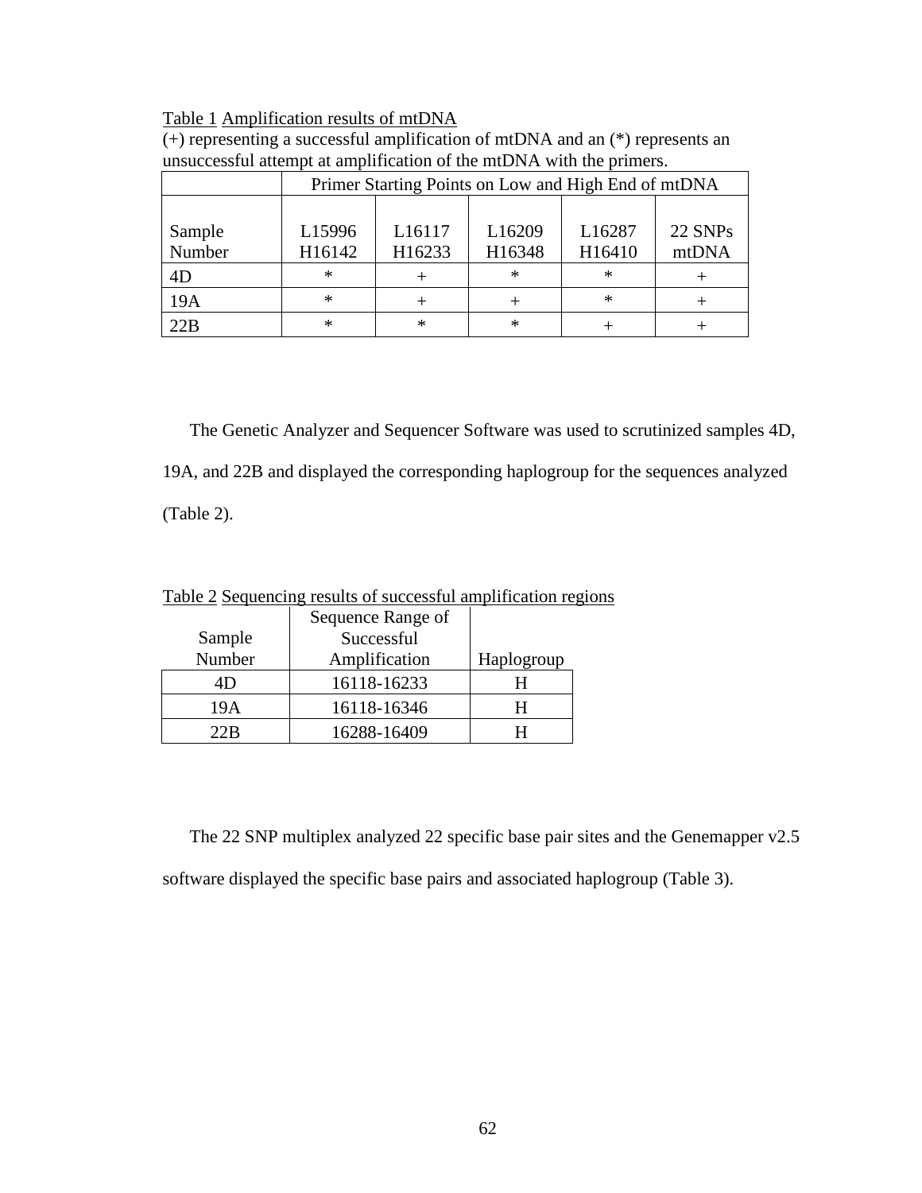Table 1 Amplification results of mtDNA

(+) representing a successful amplification of mtDNA and an (*) represents an unsuccessful attempt at amplification of the mtDNA with the primers.

| | Primer Starting Points on Low and High End of mtDNA | | | | |
|---|---|---|---|---|---|
| Sample Number | L15996 H16142 | L16117 H16233 | L16209 H16348 | L16287 H16410 | 22 SNPs mtDNA |
| 4D | * | + | * | * | + |
| 19A | * | + | + | * | + |
| 22B | * | * | * | + | + |

The Genetic Analyzer and Sequencer Software was used to scrutinized samples 4D, 19A, and 22B and displayed the corresponding haplogroup for the sequences analyzed (Table 2).

Table 2 Sequencing results of successful amplification regions

| Sample Number | Sequence Range of Successful Amplification | Haplogroup |
|---|---|---|
| 4D | 16118-16233 | H |
| 19A | 16118-16346 | H |
| 22B | 16288-16409 | H |

The 22 SNP multiplex analyzed 22 specific base pair sites and the Genemapper v2.5 software displayed the specific base pairs and associated haplogroup (Table 3).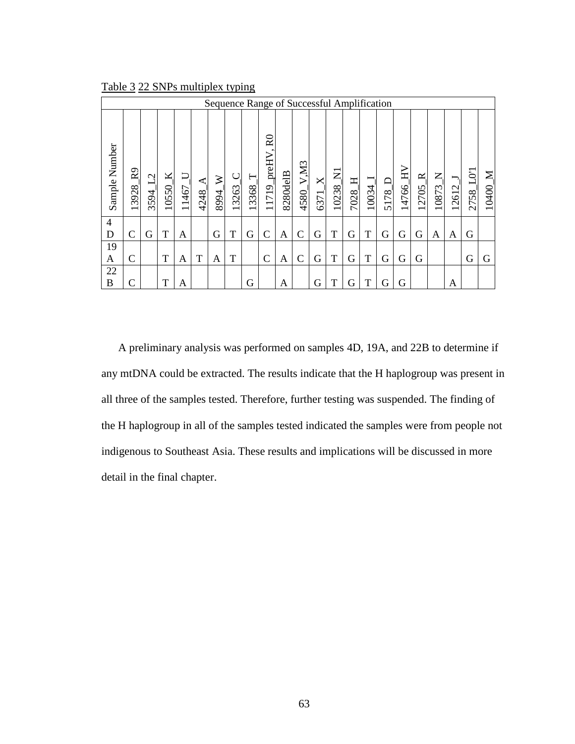Table 3 22 SNPs multiplex typing

| Sequence Range of Successful Amplification | | | | | | | | | | | | | | | | | | | | | | | |
|---|---|---|---|---|---|---|---|---|---|---|---|---|---|---|---|---|---|---|---|---|---|---|---|
| Sample Number | 13928_R9 | 3594_L2 | 10550_K | 11467_U | 4248_A | 8994_W | 13263_C | 13368_T | 11719_preHV, R0 | 8280delB | 4580_V,M3 | 6371_X | 10238_N1 | 7028_H | 10034_I | 5178_D | 14766_HV | 12705_R | 10873_N | 12612_J | 2758_L0'1 | 10400_M |
| 4D | C | G | T | A | | G | T | G | C | A | C | G | T | G | T | G | G | G | A | A | G | |
| 19A | C | | T | A | T | A | T | | C | A | C | G | T | G | T | G | G | G | | | G | G |
| 22B | C | | T | A | | | | G | | A | | G | T | G | T | G | G | | | A | | |

A preliminary analysis was performed on samples 4D, 19A, and 22B to determine if any mtDNA could be extracted. The results indicate that the H haplogroup was present in all three of the samples tested. Therefore, further testing was suspended. The finding of the H haplogroup in all of the samples tested indicated the samples were from people not indigenous to Southeast Asia. These results and implications will be discussed in more detail in the final chapter.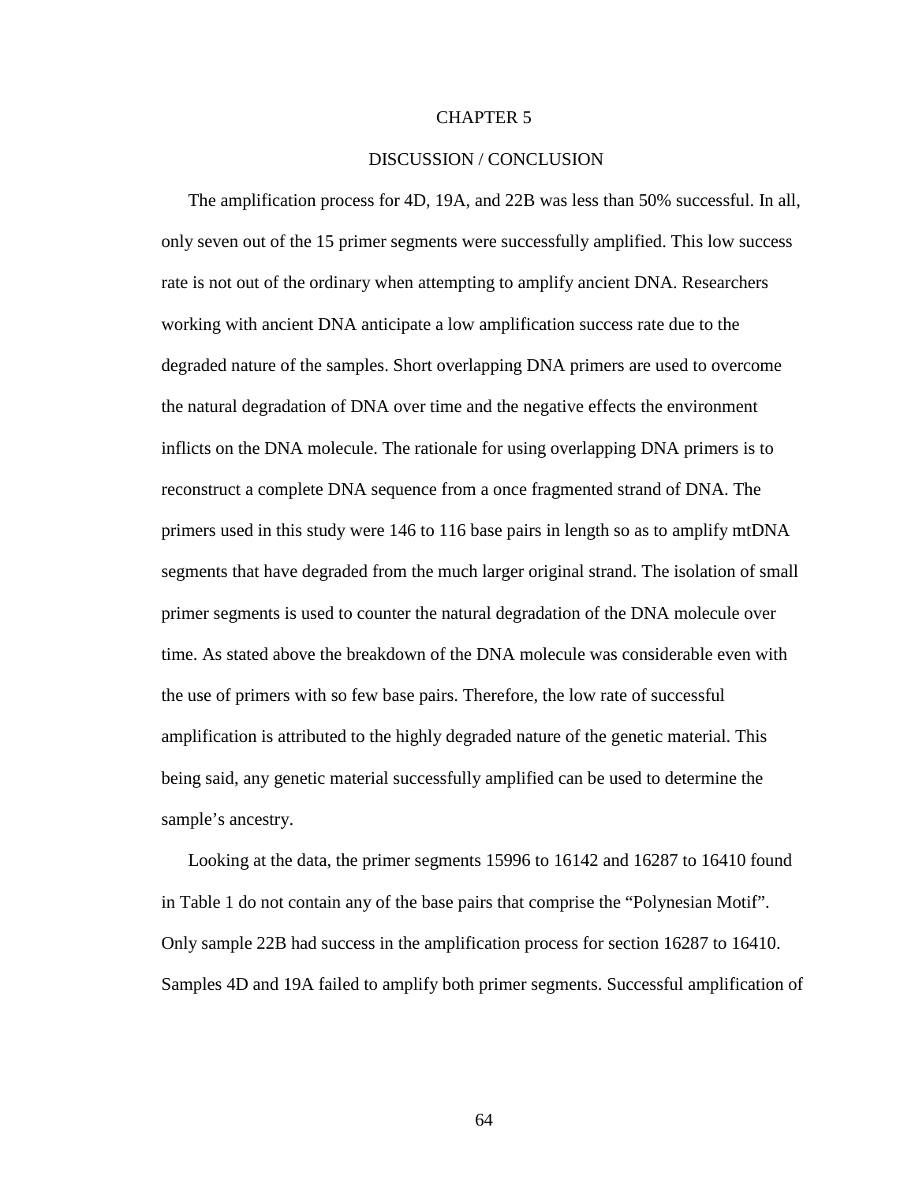# CHAPTER 5

## DISCUSSION / CONCLUSION

The amplification process for 4D, 19A, and 22B was less than 50% successful. In all, only seven out of the 15 primer segments were successfully amplified. This low success rate is not out of the ordinary when attempting to amplify ancient DNA. Researchers working with ancient DNA anticipate a low amplification success rate due to the degraded nature of the samples. Short overlapping DNA primers are used to overcome the natural degradation of DNA over time and the negative effects the environment inflicts on the DNA molecule. The rationale for using overlapping DNA primers is to reconstruct a complete DNA sequence from a once fragmented strand of DNA. The primers used in this study were 146 to 116 base pairs in length so as to amplify mtDNA segments that have degraded from the much larger original strand. The isolation of small primer segments is used to counter the natural degradation of the DNA molecule over time. As stated above the breakdown of the DNA molecule was considerable even with the use of primers with so few base pairs. Therefore, the low rate of successful amplification is attributed to the highly degraded nature of the genetic material. This being said, any genetic material successfully amplified can be used to determine the sample's ancestry.

Looking at the data, the primer segments 15996 to 16142 and 16287 to 16410 found in Table 1 do not contain any of the base pairs that comprise the "Polynesian Motif". Only sample 22B had success in the amplification process for section 16287 to 16410. Samples 4D and 19A failed to amplify both primer segments. Successful amplification of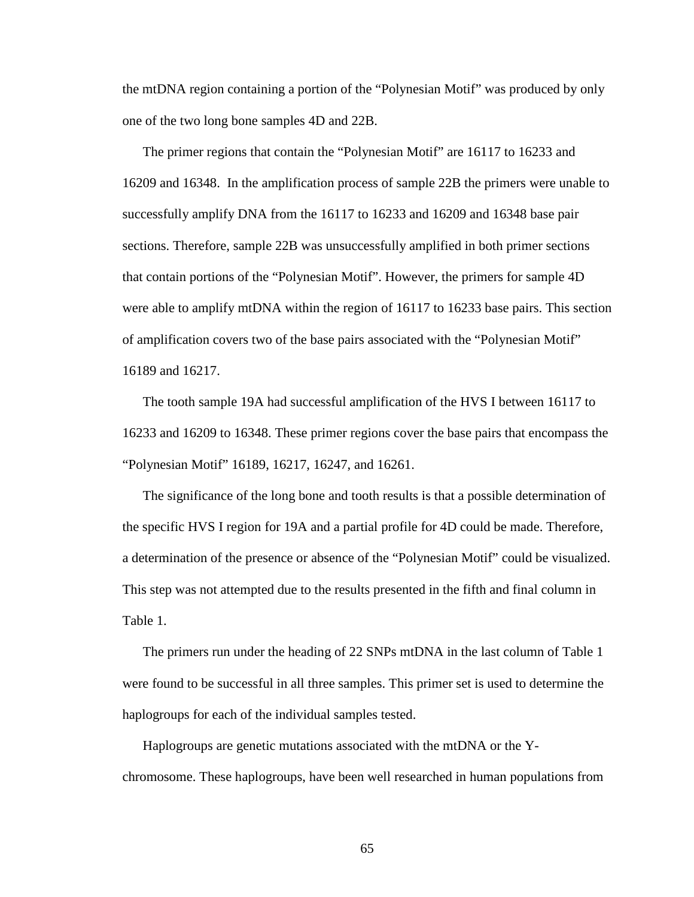the mtDNA region containing a portion of the "Polynesian Motif" was produced by only one of the two long bone samples 4D and 22B.

The primer regions that contain the "Polynesian Motif" are 16117 to 16233 and 16209 and 16348. In the amplification process of sample 22B the primers were unable to successfully amplify DNA from the 16117 to 16233 and 16209 and 16348 base pair sections. Therefore, sample 22B was unsuccessfully amplified in both primer sections that contain portions of the "Polynesian Motif". However, the primers for sample 4D were able to amplify mtDNA within the region of 16117 to 16233 base pairs. This section of amplification covers two of the base pairs associated with the "Polynesian Motif" 16189 and 16217.

The tooth sample 19A had successful amplification of the HVS I between 16117 to 16233 and 16209 to 16348. These primer regions cover the base pairs that encompass the "Polynesian Motif" 16189, 16217, 16247, and 16261.

The significance of the long bone and tooth results is that a possible determination of the specific HVS I region for 19A and a partial profile for 4D could be made. Therefore, a determination of the presence or absence of the "Polynesian Motif" could be visualized. This step was not attempted due to the results presented in the fifth and final column in Table 1.

The primers run under the heading of 22 SNPs mtDNA in the last column of Table 1 were found to be successful in all three samples. This primer set is used to determine the haplogroups for each of the individual samples tested.

Haplogroups are genetic mutations associated with the mtDNA or the Y-chromosome. These haplogroups, have been well researched in human populations from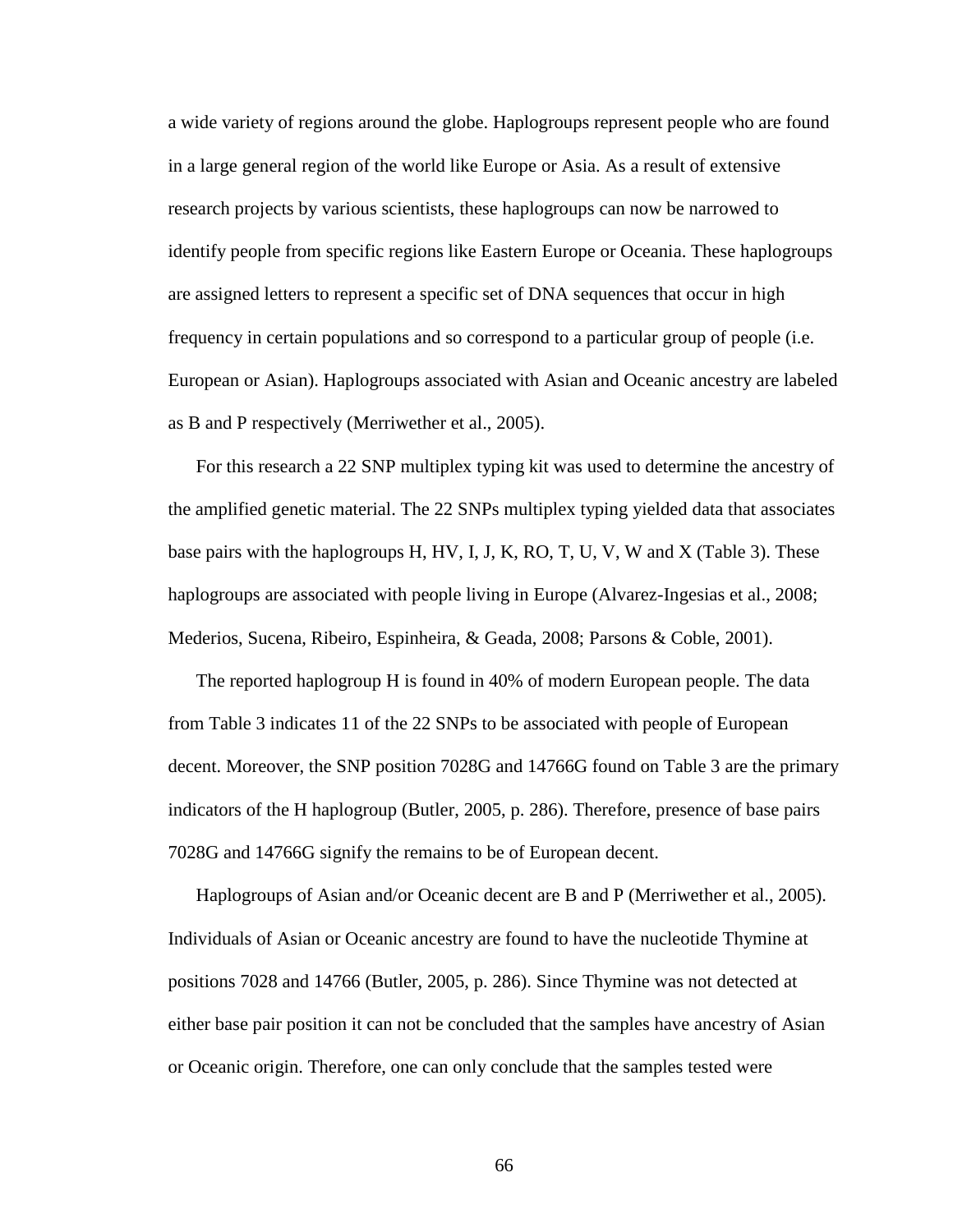a wide variety of regions around the globe. Haplogroups represent people who are found in a large general region of the world like Europe or Asia. As a result of extensive research projects by various scientists, these haplogroups can now be narrowed to identify people from specific regions like Eastern Europe or Oceania. These haplogroups are assigned letters to represent a specific set of DNA sequences that occur in high frequency in certain populations and so correspond to a particular group of people (i.e. European or Asian). Haplogroups associated with Asian and Oceanic ancestry are labeled as B and P respectively (Merriwether et al., 2005).

For this research a 22 SNP multiplex typing kit was used to determine the ancestry of the amplified genetic material. The 22 SNPs multiplex typing yielded data that associates base pairs with the haplogroups H, HV, I, J, K, RO, T, U, V, W and X (Table 3). These haplogroups are associated with people living in Europe (Alvarez-Ingesias et al., 2008; Mederios, Sucena, Ribeiro, Espinheira, & Geada, 2008; Parsons & Coble, 2001).

The reported haplogroup H is found in 40% of modern European people. The data from Table 3 indicates 11 of the 22 SNPs to be associated with people of European decent. Moreover, the SNP position 7028G and 14766G found on Table 3 are the primary indicators of the H haplogroup (Butler, 2005, p. 286). Therefore, presence of base pairs 7028G and 14766G signify the remains to be of European decent.

Haplogroups of Asian and/or Oceanic decent are B and P (Merriwether et al., 2005). Individuals of Asian or Oceanic ancestry are found to have the nucleotide Thymine at positions 7028 and 14766 (Butler, 2005, p. 286). Since Thymine was not detected at either base pair position it can not be concluded that the samples have ancestry of Asian or Oceanic origin. Therefore, one can only conclude that the samples tested were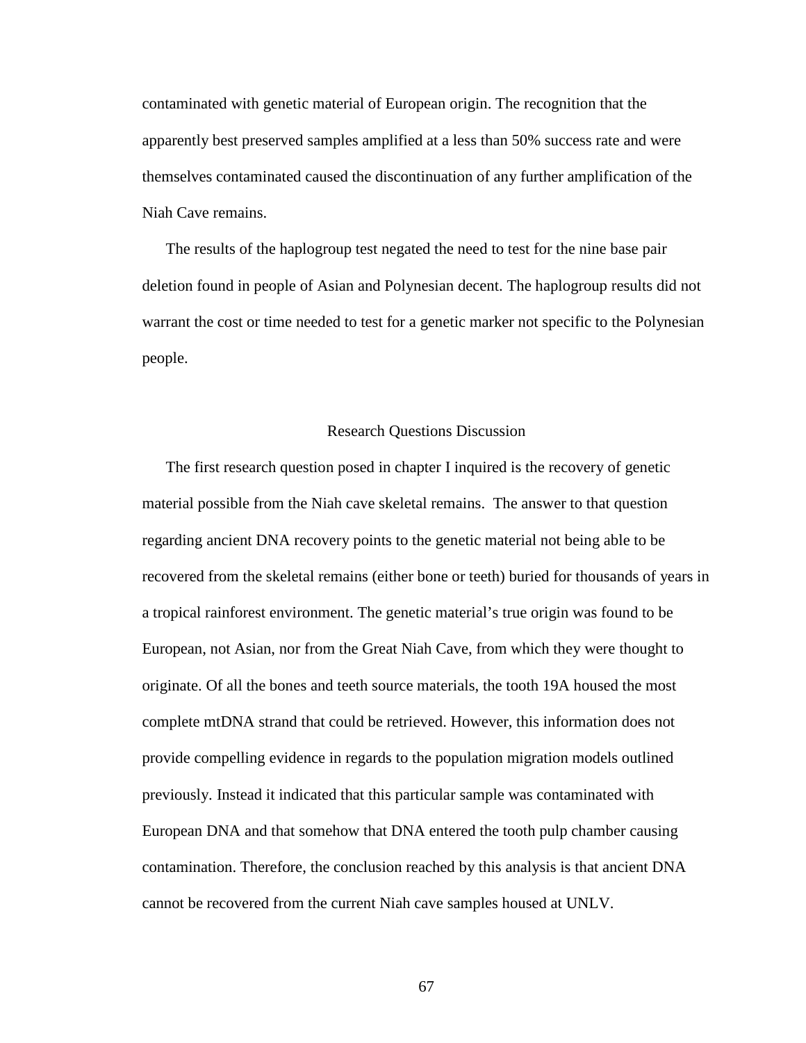contaminated with genetic material of European origin. The recognition that the apparently best preserved samples amplified at a less than 50% success rate and were themselves contaminated caused the discontinuation of any further amplification of the Niah Cave remains.

The results of the haplogroup test negated the need to test for the nine base pair deletion found in people of Asian and Polynesian decent. The haplogroup results did not warrant the cost or time needed to test for a genetic marker not specific to the Polynesian people.

## Research Questions Discussion

The first research question posed in chapter I inquired is the recovery of genetic material possible from the Niah cave skeletal remains. The answer to that question regarding ancient DNA recovery points to the genetic material not being able to be recovered from the skeletal remains (either bone or teeth) buried for thousands of years in a tropical rainforest environment. The genetic material's true origin was found to be European, not Asian, nor from the Great Niah Cave, from which they were thought to originate. Of all the bones and teeth source materials, the tooth 19A housed the most complete mtDNA strand that could be retrieved. However, this information does not provide compelling evidence in regards to the population migration models outlined previously. Instead it indicated that this particular sample was contaminated with European DNA and that somehow that DNA entered the tooth pulp chamber causing contamination. Therefore, the conclusion reached by this analysis is that ancient DNA cannot be recovered from the current Niah cave samples housed at UNLV.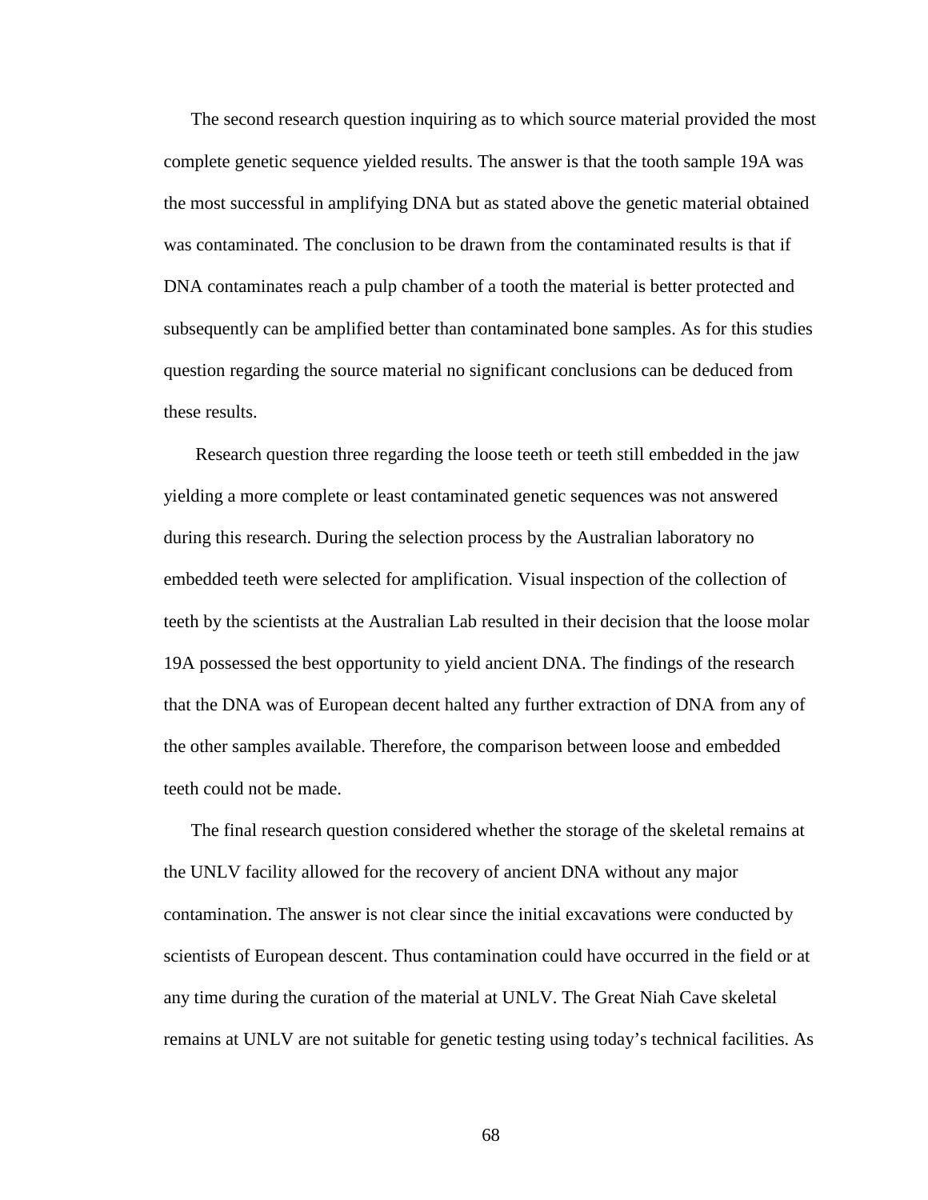The second research question inquiring as to which source material provided the most complete genetic sequence yielded results. The answer is that the tooth sample 19A was the most successful in amplifying DNA but as stated above the genetic material obtained was contaminated. The conclusion to be drawn from the contaminated results is that if DNA contaminates reach a pulp chamber of a tooth the material is better protected and subsequently can be amplified better than contaminated bone samples. As for this studies question regarding the source material no significant conclusions can be deduced from these results.

Research question three regarding the loose teeth or teeth still embedded in the jaw yielding a more complete or least contaminated genetic sequences was not answered during this research. During the selection process by the Australian laboratory no embedded teeth were selected for amplification. Visual inspection of the collection of teeth by the scientists at the Australian Lab resulted in their decision that the loose molar 19A possessed the best opportunity to yield ancient DNA. The findings of the research that the DNA was of European decent halted any further extraction of DNA from any of the other samples available. Therefore, the comparison between loose and embedded teeth could not be made.

The final research question considered whether the storage of the skeletal remains at the UNLV facility allowed for the recovery of ancient DNA without any major contamination. The answer is not clear since the initial excavations were conducted by scientists of European descent. Thus contamination could have occurred in the field or at any time during the curation of the material at UNLV. The Great Niah Cave skeletal remains at UNLV are not suitable for genetic testing using today's technical facilities. As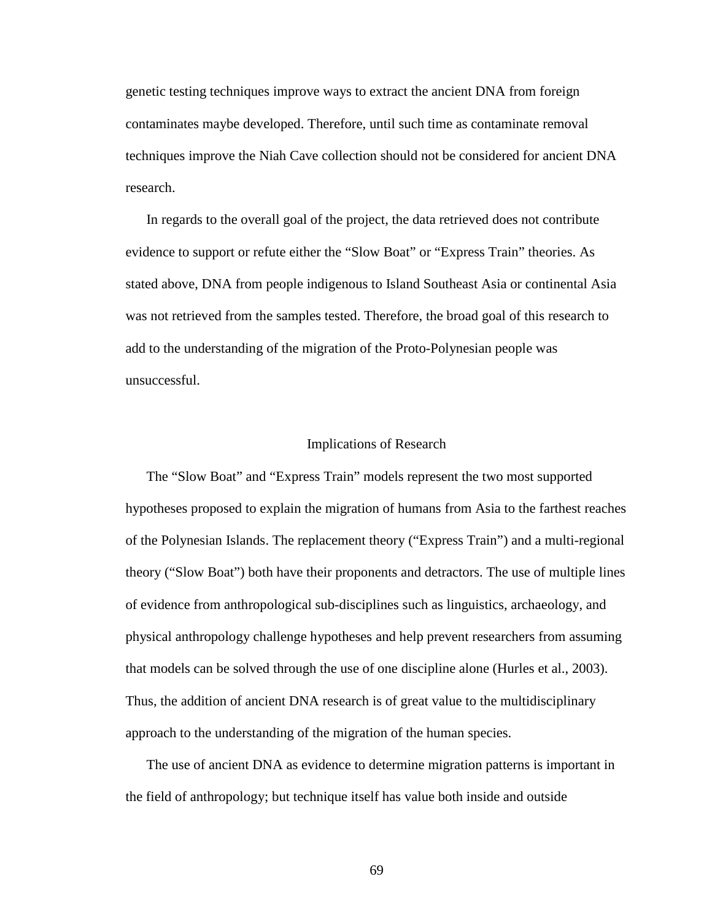genetic testing techniques improve ways to extract the ancient DNA from foreign contaminates maybe developed. Therefore, until such time as contaminate removal techniques improve the Niah Cave collection should not be considered for ancient DNA research.

In regards to the overall goal of the project, the data retrieved does not contribute evidence to support or refute either the "Slow Boat" or "Express Train" theories. As stated above, DNA from people indigenous to Island Southeast Asia or continental Asia was not retrieved from the samples tested. Therefore, the broad goal of this research to add to the understanding of the migration of the Proto-Polynesian people was unsuccessful.

## Implications of Research

The "Slow Boat" and "Express Train" models represent the two most supported hypotheses proposed to explain the migration of humans from Asia to the farthest reaches of the Polynesian Islands. The replacement theory ("Express Train") and a multi-regional theory ("Slow Boat") both have their proponents and detractors. The use of multiple lines of evidence from anthropological sub-disciplines such as linguistics, archaeology, and physical anthropology challenge hypotheses and help prevent researchers from assuming that models can be solved through the use of one discipline alone (Hurles et al., 2003). Thus, the addition of ancient DNA research is of great value to the multidisciplinary approach to the understanding of the migration of the human species.

The use of ancient DNA as evidence to determine migration patterns is important in the field of anthropology; but technique itself has value both inside and outside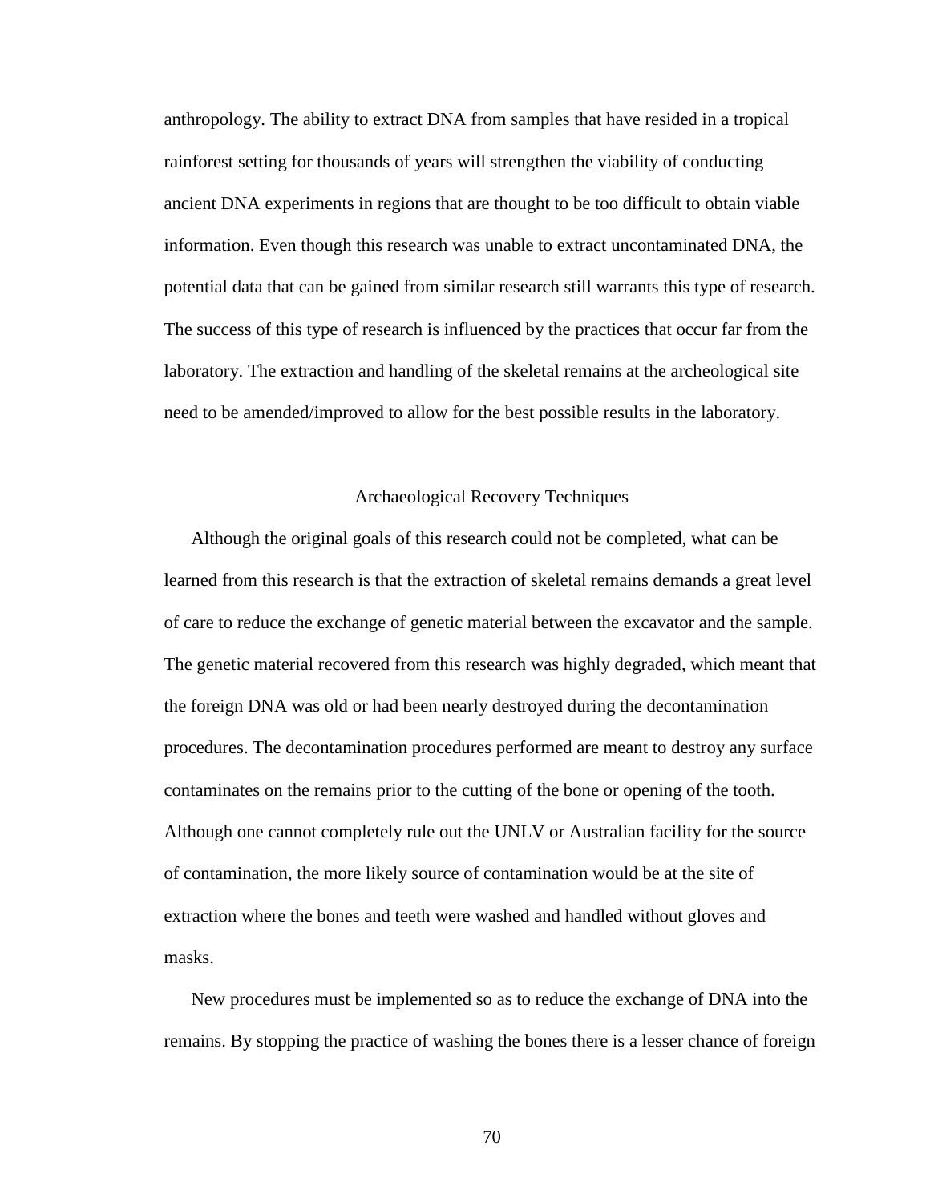anthropology. The ability to extract DNA from samples that have resided in a tropical rainforest setting for thousands of years will strengthen the viability of conducting ancient DNA experiments in regions that are thought to be too difficult to obtain viable information. Even though this research was unable to extract uncontaminated DNA, the potential data that can be gained from similar research still warrants this type of research. The success of this type of research is influenced by the practices that occur far from the laboratory. The extraction and handling of the skeletal remains at the archeological site need to be amended/improved to allow for the best possible results in the laboratory.

## Archaeological Recovery Techniques

Although the original goals of this research could not be completed, what can be learned from this research is that the extraction of skeletal remains demands a great level of care to reduce the exchange of genetic material between the excavator and the sample. The genetic material recovered from this research was highly degraded, which meant that the foreign DNA was old or had been nearly destroyed during the decontamination procedures. The decontamination procedures performed are meant to destroy any surface contaminates on the remains prior to the cutting of the bone or opening of the tooth. Although one cannot completely rule out the UNLV or Australian facility for the source of contamination, the more likely source of contamination would be at the site of extraction where the bones and teeth were washed and handled without gloves and masks.

New procedures must be implemented so as to reduce the exchange of DNA into the remains. By stopping the practice of washing the bones there is a lesser chance of foreign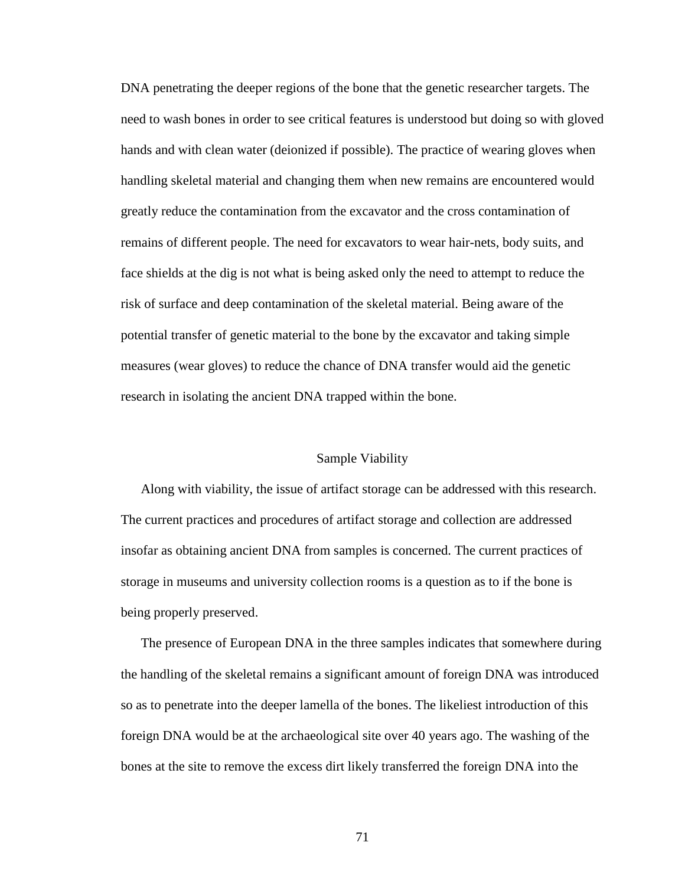DNA penetrating the deeper regions of the bone that the genetic researcher targets. The need to wash bones in order to see critical features is understood but doing so with gloved hands and with clean water (deionized if possible). The practice of wearing gloves when handling skeletal material and changing them when new remains are encountered would greatly reduce the contamination from the excavator and the cross contamination of remains of different people. The need for excavators to wear hair-nets, body suits, and face shields at the dig is not what is being asked only the need to attempt to reduce the risk of surface and deep contamination of the skeletal material. Being aware of the potential transfer of genetic material to the bone by the excavator and taking simple measures (wear gloves) to reduce the chance of DNA transfer would aid the genetic research in isolating the ancient DNA trapped within the bone.

## Sample Viability

Along with viability, the issue of artifact storage can be addressed with this research. The current practices and procedures of artifact storage and collection are addressed insofar as obtaining ancient DNA from samples is concerned. The current practices of storage in museums and university collection rooms is a question as to if the bone is being properly preserved.

The presence of European DNA in the three samples indicates that somewhere during the handling of the skeletal remains a significant amount of foreign DNA was introduced so as to penetrate into the deeper lamella of the bones. The likeliest introduction of this foreign DNA would be at the archaeological site over 40 years ago. The washing of the bones at the site to remove the excess dirt likely transferred the foreign DNA into the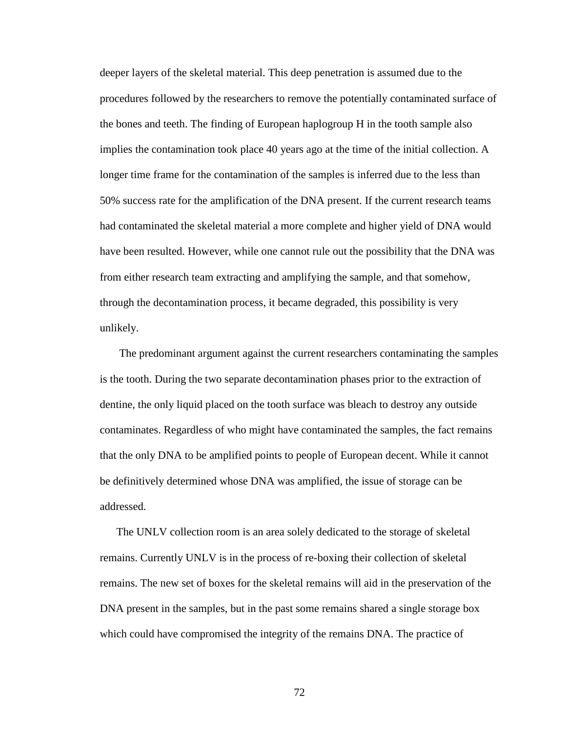deeper layers of the skeletal material. This deep penetration is assumed due to the procedures followed by the researchers to remove the potentially contaminated surface of the bones and teeth. The finding of European haplogroup H in the tooth sample also implies the contamination took place 40 years ago at the time of the initial collection. A longer time frame for the contamination of the samples is inferred due to the less than 50% success rate for the amplification of the DNA present. If the current research teams had contaminated the skeletal material a more complete and higher yield of DNA would have been resulted. However, while one cannot rule out the possibility that the DNA was from either research team extracting and amplifying the sample, and that somehow, through the decontamination process, it became degraded, this possibility is very unlikely.

The predominant argument against the current researchers contaminating the samples is the tooth. During the two separate decontamination phases prior to the extraction of dentine, the only liquid placed on the tooth surface was bleach to destroy any outside contaminates. Regardless of who might have contaminated the samples, the fact remains that the only DNA to be amplified points to people of European decent. While it cannot be definitively determined whose DNA was amplified, the issue of storage can be addressed.

The UNLV collection room is an area solely dedicated to the storage of skeletal remains. Currently UNLV is in the process of re-boxing their collection of skeletal remains. The new set of boxes for the skeletal remains will aid in the preservation of the DNA present in the samples, but in the past some remains shared a single storage box which could have compromised the integrity of the remains DNA. The practice of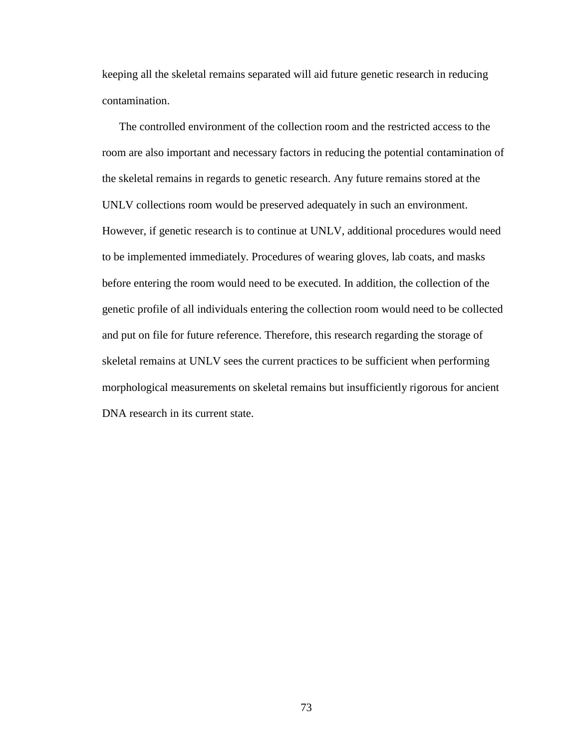keeping all the skeletal remains separated will aid future genetic research in reducing contamination.

The controlled environment of the collection room and the restricted access to the room are also important and necessary factors in reducing the potential contamination of the skeletal remains in regards to genetic research. Any future remains stored at the UNLV collections room would be preserved adequately in such an environment. However, if genetic research is to continue at UNLV, additional procedures would need to be implemented immediately. Procedures of wearing gloves, lab coats, and masks before entering the room would need to be executed. In addition, the collection of the genetic profile of all individuals entering the collection room would need to be collected and put on file for future reference. Therefore, this research regarding the storage of skeletal remains at UNLV sees the current practices to be sufficient when performing morphological measurements on skeletal remains but insufficiently rigorous for ancient DNA research in its current state.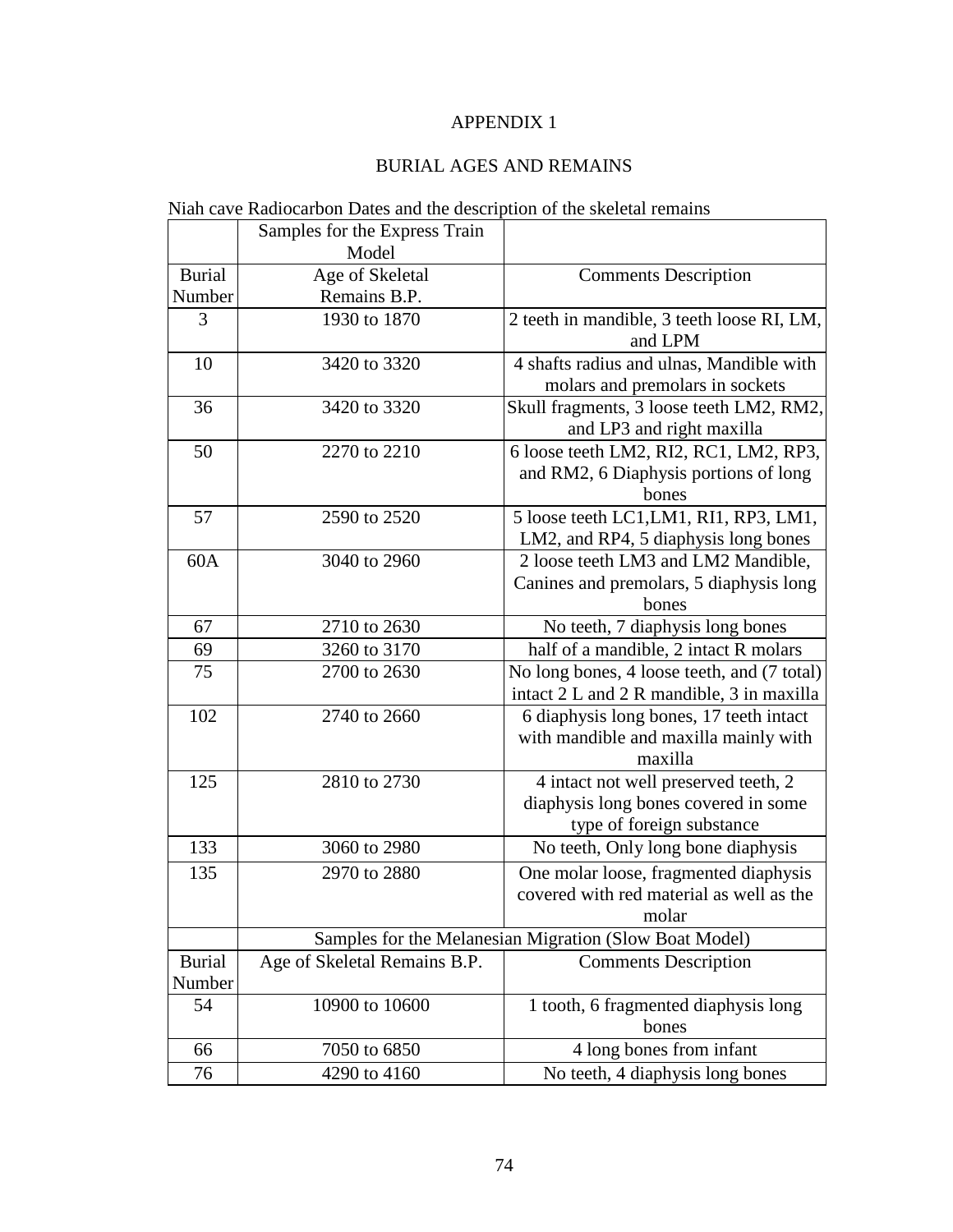# APPENDIX 1

## BURIAL AGES AND REMAINS

Niah cave Radiocarbon Dates and the description of the skeletal remains

| | Samples for the Express Train Model | |
|---|---|---|
| Burial Number | Age of Skeletal Remains B.P. | Comments Description |
| 3 | 1930 to 1870 | 2 teeth in mandible, 3 teeth loose RI, LM, and LPM |
| 10 | 3420 to 3320 | 4 shafts radius and ulnas, Mandible with molars and premolars in sockets |
| 36 | 3420 to 3320 | Skull fragments, 3 loose teeth LM2, RM2, and LP3 and right maxilla |
| 50 | 2270 to 2210 | 6 loose teeth LM2, RI2, RC1, LM2, RP3, and RM2, 6 Diaphysis portions of long bones |
| 57 | 2590 to 2520 | 5 loose teeth LC1,LM1, RI1, RP3, LM1, LM2, and RP4, 5 diaphysis long bones |
| 60A | 3040 to 2960 | 2 loose teeth LM3 and LM2 Mandible, Canines and premolars, 5 diaphysis long bones |
| 67 | 2710 to 2630 | No teeth, 7 diaphysis long bones |
| 69 | 3260 to 3170 | half of a mandible, 2 intact R molars |
| 75 | 2700 to 2630 | No long bones, 4 loose teeth, and (7 total) intact 2 L and 2 R mandible, 3 in maxilla |
| 102 | 2740 to 2660 | 6 diaphysis long bones, 17 teeth intact with mandible and maxilla mainly with maxilla |
| 125 | 2810 to 2730 | 4 intact not well preserved teeth, 2 diaphysis long bones covered in some type of foreign substance |
| 133 | 3060 to 2980 | No teeth, Only long bone diaphysis |
| 135 | 2970 to 2880 | One molar loose, fragmented diaphysis covered with red material as well as the molar |
| | Samples for the Melanesian Migration (Slow Boat Model) | |
| Burial Number | Age of Skeletal Remains B.P. | Comments Description |
| 54 | 10900 to 10600 | 1 tooth, 6 fragmented diaphysis long bones |
| 66 | 7050 to 6850 | 4 long bones from infant |
| 76 | 4290 to 4160 | No teeth, 4 diaphysis long bones |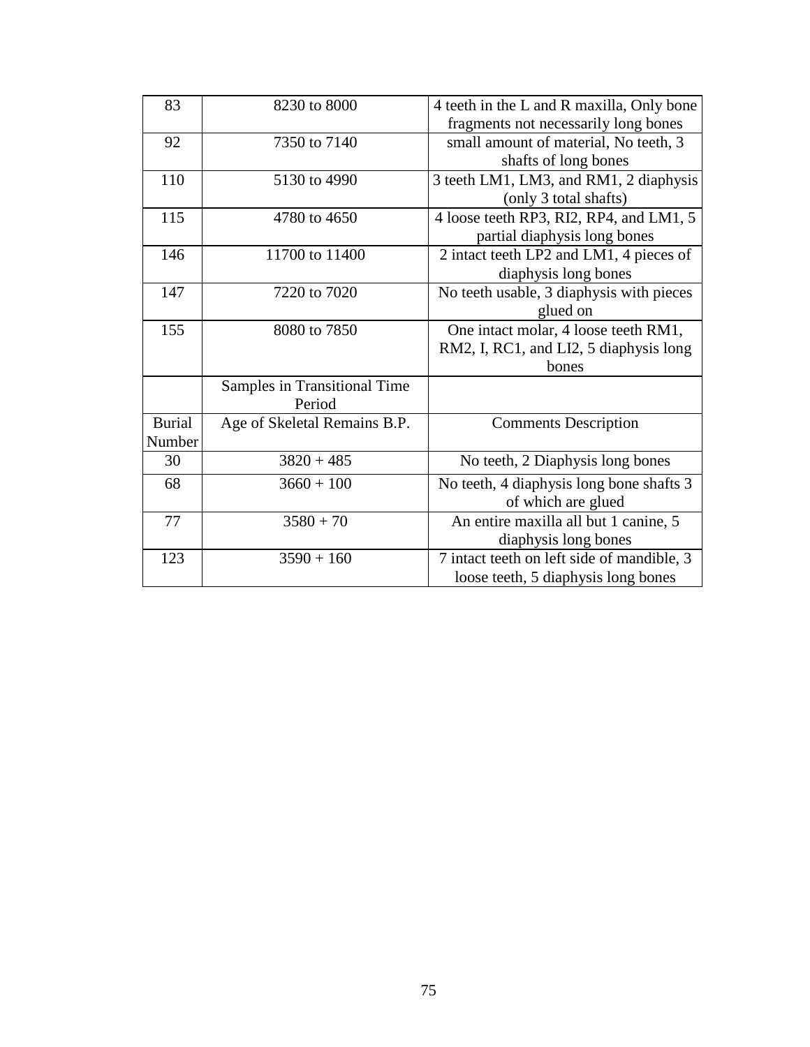| 83 | 8230 to 8000 | 4 teeth in the L and R maxilla, Only bone fragments not necessarily long bones |
|---|---|---|
| 92 | 7350 to 7140 | small amount of material, No teeth, 3 shafts of long bones |
| 110 | 5130 to 4990 | 3 teeth LM1, LM3, and RM1, 2 diaphysis (only 3 total shafts) |
| 115 | 4780 to 4650 | 4 loose teeth RP3, RI2, RP4, and LM1, 5 partial diaphysis long bones |
| 146 | 11700 to 11400 | 2 intact teeth LP2 and LM1, 4 pieces of diaphysis long bones |
| 147 | 7220 to 7020 | No teeth usable, 3 diaphysis with pieces glued on |
| 155 | 8080 to 7850 | One intact molar, 4 loose teeth RM1, RM2, I, RC1, and LI2, 5 diaphysis long bones |
| | Samples in Transitional Time Period | |
| Burial Number | Age of Skeletal Remains B.P. | Comments Description |
| 30 | 3820 + 485 | No teeth, 2 Diaphysis long bones |
| 68 | 3660 + 100 | No teeth, 4 diaphysis long bone shafts 3 of which are glued |
| 77 | 3580 + 70 | An entire maxilla all but 1 canine, 5 diaphysis long bones |
| 123 | 3590 + 160 | 7 intact teeth on left side of mandible, 3 loose teeth, 5 diaphysis long bones |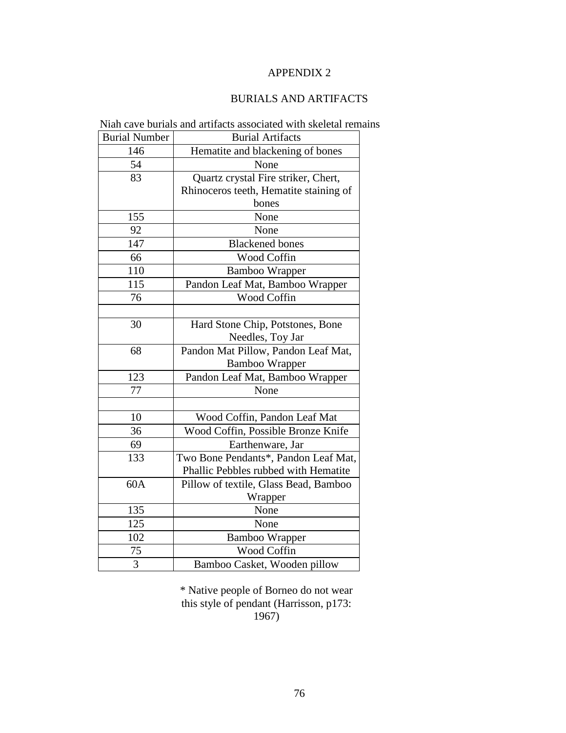# APPENDIX 2

## BURIALS AND ARTIFACTS

Niah cave burials and artifacts associated with skeletal remains

| Burial Number | Burial Artifacts |
|---|---|
| 146 | Hematite and blackening of bones |
| 54 | None |
| 83 | Quartz crystal Fire striker, Chert, Rhinoceros teeth, Hematite staining of bones |
| 155 | None |
| 92 | None |
| 147 | Blackened bones |
| 66 | Wood Coffin |
| 110 | Bamboo Wrapper |
| 115 | Pandon Leaf Mat, Bamboo Wrapper |
| 76 | Wood Coffin |
| | |
| 30 | Hard Stone Chip, Potstones, Bone Needles, Toy Jar |
| 68 | Pandon Mat Pillow, Pandon Leaf Mat, Bamboo Wrapper |
| 123 | Pandon Leaf Mat, Bamboo Wrapper |
| 77 | None |
| | |
| 10 | Wood Coffin, Pandon Leaf Mat |
| 36 | Wood Coffin, Possible Bronze Knife |
| 69 | Earthenware, Jar |
| 133 | Two Bone Pendants*, Pandon Leaf Mat, Phallic Pebbles rubbed with Hematite |
| 60A | Pillow of textile, Glass Bead, Bamboo Wrapper |
| 135 | None |
| 125 | None |
| 102 | Bamboo Wrapper |
| 75 | Wood Coffin |
| 3 | Bamboo Casket, Wooden pillow |

* Native people of Borneo do not wear this style of pendant (Harrisson, p173: 1967)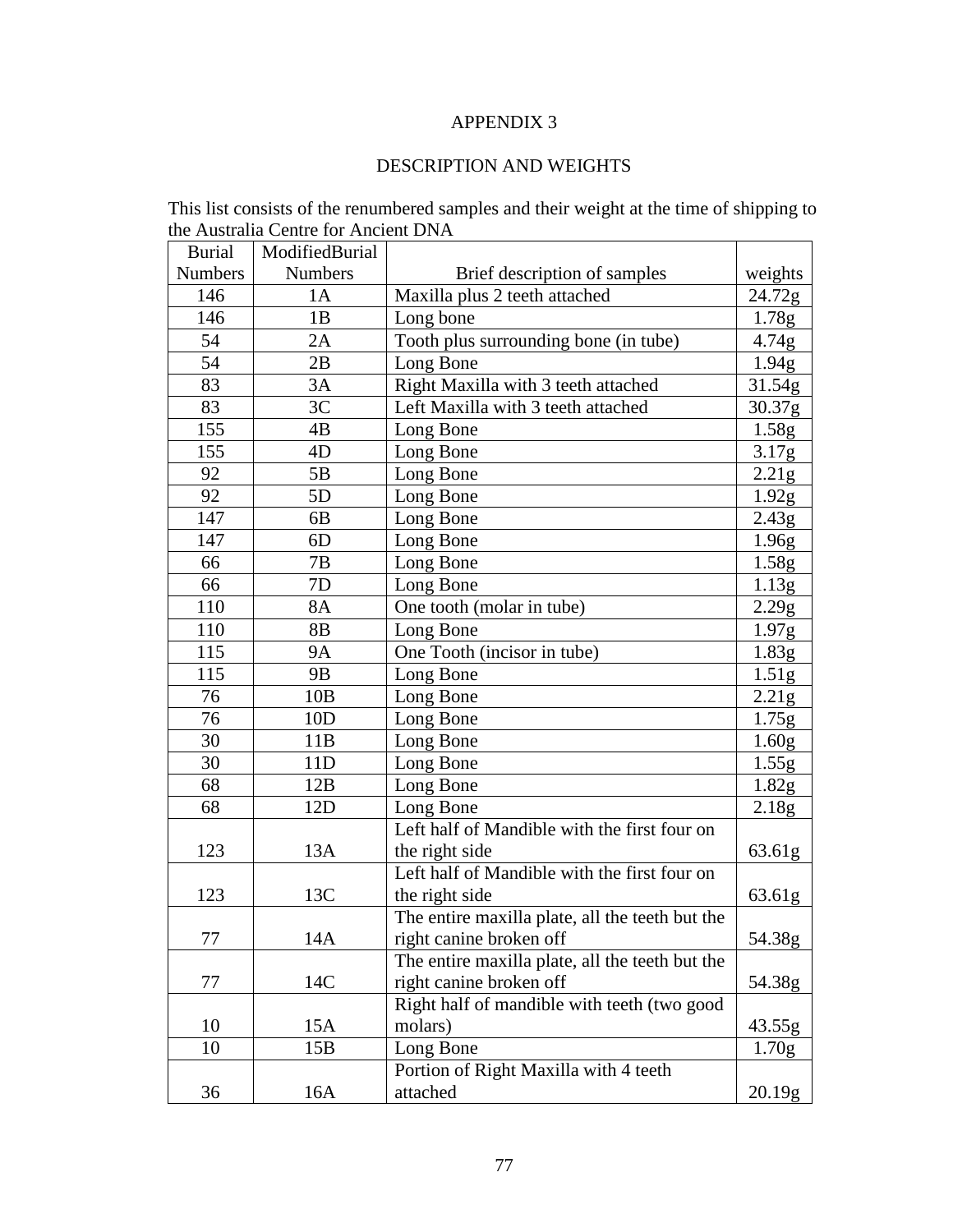# APPENDIX 3

## DESCRIPTION AND WEIGHTS

This list consists of the renumbered samples and their weight at the time of shipping to the Australia Centre for Ancient DNA

| Burial Numbers | ModifiedBurial Numbers | Brief description of samples | weights |
|---|---|---|---|
| 146 | 1A | Maxilla plus 2 teeth attached | 24.72g |
| 146 | 1B | Long bone | 1.78g |
| 54 | 2A | Tooth plus surrounding bone (in tube) | 4.74g |
| 54 | 2B | Long Bone | 1.94g |
| 83 | 3A | Right Maxilla with 3 teeth attached | 31.54g |
| 83 | 3C | Left Maxilla with 3 teeth attached | 30.37g |
| 155 | 4B | Long Bone | 1.58g |
| 155 | 4D | Long Bone | 3.17g |
| 92 | 5B | Long Bone | 2.21g |
| 92 | 5D | Long Bone | 1.92g |
| 147 | 6B | Long Bone | 2.43g |
| 147 | 6D | Long Bone | 1.96g |
| 66 | 7B | Long Bone | 1.58g |
| 66 | 7D | Long Bone | 1.13g |
| 110 | 8A | One tooth (molar in tube) | 2.29g |
| 110 | 8B | Long Bone | 1.97g |
| 115 | 9A | One Tooth (incisor in tube) | 1.83g |
| 115 | 9B | Long Bone | 1.51g |
| 76 | 10B | Long Bone | 2.21g |
| 76 | 10D | Long Bone | 1.75g |
| 30 | 11B | Long Bone | 1.60g |
| 30 | 11D | Long Bone | 1.55g |
| 68 | 12B | Long Bone | 1.82g |
| 68 | 12D | Long Bone | 2.18g |
| 123 | 13A | Left half of Mandible with the first four on the right side | 63.61g |
| 123 | 13C | Left half of Mandible with the first four on the right side | 63.61g |
| 77 | 14A | The entire maxilla plate, all the teeth but the right canine broken off | 54.38g |
| 77 | 14C | The entire maxilla plate, all the teeth but the right canine broken off | 54.38g |
| 10 | 15A | Right half of mandible with teeth (two good molars) | 43.55g |
| 10 | 15B | Long Bone | 1.70g |
| 36 | 16A | Portion of Right Maxilla with 4 teeth attached | 20.19g |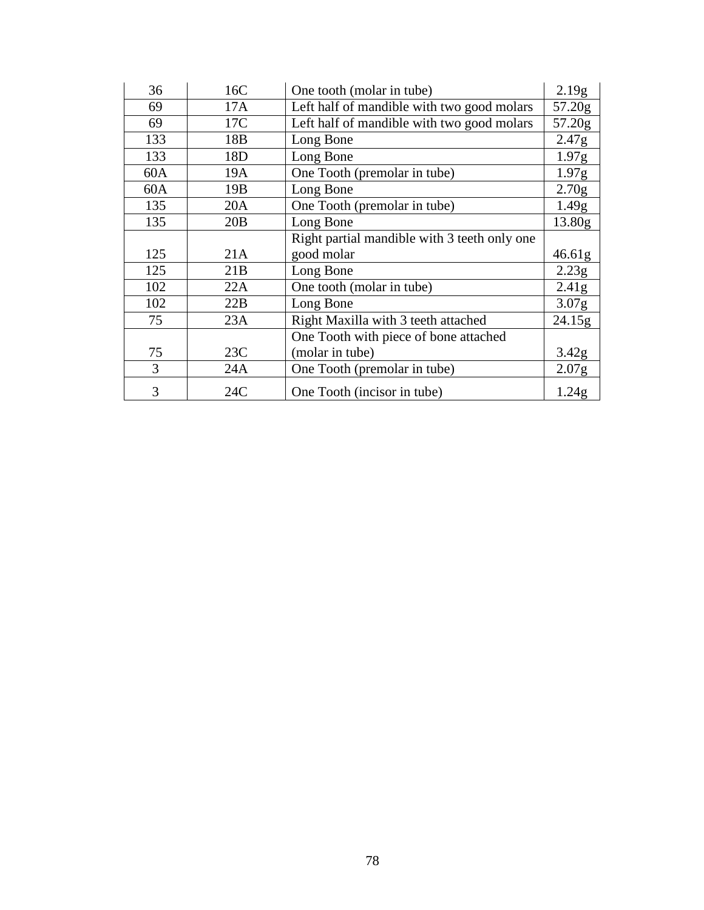| 36 | 16C | One tooth (molar in tube) | 2.19g |
|---|---|---|---|
| 69 | 17A | Left half of mandible with two good molars | 57.20g |
| 69 | 17C | Left half of mandible with two good molars | 57.20g |
| 133 | 18B | Long Bone | 2.47g |
| 133 | 18D | Long Bone | 1.97g |
| 60A | 19A | One Tooth (premolar in tube) | 1.97g |
| 60A | 19B | Long Bone | 2.70g |
| 135 | 20A | One Tooth (premolar in tube) | 1.49g |
| 135 | 20B | Long Bone | 13.80g |
| 125 | 21A | Right partial mandible with 3 teeth only one good molar | 46.61g |
| 125 | 21B | Long Bone | 2.23g |
| 102 | 22A | One tooth (molar in tube) | 2.41g |
| 102 | 22B | Long Bone | 3.07g |
| 75 | 23A | Right Maxilla with 3 teeth attached | 24.15g |
| 75 | 23C | One Tooth with piece of bone attached (molar in tube) | 3.42g |
| 3 | 24A | One Tooth (premolar in tube) | 2.07g |
| 3 | 24C | One Tooth (incisor in tube) | 1.24g |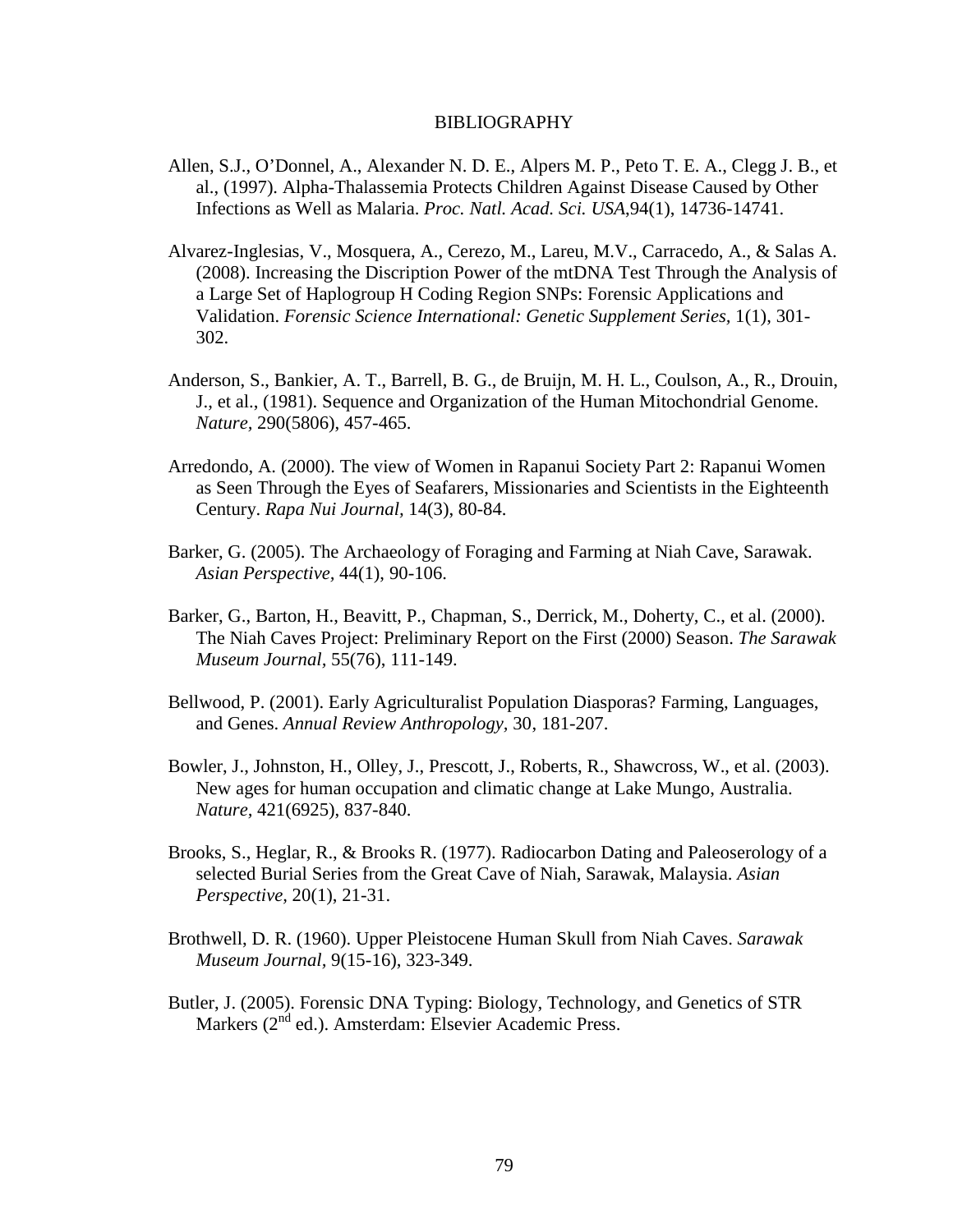# BIBLIOGRAPHY

Allen, S.J., O'Donnel, A., Alexander N. D. E., Alpers M. P., Peto T. E. A., Clegg J. B., et al., (1997). Alpha-Thalassemia Protects Children Against Disease Caused by Other Infections as Well as Malaria. *Proc. Natl. Acad. Sci. USA*,94(1), 14736-14741.

Alvarez-Inglesias, V., Mosquera, A., Cerezo, M., Lareu, M.V., Carracedo, A., & Salas A. (2008). Increasing the Discription Power of the mtDNA Test Through the Analysis of a Large Set of Haplogroup H Coding Region SNPs: Forensic Applications and Validation. *Forensic Science International: Genetic Supplement Series*, 1(1), 301-302.

Anderson, S., Bankier, A. T., Barrell, B. G., de Bruijn, M. H. L., Coulson, A., R., Drouin, J., et al., (1981). Sequence and Organization of the Human Mitochondrial Genome. *Nature,* 290(5806), 457-465.

Arredondo, A. (2000). The view of Women in Rapanui Society Part 2: Rapanui Women as Seen Through the Eyes of Seafarers, Missionaries and Scientists in the Eighteenth Century. *Rapa Nui Journal*, 14(3), 80-84.

Barker, G. (2005). The Archaeology of Foraging and Farming at Niah Cave, Sarawak. *Asian Perspective,* 44(1), 90-106.

Barker, G., Barton, H., Beavitt, P., Chapman, S., Derrick, M., Doherty, C., et al. (2000). The Niah Caves Project: Preliminary Report on the First (2000) Season. *The Sarawak Museum Journal*, 55(76), 111-149.

Bellwood, P. (2001). Early Agriculturalist Population Diasporas? Farming, Languages, and Genes. *Annual Review Anthropology,* 30, 181-207.

Bowler, J., Johnston, H., Olley, J., Prescott, J., Roberts, R., Shawcross, W., et al. (2003). New ages for human occupation and climatic change at Lake Mungo, Australia. *Nature,* 421(6925), 837-840.

Brooks, S., Heglar, R., & Brooks R. (1977). Radiocarbon Dating and Paleoserology of a selected Burial Series from the Great Cave of Niah, Sarawak, Malaysia. *Asian Perspective,* 20(1), 21-31.

Brothwell, D. R. (1960). Upper Pleistocene Human Skull from Niah Caves. *Sarawak Museum Journal*, 9(15-16), 323-349.

Butler, J. (2005). Forensic DNA Typing: Biology, Technology, and Genetics of STR Markers (2nd ed.). Amsterdam: Elsevier Academic Press.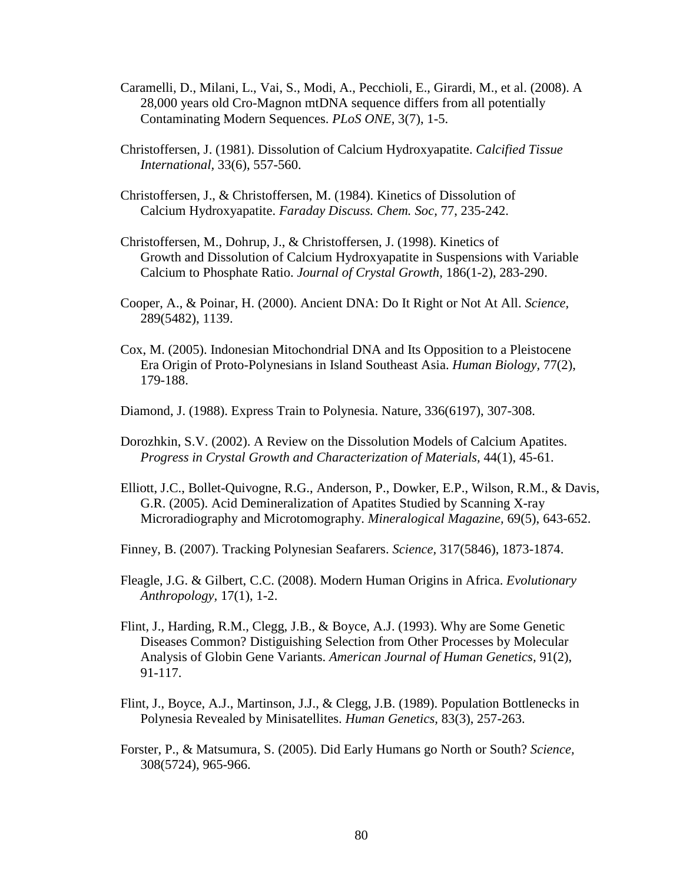Caramelli, D., Milani, L., Vai, S., Modi, A., Pecchioli, E., Girardi, M., et al. (2008). A 28,000 years old Cro-Magnon mtDNA sequence differs from all potentially Contaminating Modern Sequences. *PLoS ONE*, 3(7), 1-5.

Christoffersen, J. (1981). Dissolution of Calcium Hydroxyapatite. *Calcified Tissue International*, 33(6), 557-560.

Christoffersen, J., & Christoffersen, M. (1984). Kinetics of Dissolution of Calcium Hydroxyapatite. *Faraday Discuss. Chem. Soc*, 77, 235-242.

Christoffersen, M., Dohrup, J., & Christoffersen, J. (1998). Kinetics of Growth and Dissolution of Calcium Hydroxyapatite in Suspensions with Variable Calcium to Phosphate Ratio. *Journal of Crystal Growth*, 186(1-2), 283-290.

Cooper, A., & Poinar, H. (2000). Ancient DNA: Do It Right or Not At All. *Science,* 289(5482), 1139.

Cox, M. (2005). Indonesian Mitochondrial DNA and Its Opposition to a Pleistocene Era Origin of Proto-Polynesians in Island Southeast Asia. *Human Biology*, 77(2), 179-188.

Diamond, J. (1988). Express Train to Polynesia. Nature, 336(6197), 307-308.

Dorozhkin, S.V. (2002). A Review on the Dissolution Models of Calcium Apatites. *Progress in Crystal Growth and Characterization of Materials,* 44(1), 45-61.

Elliott, J.C., Bollet-Quivogne, R.G., Anderson, P., Dowker, E.P., Wilson, R.M., & Davis, G.R. (2005). Acid Demineralization of Apatites Studied by Scanning X-ray Microradiography and Microtomography. *Mineralogical Magazine,* 69(5), 643-652.

Finney, B. (2007). Tracking Polynesian Seafarers. *Science,* 317(5846), 1873-1874.

Fleagle, J.G. & Gilbert, C.C. (2008). Modern Human Origins in Africa. *Evolutionary Anthropology,* 17(1), 1-2.

Flint, J., Harding, R.M., Clegg, J.B., & Boyce, A.J. (1993). Why are Some Genetic Diseases Common? Distiguishing Selection from Other Processes by Molecular Analysis of Globin Gene Variants. *American Journal of Human Genetics,* 91(2), 91-117.

Flint, J., Boyce, A.J., Martinson, J.J., & Clegg, J.B. (1989). Population Bottlenecks in Polynesia Revealed by Minisatellites. *Human Genetics,* 83(3), 257-263.

Forster, P., & Matsumura, S. (2005). Did Early Humans go North or South? *Science,* 308(5724), 965-966.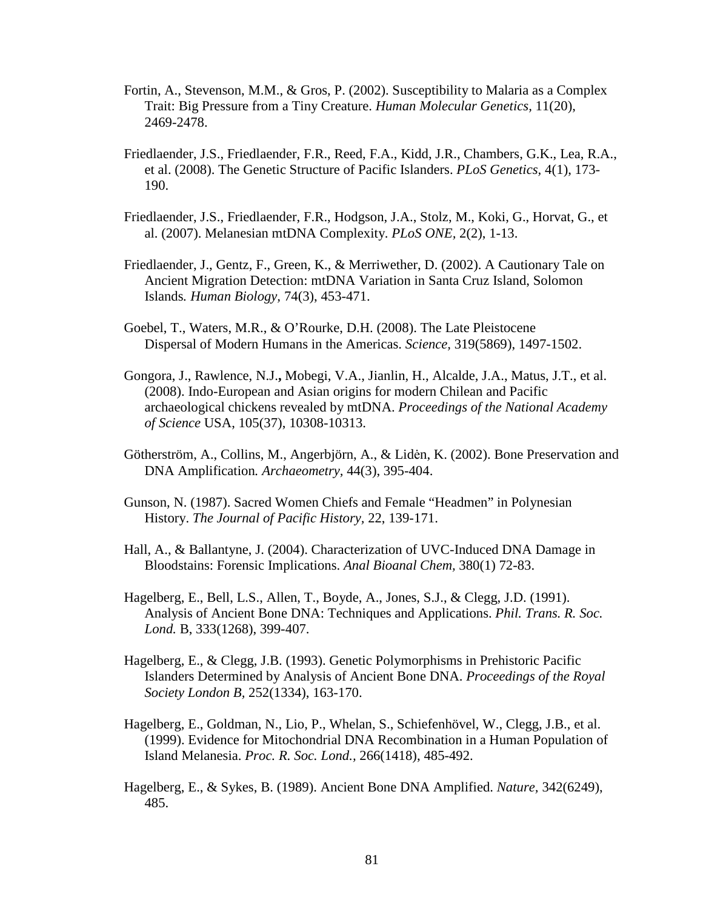Fortin, A., Stevenson, M.M., & Gros, P. (2002). Susceptibility to Malaria as a Complex Trait: Big Pressure from a Tiny Creature. *Human Molecular Genetics,* 11(20), 2469-2478.

Friedlaender, J.S., Friedlaender, F.R., Reed, F.A., Kidd, J.R., Chambers, G.K., Lea, R.A., et al. (2008). The Genetic Structure of Pacific Islanders. *PLoS Genetics,* 4(1), 173-190.

Friedlaender, J.S., Friedlaender, F.R., Hodgson, J.A., Stolz, M., Koki, G., Horvat, G., et al. (2007). Melanesian mtDNA Complexity. *PLoS ONE,* 2(2), 1-13.

Friedlaender, J., Gentz, F., Green, K., & Merriwether, D. (2002). A Cautionary Tale on Ancient Migration Detection: mtDNA Variation in Santa Cruz Island, Solomon Islands*. Human Biology,* 74(3), 453-471.

Goebel, T., Waters, M.R., & O'Rourke, D.H. (2008). The Late Pleistocene Dispersal of Modern Humans in the Americas. *Science,* 319(5869), 1497-1502.

Gongora, J., Rawlence, N.J.**,** Mobegi, V.A., Jianlin, H., Alcalde, J.A., Matus, J.T., et al. (2008). Indo-European and Asian origins for modern Chilean and Pacific archaeological chickens revealed by mtDNA. *Proceedings of the National Academy of Science* USA, 105(37), 10308-10313.

Götherström, A., Collins, M., Angerbjörn, A., & Lidėn, K. (2002). Bone Preservation and DNA Amplification*. Archaeometry,* 44(3), 395-404.

Gunson, N. (1987). Sacred Women Chiefs and Female "Headmen" in Polynesian History. *The Journal of Pacific History,* 22, 139-171.

Hall, A., & Ballantyne, J. (2004). Characterization of UVC-Induced DNA Damage in Bloodstains: Forensic Implications. *Anal Bioanal Chem,* 380(1) 72-83.

Hagelberg, E., Bell, L.S., Allen, T., Boyde, A., Jones, S.J., & Clegg, J.D. (1991). Analysis of Ancient Bone DNA: Techniques and Applications. *Phil. Trans. R. Soc. Lond.* B, 333(1268), 399-407.

Hagelberg, E., & Clegg, J.B. (1993). Genetic Polymorphisms in Prehistoric Pacific Islanders Determined by Analysis of Ancient Bone DNA. *Proceedings of the Royal Society London B,* 252(1334), 163-170.

Hagelberg, E., Goldman, N., Lio, P., Whelan, S., Schiefenhövel, W., Clegg, J.B., et al. (1999). Evidence for Mitochondrial DNA Recombination in a Human Population of Island Melanesia. *Proc. R. Soc. Lond.,* 266(1418), 485-492.

Hagelberg, E., & Sykes, B. (1989). Ancient Bone DNA Amplified. *Nature,* 342(6249), 485.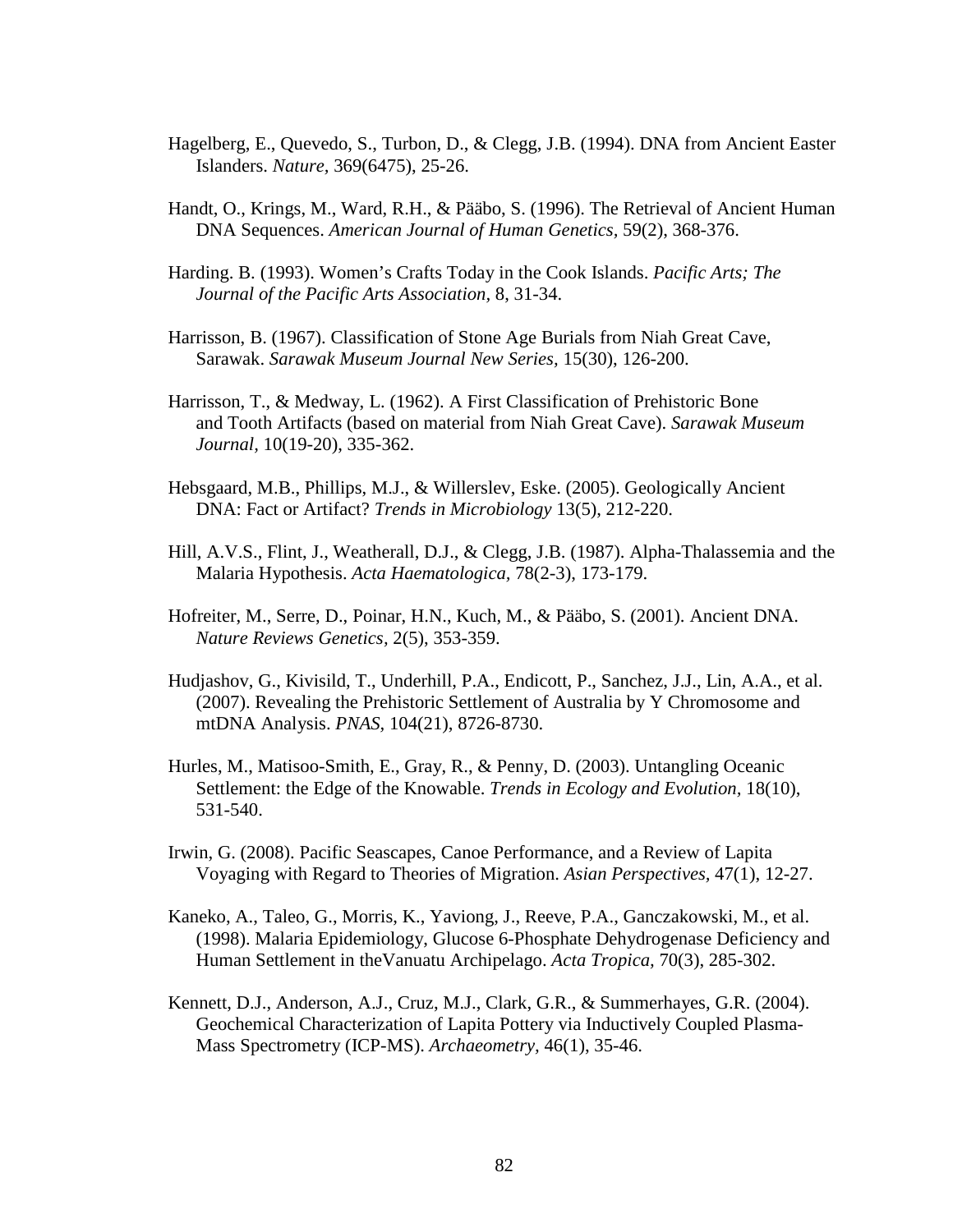Hagelberg, E., Quevedo, S., Turbon, D., & Clegg, J.B. (1994). DNA from Ancient Easter Islanders. *Nature*, 369(6475), 25-26.

Handt, O., Krings, M., Ward, R.H., & Pääbo, S. (1996). The Retrieval of Ancient Human DNA Sequences. *American Journal of Human Genetics*, 59(2), 368-376.

Harding. B. (1993). Women's Crafts Today in the Cook Islands. *Pacific Arts; The Journal of the Pacific Arts Association*, 8, 31-34.

Harrisson, B. (1967). Classification of Stone Age Burials from Niah Great Cave, Sarawak. *Sarawak Museum Journal New Series*, 15(30), 126-200.

Harrisson, T., & Medway, L. (1962). A First Classification of Prehistoric Bone and Tooth Artifacts (based on material from Niah Great Cave). *Sarawak Museum Journal*, 10(19-20), 335-362.

Hebsgaard, M.B., Phillips, M.J., & Willerslev, Eske. (2005). Geologically Ancient DNA: Fact or Artifact? *Trends in Microbiology* 13(5), 212-220.

Hill, A.V.S., Flint, J., Weatherall, D.J., & Clegg, J.B. (1987). Alpha-Thalassemia and the Malaria Hypothesis. *Acta Haematologica*, 78(2-3), 173-179.

Hofreiter, M., Serre, D., Poinar, H.N., Kuch, M., & Pääbo, S. (2001). Ancient DNA. *Nature Reviews Genetics*, 2(5), 353-359.

Hudjashov, G., Kivisild, T., Underhill, P.A., Endicott, P., Sanchez, J.J., Lin, A.A., et al. (2007). Revealing the Prehistoric Settlement of Australia by Y Chromosome and mtDNA Analysis. *PNAS*, 104(21), 8726-8730.

Hurles, M., Matisoo-Smith, E., Gray, R., & Penny, D. (2003). Untangling Oceanic Settlement: the Edge of the Knowable. *Trends in Ecology and Evolution*, 18(10), 531-540.

Irwin, G. (2008). Pacific Seascapes, Canoe Performance, and a Review of Lapita Voyaging with Regard to Theories of Migration. *Asian Perspectives*, 47(1), 12-27.

Kaneko, A., Taleo, G., Morris, K., Yaviong, J., Reeve, P.A., Ganczakowski, M., et al. (1998). Malaria Epidemiology, Glucose 6-Phosphate Dehydrogenase Deficiency and Human Settlement in theVanuatu Archipelago. *Acta Tropica*, 70(3), 285-302.

Kennett, D.J., Anderson, A.J., Cruz, M.J., Clark, G.R., & Summerhayes, G.R. (2004). Geochemical Characterization of Lapita Pottery via Inductively Coupled Plasma-Mass Spectrometry (ICP-MS). *Archaeometry*, 46(1), 35-46.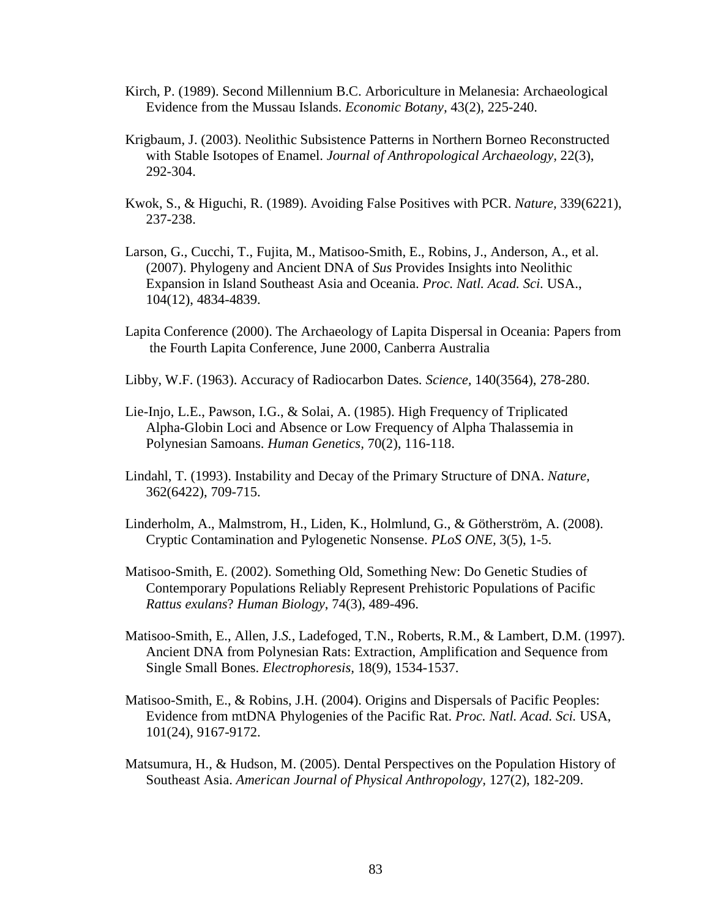Kirch, P. (1989). Second Millennium B.C. Arboriculture in Melanesia: Archaeological Evidence from the Mussau Islands. *Economic Botany,* 43(2), 225-240.

Krigbaum, J. (2003). Neolithic Subsistence Patterns in Northern Borneo Reconstructed with Stable Isotopes of Enamel. *Journal of Anthropological Archaeology,* 22(3), 292-304.

Kwok, S., & Higuchi, R. (1989). Avoiding False Positives with PCR. *Nature,* 339(6221), 237-238.

Larson, G., Cucchi, T., Fujita, M., Matisoo-Smith, E., Robins, J., Anderson, A., et al. (2007). Phylogeny and Ancient DNA of *Sus* Provides Insights into Neolithic Expansion in Island Southeast Asia and Oceania. *Proc. Natl. Acad. Sci.* USA., 104(12), 4834-4839.

Lapita Conference (2000). The Archaeology of Lapita Dispersal in Oceania: Papers from the Fourth Lapita Conference, June 2000, Canberra Australia

Libby, W.F. (1963). Accuracy of Radiocarbon Dates. *Science,* 140(3564), 278-280.

Lie-Injo, L.E., Pawson, I.G., & Solai, A. (1985). High Frequency of Triplicated Alpha-Globin Loci and Absence or Low Frequency of Alpha Thalassemia in Polynesian Samoans. *Human Genetics,* 70(2), 116-118.

Lindahl, T. (1993). Instability and Decay of the Primary Structure of DNA. *Nature,* 362(6422), 709-715.

Linderholm, A., Malmstrom, H., Liden, K., Holmlund, G., & Götherström, A. (2008). Cryptic Contamination and Pylogenetic Nonsense. *PLoS ONE,* 3(5), 1-5.

Matisoo-Smith, E. (2002). Something Old, Something New: Do Genetic Studies of Contemporary Populations Reliably Represent Prehistoric Populations of Pacific *Rattus exulans*? *Human Biology,* 74(3), 489-496.

Matisoo-Smith, E., Allen, J.S., Ladefoged, T.N., Roberts, R.M., & Lambert, D.M. (1997). Ancient DNA from Polynesian Rats: Extraction, Amplification and Sequence from Single Small Bones. *Electrophoresis,* 18(9), 1534-1537.

Matisoo-Smith, E., & Robins, J.H. (2004). Origins and Dispersals of Pacific Peoples: Evidence from mtDNA Phylogenies of the Pacific Rat. *Proc. Natl. Acad. Sci.* USA, 101(24), 9167-9172.

Matsumura, H., & Hudson, M. (2005). Dental Perspectives on the Population History of Southeast Asia. *American Journal of Physical Anthropology,* 127(2), 182-209.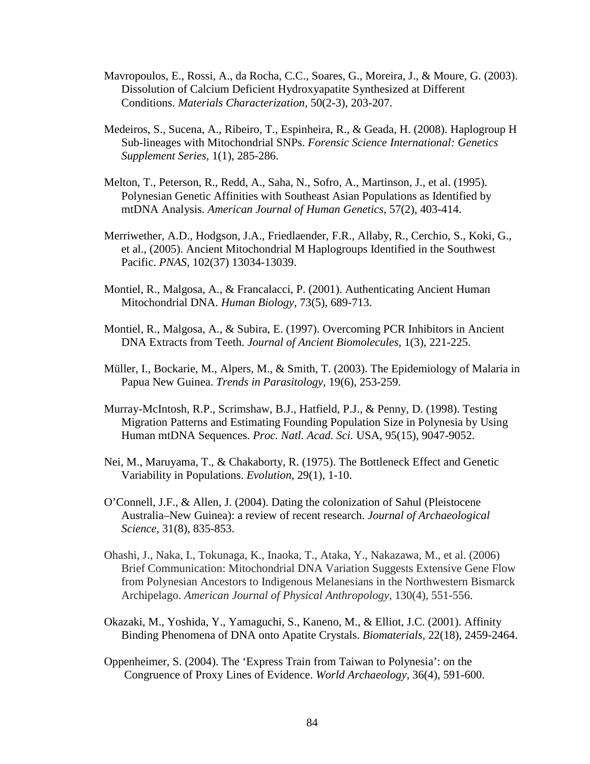Mavropoulos, E., Rossi, A., da Rocha, C.C., Soares, G., Moreira, J., & Moure, G. (2003). Dissolution of Calcium Deficient Hydroxyapatite Synthesized at Different Conditions. *Materials Characterization*, 50(2-3), 203-207.

Medeiros, S., Sucena, A., Ribeiro, T., Espinheira, R., & Geada, H. (2008). Haplogroup H Sub-lineages with Mitochondrial SNPs. *Forensic Science International: Genetics Supplement Series*, 1(1), 285-286.

Melton, T., Peterson, R., Redd, A., Saha, N., Sofro, A., Martinson, J., et al. (1995). Polynesian Genetic Affinities with Southeast Asian Populations as Identified by mtDNA Analysis. *American Journal of Human Genetics*, 57(2), 403-414.

Merriwether, A.D., Hodgson, J.A., Friedlaender, F.R., Allaby, R., Cerchio, S., Koki, G., et al., (2005). Ancient Mitochondrial M Haplogroups Identified in the Southwest Pacific. *PNAS*, 102(37) 13034-13039.

Montiel, R., Malgosa, A., & Francalacci, P. (2001). Authenticating Ancient Human Mitochondrial DNA. *Human Biology*, 73(5), 689-713.

Montiel, R., Malgosa, A., & Subira, E. (1997). Overcoming PCR Inhibitors in Ancient DNA Extracts from Teeth. *Journal of Ancient Biomolecules*, 1(3), 221-225.

Müller, I., Bockarie, M., Alpers, M., & Smith, T. (2003). The Epidemiology of Malaria in Papua New Guinea. *Trends in Parasitology*, 19(6), 253-259.

Murray-McIntosh, R.P., Scrimshaw, B.J., Hatfield, P.J., & Penny, D. (1998). Testing Migration Patterns and Estimating Founding Population Size in Polynesia by Using Human mtDNA Sequences. *Proc. Natl. Acad. Sci.* USA, 95(15), 9047-9052.

Nei, M., Maruyama, T., & Chakaborty, R. (1975). The Bottleneck Effect and Genetic Variability in Populations. *Evolution*, 29(1), 1-10.

O'Connell, J.F., & Allen, J. (2004). Dating the colonization of Sahul (Pleistocene Australia–New Guinea): a review of recent research. *Journal of Archaeological Science*, 31(8), 835-853.

Ohashi, J., Naka, I., Tokunaga, K., Inaoka, T., Ataka, Y., Nakazawa, M., et al. (2006) Brief Communication: Mitochondrial DNA Variation Suggests Extensive Gene Flow from Polynesian Ancestors to Indigenous Melanesians in the Northwestern Bismarck Archipelago. *American Journal of Physical Anthropology*, 130(4), 551-556.

Okazaki, M., Yoshida, Y., Yamaguchi, S., Kaneno, M., & Elliot, J.C. (2001). Affinity Binding Phenomena of DNA onto Apatite Crystals. *Biomaterials*, 22(18), 2459-2464.

Oppenheimer, S. (2004). The 'Express Train from Taiwan to Polynesia': on the Congruence of Proxy Lines of Evidence. *World Archaeology*, 36(4), 591-600.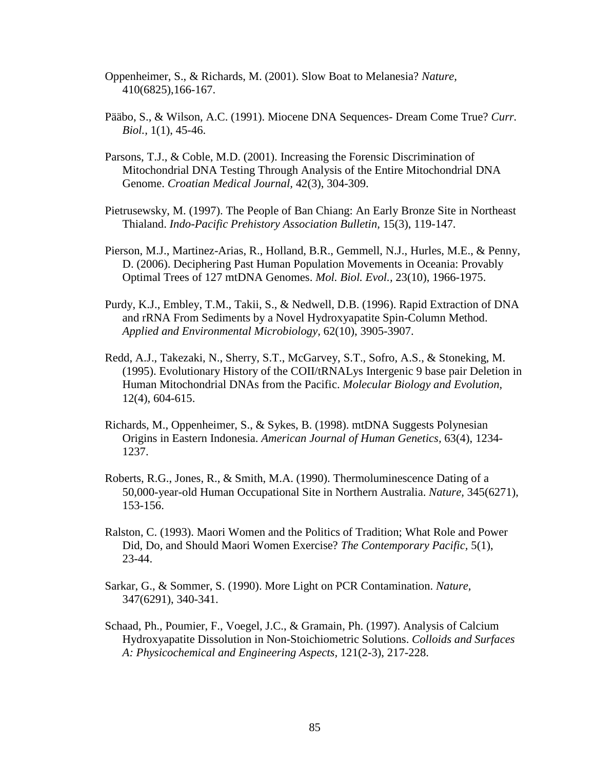Oppenheimer, S., & Richards, M. (2001). Slow Boat to Melanesia? *Nature,* 410(6825),166-167.

Pääbo, S., & Wilson, A.C. (1991). Miocene DNA Sequences- Dream Come True? *Curr. Biol.,* 1(1), 45-46.

Parsons, T.J., & Coble, M.D. (2001). Increasing the Forensic Discrimination of Mitochondrial DNA Testing Through Analysis of the Entire Mitochondrial DNA Genome. *Croatian Medical Journal,* 42(3), 304-309.

Pietrusewsky, M. (1997). The People of Ban Chiang: An Early Bronze Site in Northeast Thialand. *Indo-Pacific Prehistory Association Bulletin,* 15(3), 119-147.

Pierson, M.J., Martinez-Arias, R., Holland, B.R., Gemmell, N.J., Hurles, M.E., & Penny, D. (2006). Deciphering Past Human Population Movements in Oceania: Provably Optimal Trees of 127 mtDNA Genomes. *Mol. Biol. Evol.,* 23(10), 1966-1975.

Purdy, K.J., Embley, T.M., Takii, S., & Nedwell, D.B. (1996). Rapid Extraction of DNA and rRNA From Sediments by a Novel Hydroxyapatite Spin-Column Method. *Applied and Environmental Microbiology,* 62(10), 3905-3907.

Redd, A.J., Takezaki, N., Sherry, S.T., McGarvey, S.T., Sofro, A.S., & Stoneking, M. (1995). Evolutionary History of the COII/tRNALys Intergenic 9 base pair Deletion in Human Mitochondrial DNAs from the Pacific. *Molecular Biology and Evolution,* 12(4), 604-615.

Richards, M., Oppenheimer, S., & Sykes, B. (1998). mtDNA Suggests Polynesian Origins in Eastern Indonesia. *American Journal of Human Genetics,* 63(4), 1234-1237.

Roberts, R.G., Jones, R., & Smith, M.A. (1990). Thermoluminescence Dating of a 50,000-year-old Human Occupational Site in Northern Australia. *Nature,* 345(6271), 153-156.

Ralston, C. (1993). Maori Women and the Politics of Tradition; What Role and Power Did, Do, and Should Maori Women Exercise? *The Contemporary Pacific,* 5(1), 23-44.

Sarkar, G., & Sommer, S. (1990). More Light on PCR Contamination. *Nature,* 347(6291), 340-341.

Schaad, Ph., Poumier, F., Voegel, J.C., & Gramain, Ph. (1997). Analysis of Calcium Hydroxyapatite Dissolution in Non-Stoichiometric Solutions. *Colloids and Surfaces A: Physicochemical and Engineering Aspects,* 121(2-3), 217-228.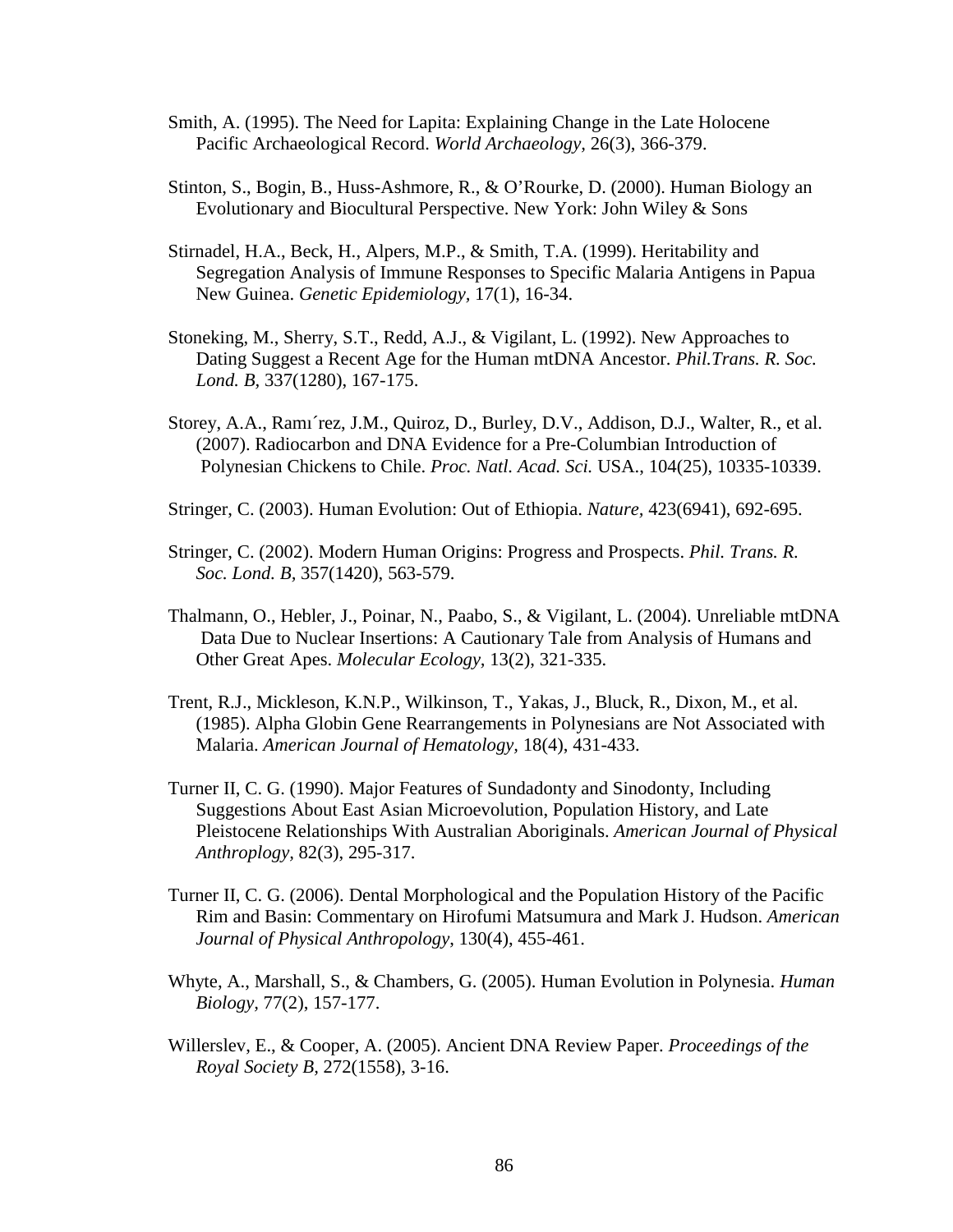Smith, A. (1995). The Need for Lapita: Explaining Change in the Late Holocene Pacific Archaeological Record. *World Archaeology,* 26(3), 366-379.

Stinton, S., Bogin, B., Huss-Ashmore, R., & O'Rourke, D. (2000). Human Biology an Evolutionary and Biocultural Perspective. New York: John Wiley & Sons

Stirnadel, H.A., Beck, H., Alpers, M.P., & Smith, T.A. (1999). Heritability and Segregation Analysis of Immune Responses to Specific Malaria Antigens in Papua New Guinea. *Genetic Epidemiology,* 17(1), 16-34.

Stoneking, M., Sherry, S.T., Redd, A.J., & Vigilant, L. (1992). New Approaches to Dating Suggest a Recent Age for the Human mtDNA Ancestor. *Phil.Trans. R. Soc. Lond. B*, 337(1280), 167-175.

Storey, A.A., Ramı´rez, J.M., Quiroz, D., Burley, D.V., Addison, D.J., Walter, R., et al. (2007). Radiocarbon and DNA Evidence for a Pre-Columbian Introduction of Polynesian Chickens to Chile. *Proc. Natl. Acad. Sci.* USA., 104(25), 10335-10339.

Stringer, C. (2003). Human Evolution: Out of Ethiopia. *Nature,* 423(6941), 692-695.

Stringer, C. (2002). Modern Human Origins: Progress and Prospects. *Phil. Trans. R. Soc. Lond. B,* 357(1420), 563-579.

Thalmann, O., Hebler, J., Poinar, N., Paabo, S., & Vigilant, L. (2004). Unreliable mtDNA Data Due to Nuclear Insertions: A Cautionary Tale from Analysis of Humans and Other Great Apes. *Molecular Ecology,* 13(2), 321-335.

Trent, R.J., Mickleson, K.N.P., Wilkinson, T., Yakas, J., Bluck, R., Dixon, M., et al. (1985). Alpha Globin Gene Rearrangements in Polynesians are Not Associated with Malaria. *American Journal of Hematology,* 18(4), 431-433.

Turner II, C. G. (1990). Major Features of Sundadonty and Sinodonty, Including Suggestions About East Asian Microevolution, Population History, and Late Pleistocene Relationships With Australian Aboriginals. *American Journal of Physical Anthroplogy,* 82(3), 295-317.

Turner II, C. G. (2006). Dental Morphological and the Population History of the Pacific Rim and Basin: Commentary on Hirofumi Matsumura and Mark J. Hudson. *American Journal of Physical Anthropology*, 130(4), 455-461.

Whyte, A., Marshall, S., & Chambers, G. (2005). Human Evolution in Polynesia. *Human Biology*, 77(2), 157-177.

Willerslev, E., & Cooper, A. (2005). Ancient DNA Review Paper. *Proceedings of the Royal Society B,* 272(1558), 3-16.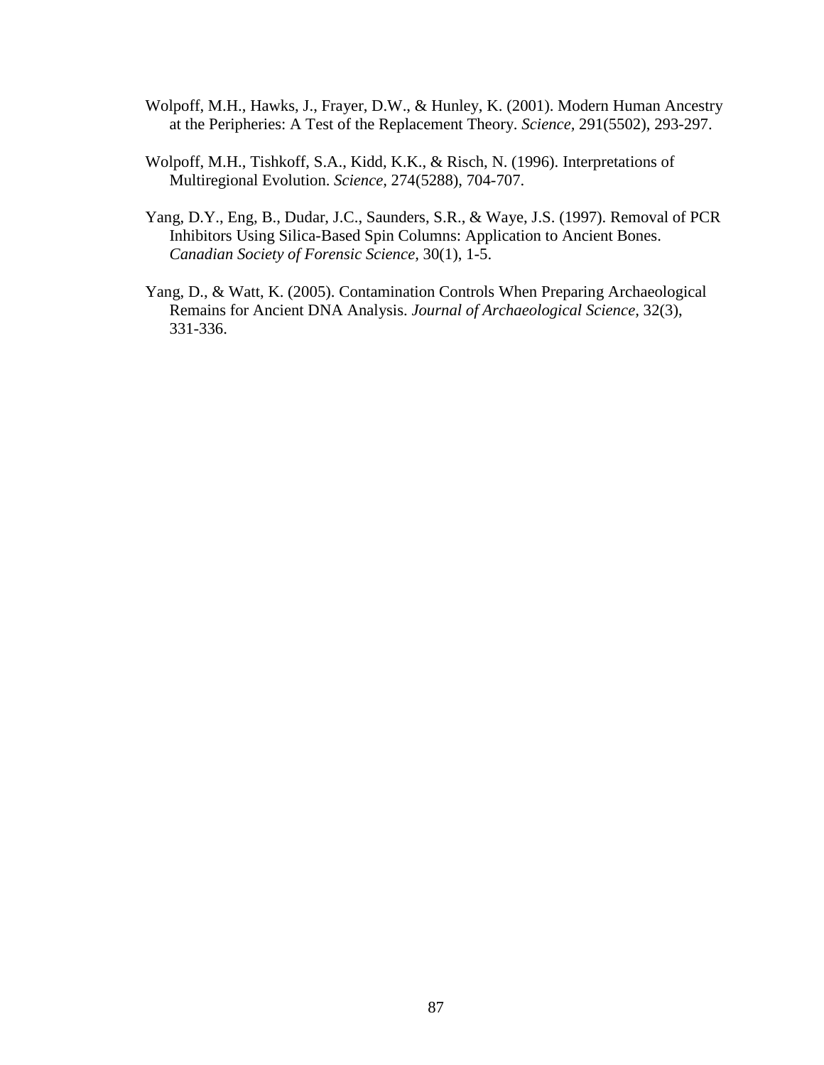Wolpoff, M.H., Hawks, J., Frayer, D.W., & Hunley, K. (2001). Modern Human Ancestry at the Peripheries: A Test of the Replacement Theory. *Science,* 291(5502), 293-297.

Wolpoff, M.H., Tishkoff, S.A., Kidd, K.K., & Risch, N. (1996). Interpretations of Multiregional Evolution. *Science,* 274(5288), 704-707.

Yang, D.Y., Eng, B., Dudar, J.C., Saunders, S.R., & Waye, J.S. (1997). Removal of PCR Inhibitors Using Silica-Based Spin Columns: Application to Ancient Bones. *Canadian Society of Forensic Science,* 30(1), 1-5.

Yang, D., & Watt, K. (2005). Contamination Controls When Preparing Archaeological Remains for Ancient DNA Analysis. *Journal of Archaeological Science,* 32(3), 331-336.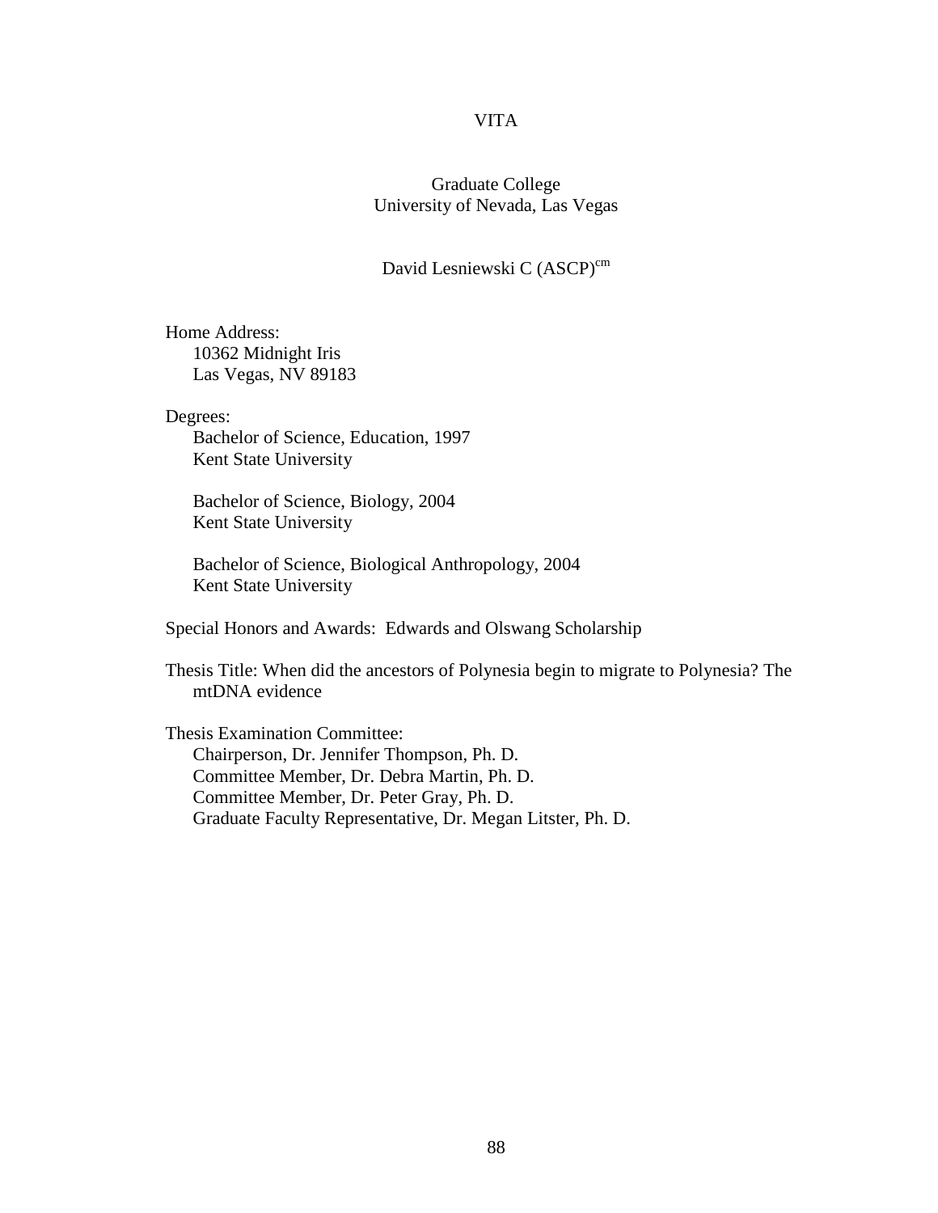# VITA

Graduate College
University of Nevada, Las Vegas

David Lesniewski C (ASCP)$^{cm}$

Home Address:
  10362 Midnight Iris
  Las Vegas, NV 89183

Degrees:
  Bachelor of Science, Education, 1997
  Kent State University

  Bachelor of Science, Biology, 2004
  Kent State University

  Bachelor of Science, Biological Anthropology, 2004
  Kent State University

Special Honors and Awards: Edwards and Olswang Scholarship

Thesis Title: When did the ancestors of Polynesia begin to migrate to Polynesia? The mtDNA evidence

Thesis Examination Committee:
  Chairperson, Dr. Jennifer Thompson, Ph. D.
  Committee Member, Dr. Debra Martin, Ph. D.
  Committee Member, Dr. Peter Gray, Ph. D.
  Graduate Faculty Representative, Dr. Megan Litster, Ph. D.